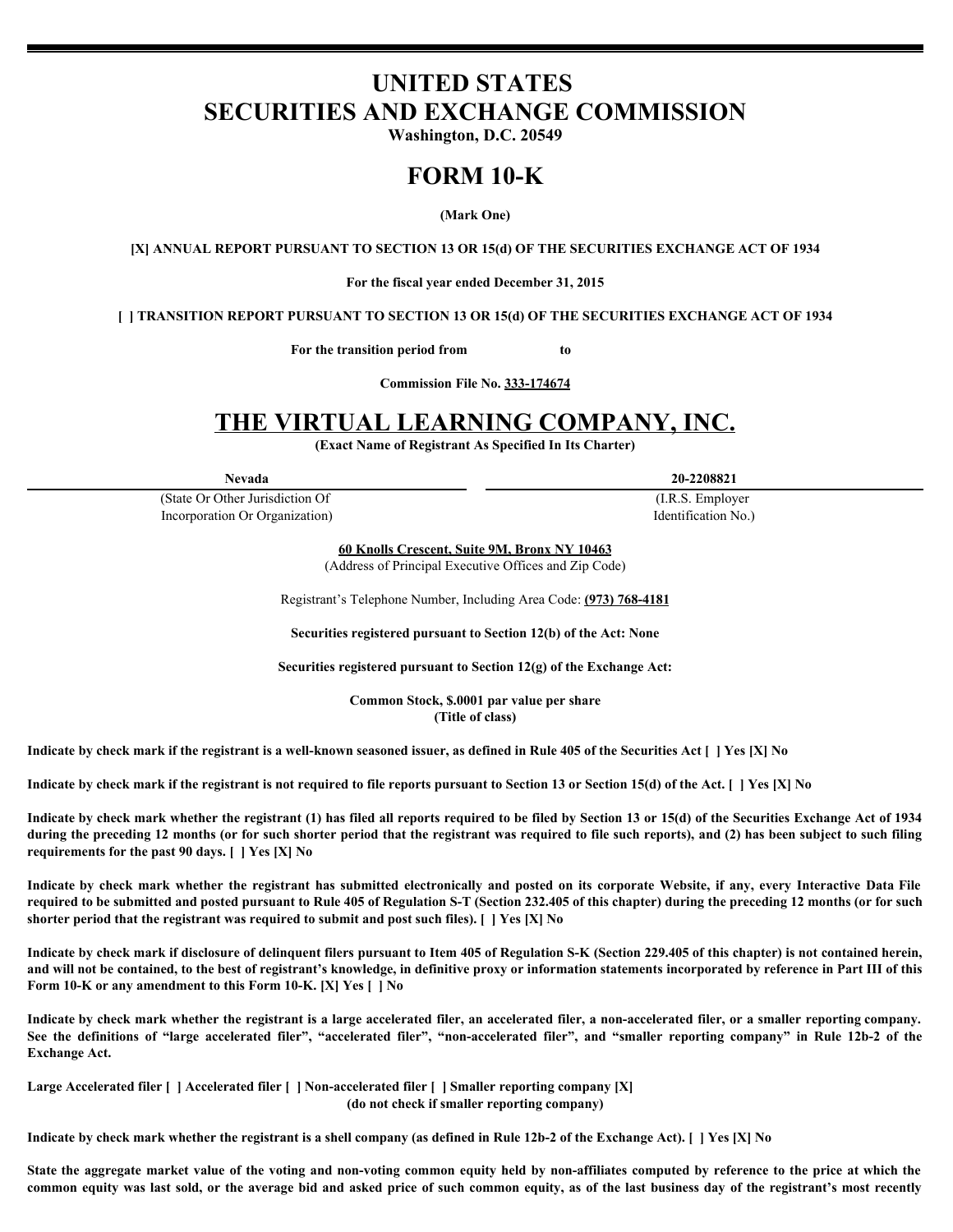# UNITED STATES
# SECURITIES AND EXCHANGE COMMISSION

**Washington, D.C. 20549**

# FORM 10-K

**(Mark One)**

**[X] ANNUAL REPORT PURSUANT TO SECTION 13 OR 15(d) OF THE SECURITIES EXCHANGE ACT OF 1934**

**For the fiscal year ended December 31, 2015**

**[ ] TRANSITION REPORT PURSUANT TO SECTION 13 OR 15(d) OF THE SECURITIES EXCHANGE ACT OF 1934**

**For the transition period from to**

**Commission File No. 333-174674**

# THE VIRTUAL LEARNING COMPANY, INC.

**(Exact Name of Registrant As Specified In Its Charter)**

| **Nevada** | **20-2208821** |
|---|---|
| (State Or Other Jurisdiction Of Incorporation Or Organization) | (I.R.S. Employer Identification No.) |

**60 Knolls Crescent, Suite 9M, Bronx NY 10463**
(Address of Principal Executive Offices and Zip Code)

Registrant's Telephone Number, Including Area Code: **(973) 768-4181**

**Securities registered pursuant to Section 12(b) of the Act: None**

**Securities registered pursuant to Section 12(g) of the Exchange Act:**

**Common Stock, $.0001 par value per share**
**(Title of class)**

**Indicate by check mark if the registrant is a well-known seasoned issuer, as defined in Rule 405 of the Securities Act [ ] Yes [X] No**

**Indicate by check mark if the registrant is not required to file reports pursuant to Section 13 or Section 15(d) of the Act. [ ] Yes [X] No**

**Indicate by check mark whether the registrant (1) has filed all reports required to be filed by Section 13 or 15(d) of the Securities Exchange Act of 1934 during the preceding 12 months (or for such shorter period that the registrant was required to file such reports), and (2) has been subject to such filing requirements for the past 90 days. [ ] Yes [X] No**

**Indicate by check mark whether the registrant has submitted electronically and posted on its corporate Website, if any, every Interactive Data File required to be submitted and posted pursuant to Rule 405 of Regulation S-T (Section 232.405 of this chapter) during the preceding 12 months (or for such shorter period that the registrant was required to submit and post such files). [ ] Yes [X] No**

**Indicate by check mark if disclosure of delinquent filers pursuant to Item 405 of Regulation S-K (Section 229.405 of this chapter) is not contained herein, and will not be contained, to the best of registrant's knowledge, in definitive proxy or information statements incorporated by reference in Part III of this Form 10-K or any amendment to this Form 10-K. [X] Yes [ ] No**

**Indicate by check mark whether the registrant is a large accelerated filer, an accelerated filer, a non-accelerated filer, or a smaller reporting company. See the definitions of "large accelerated filer", "accelerated filer", "non-accelerated filer", and "smaller reporting company" in Rule 12b-2 of the Exchange Act.**

**Large Accelerated filer [ ] Accelerated filer [ ] Non-accelerated filer [ ] Smaller reporting company [X]**
**(do not check if smaller reporting company)**

**Indicate by check mark whether the registrant is a shell company (as defined in Rule 12b-2 of the Exchange Act). [ ] Yes [X] No**

**State the aggregate market value of the voting and non-voting common equity held by non-affiliates computed by reference to the price at which the common equity was last sold, or the average bid and asked price of such common equity, as of the last business day of the registrant's most recently**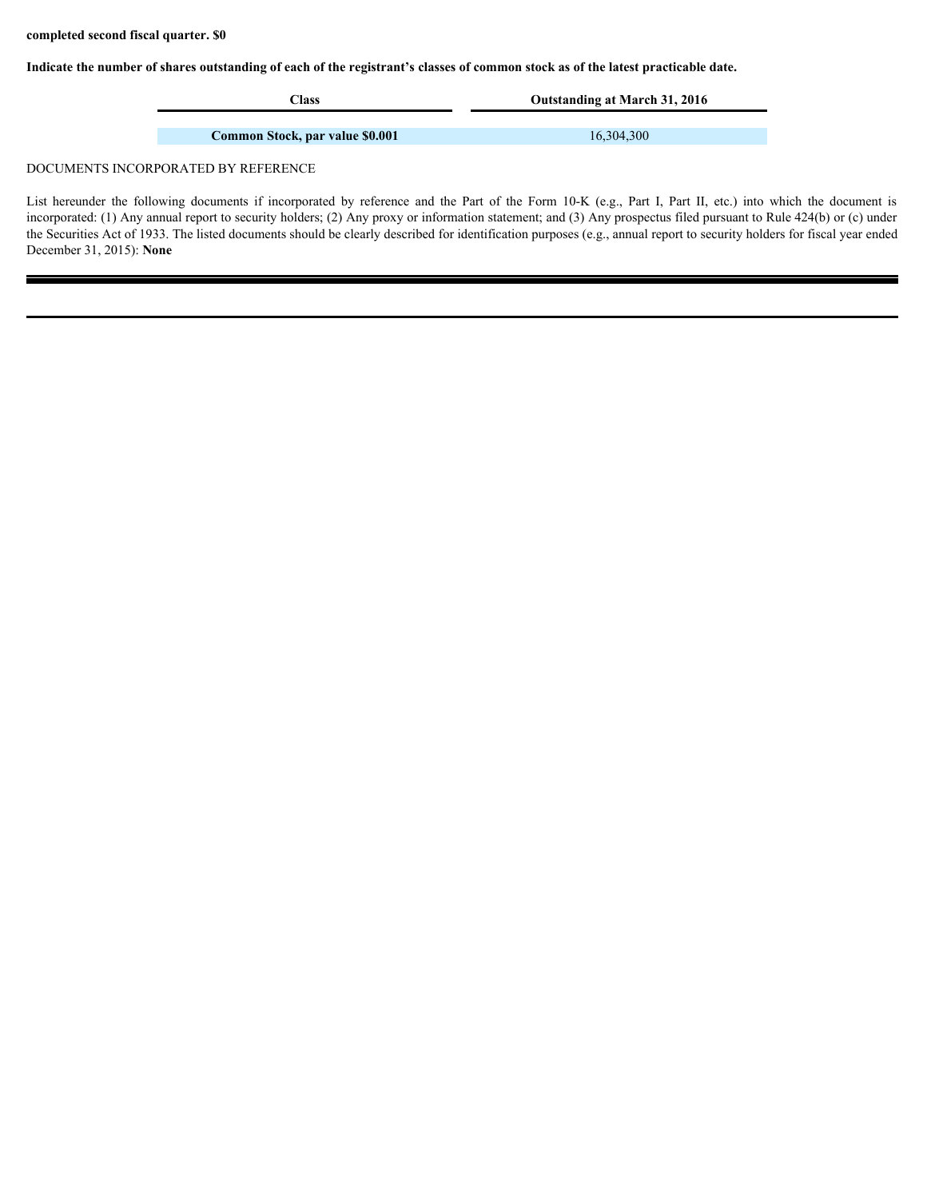**completed second fiscal quarter. $0**

**Indicate the number of shares outstanding of each of the registrant's classes of common stock as of the latest practicable date.**

| Class | Outstanding at March 31, 2016 |
| --- | --- |
| **Common Stock, par value $0.001** | 16,304,300 |

DOCUMENTS INCORPORATED BY REFERENCE

List hereunder the following documents if incorporated by reference and the Part of the Form 10-K (e.g., Part I, Part II, etc.) into which the document is incorporated: (1) Any annual report to security holders; (2) Any proxy or information statement; and (3) Any prospectus filed pursuant to Rule 424(b) or (c) under the Securities Act of 1933. The listed documents should be clearly described for identification purposes (e.g., annual report to security holders for fiscal year ended December 31, 2015): **None**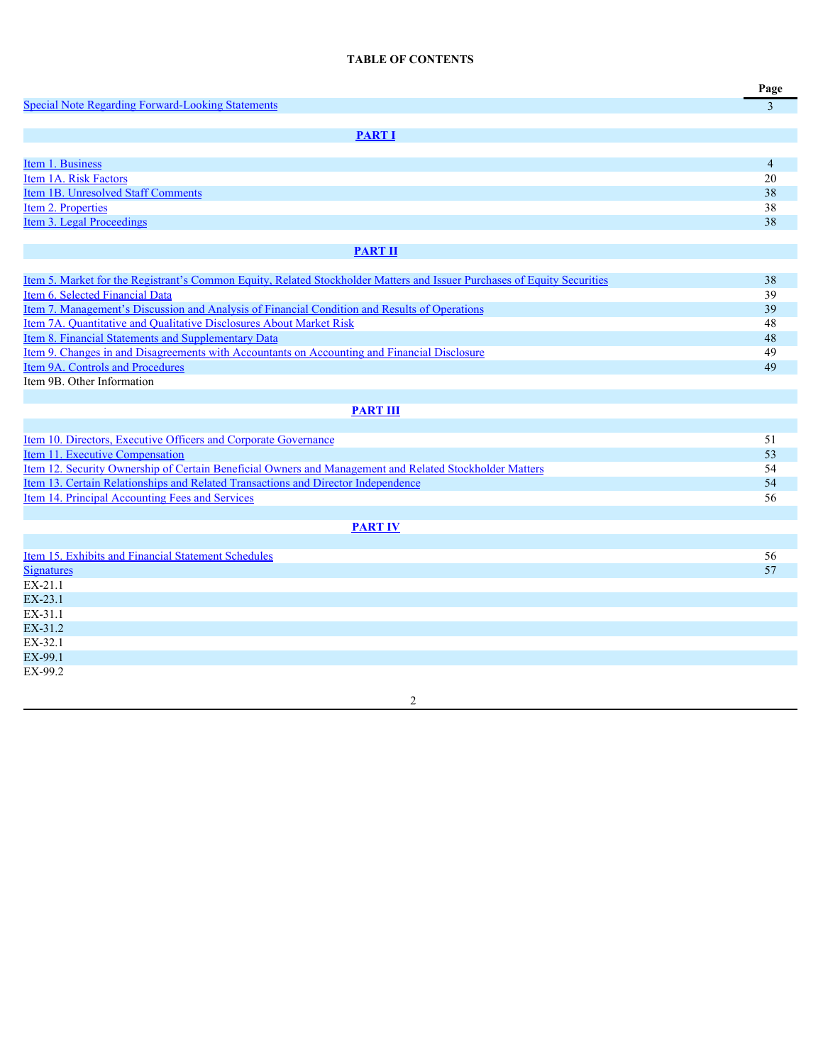# TABLE OF CONTENTS

| | Page |
|---|---|
| Special Note Regarding Forward-Looking Statements | 3 |
| **PART I** | |
| Item 1. Business | 4 |
| Item 1A. Risk Factors | 20 |
| Item 1B. Unresolved Staff Comments | 38 |
| Item 2. Properties | 38 |
| Item 3. Legal Proceedings | 38 |
| **PART II** | |
| Item 5. Market for the Registrant's Common Equity, Related Stockholder Matters and Issuer Purchases of Equity Securities | 38 |
| Item 6. Selected Financial Data | 39 |
| Item 7. Management's Discussion and Analysis of Financial Condition and Results of Operations | 39 |
| Item 7A. Quantitative and Qualitative Disclosures About Market Risk | 48 |
| Item 8. Financial Statements and Supplementary Data | 48 |
| Item 9. Changes in and Disagreements with Accountants on Accounting and Financial Disclosure | 49 |
| Item 9A. Controls and Procedures | 49 |
| Item 9B. Other Information | |
| **PART III** | |
| Item 10. Directors, Executive Officers and Corporate Governance | 51 |
| Item 11. Executive Compensation | 53 |
| Item 12. Security Ownership of Certain Beneficial Owners and Management and Related Stockholder Matters | 54 |
| Item 13. Certain Relationships and Related Transactions and Director Independence | 54 |
| Item 14. Principal Accounting Fees and Services | 56 |
| **PART IV** | |
| Item 15. Exhibits and Financial Statement Schedules | 56 |
| Signatures | 57 |
| EX-21.1 | |
| EX-23.1 | |
| EX-31.1 | |
| EX-31.2 | |
| EX-32.1 | |
| EX-99.1 | |
| EX-99.2 | |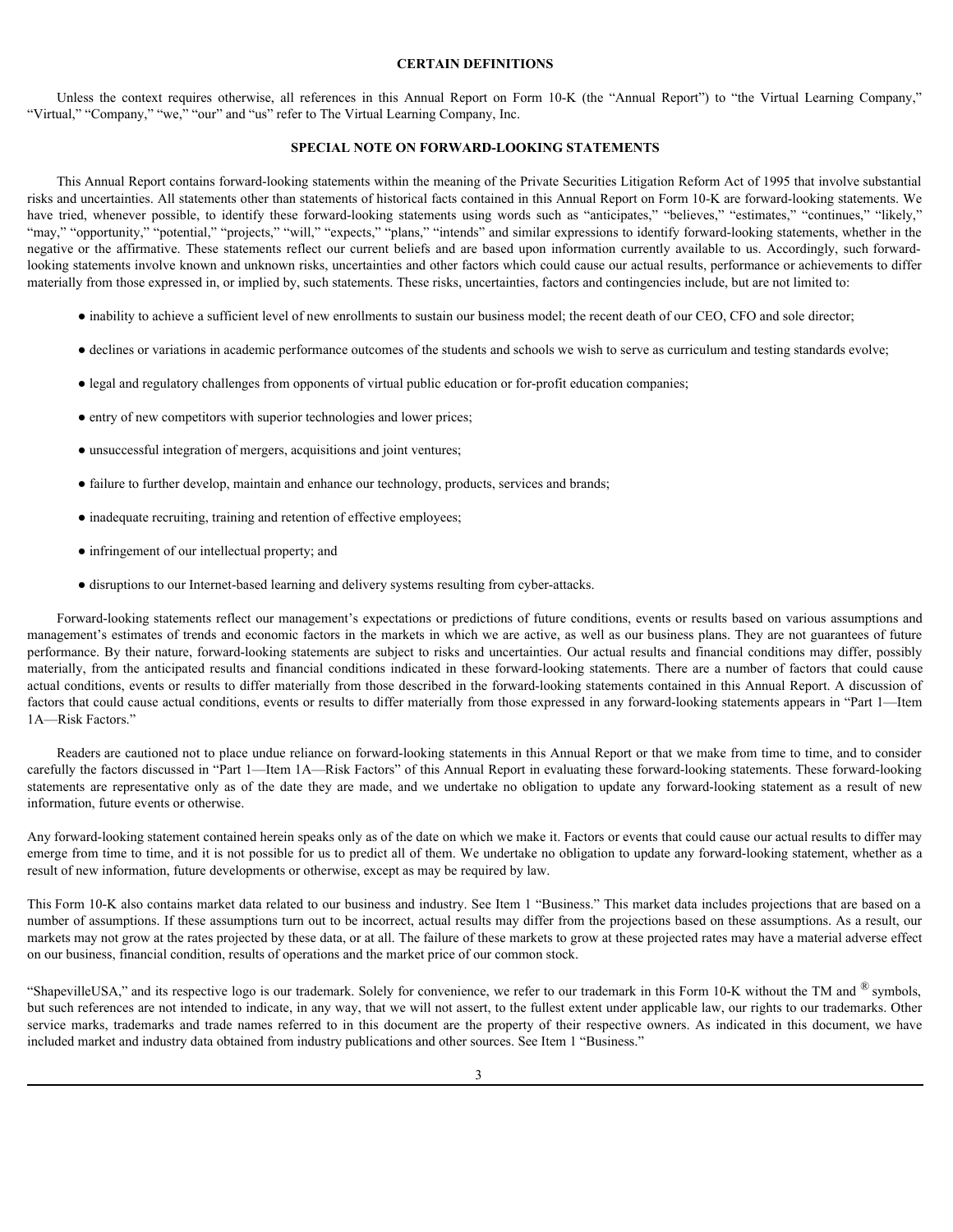## CERTAIN DEFINITIONS

Unless the context requires otherwise, all references in this Annual Report on Form 10-K (the "Annual Report") to "the Virtual Learning Company," "Virtual," "Company," "we," "our" and "us" refer to The Virtual Learning Company, Inc.

## SPECIAL NOTE ON FORWARD-LOOKING STATEMENTS

This Annual Report contains forward-looking statements within the meaning of the Private Securities Litigation Reform Act of 1995 that involve substantial risks and uncertainties. All statements other than statements of historical facts contained in this Annual Report on Form 10-K are forward-looking statements. We have tried, whenever possible, to identify these forward-looking statements using words such as "anticipates," "believes," "estimates," "continues," "likely," "may," "opportunity," "potential," "projects," "will," "expects," "plans," "intends" and similar expressions to identify forward-looking statements, whether in the negative or the affirmative. These statements reflect our current beliefs and are based upon information currently available to us. Accordingly, such forward-looking statements involve known and unknown risks, uncertainties and other factors which could cause our actual results, performance or achievements to differ materially from those expressed in, or implied by, such statements. These risks, uncertainties, factors and contingencies include, but are not limited to:

- inability to achieve a sufficient level of new enrollments to sustain our business model; the recent death of our CEO, CFO and sole director;
- declines or variations in academic performance outcomes of the students and schools we wish to serve as curriculum and testing standards evolve;
- legal and regulatory challenges from opponents of virtual public education or for-profit education companies;
- entry of new competitors with superior technologies and lower prices;
- unsuccessful integration of mergers, acquisitions and joint ventures;
- failure to further develop, maintain and enhance our technology, products, services and brands;
- inadequate recruiting, training and retention of effective employees;
- infringement of our intellectual property; and
- disruptions to our Internet-based learning and delivery systems resulting from cyber-attacks.

Forward-looking statements reflect our management's expectations or predictions of future conditions, events or results based on various assumptions and management's estimates of trends and economic factors in the markets in which we are active, as well as our business plans. They are not guarantees of future performance. By their nature, forward-looking statements are subject to risks and uncertainties. Our actual results and financial conditions may differ, possibly materially, from the anticipated results and financial conditions indicated in these forward-looking statements. There are a number of factors that could cause actual conditions, events or results to differ materially from those described in the forward-looking statements contained in this Annual Report. A discussion of factors that could cause actual conditions, events or results to differ materially from those expressed in any forward-looking statements appears in "Part 1—Item 1A—Risk Factors."

Readers are cautioned not to place undue reliance on forward-looking statements in this Annual Report or that we make from time to time, and to consider carefully the factors discussed in "Part 1—Item 1A—Risk Factors" of this Annual Report in evaluating these forward-looking statements. These forward-looking statements are representative only as of the date they are made, and we undertake no obligation to update any forward-looking statement as a result of new information, future events or otherwise.

Any forward-looking statement contained herein speaks only as of the date on which we make it. Factors or events that could cause our actual results to differ may emerge from time to time, and it is not possible for us to predict all of them. We undertake no obligation to update any forward-looking statement, whether as a result of new information, future developments or otherwise, except as may be required by law.

This Form 10-K also contains market data related to our business and industry. See Item 1 "Business." This market data includes projections that are based on a number of assumptions. If these assumptions turn out to be incorrect, actual results may differ from the projections based on these assumptions. As a result, our markets may not grow at the rates projected by these data, or at all. The failure of these markets to grow at these projected rates may have a material adverse effect on our business, financial condition, results of operations and the market price of our common stock.

"ShapevilleUSA," and its respective logo is our trademark. Solely for convenience, we refer to our trademark in this Form 10-K without the TM and ® symbols, but such references are not intended to indicate, in any way, that we will not assert, to the fullest extent under applicable law, our rights to our trademarks. Other service marks, trademarks and trade names referred to in this document are the property of their respective owners. As indicated in this document, we have included market and industry data obtained from industry publications and other sources. See Item 1 "Business."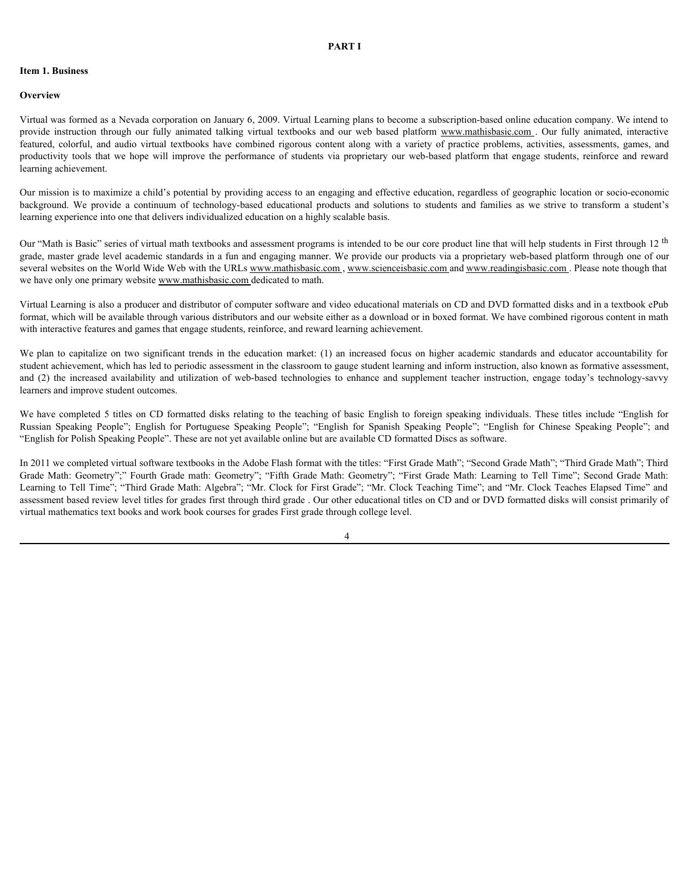# PART I

## Item 1. Business

### Overview

Virtual was formed as a Nevada corporation on January 6, 2009. Virtual Learning plans to become a subscription-based online education company. We intend to provide instruction through our fully animated talking virtual textbooks and our web based platform www.mathisbasic.com . Our fully animated, interactive featured, colorful, and audio virtual textbooks have combined rigorous content along with a variety of practice problems, activities, assessments, games, and productivity tools that we hope will improve the performance of students via proprietary our web-based platform that engage students, reinforce and reward learning achievement.

Our mission is to maximize a child's potential by providing access to an engaging and effective education, regardless of geographic location or socio-economic background. We provide a continuum of technology-based educational products and solutions to students and families as we strive to transform a student's learning experience into one that delivers individualized education on a highly scalable basis.

Our "Math is Basic" series of virtual math textbooks and assessment programs is intended to be our core product line that will help students in First through 12 th grade, master grade level academic standards in a fun and engaging manner. We provide our products via a proprietary web-based platform through one of our several websites on the World Wide Web with the URLs www.mathisbasic.com , www.scienceisbasic.com and www.readingisbasic.com . Please note though that we have only one primary website www.mathisbasic.com dedicated to math.

Virtual Learning is also a producer and distributor of computer software and video educational materials on CD and DVD formatted disks and in a textbook ePub format, which will be available through various distributors and our website either as a download or in boxed format. We have combined rigorous content in math with interactive features and games that engage students, reinforce, and reward learning achievement.

We plan to capitalize on two significant trends in the education market: (1) an increased focus on higher academic standards and educator accountability for student achievement, which has led to periodic assessment in the classroom to gauge student learning and inform instruction, also known as formative assessment, and (2) the increased availability and utilization of web-based technologies to enhance and supplement teacher instruction, engage today's technology-savvy learners and improve student outcomes.

We have completed 5 titles on CD formatted disks relating to the teaching of basic English to foreign speaking individuals. These titles include "English for Russian Speaking People"; English for Portuguese Speaking People"; "English for Spanish Speaking People"; "English for Chinese Speaking People"; and "English for Polish Speaking People". These are not yet available online but are available CD formatted Discs as software.

In 2011 we completed virtual software textbooks in the Adobe Flash format with the titles: "First Grade Math"; "Second Grade Math"; "Third Grade Math"; Third Grade Math: Geometry";" Fourth Grade math: Geometry"; "Fifth Grade Math: Geometry"; "First Grade Math: Learning to Tell Time"; Second Grade Math: Learning to Tell Time"; "Third Grade Math: Algebra"; "Mr. Clock for First Grade"; "Mr. Clock Teaching Time"; and "Mr. Clock Teaches Elapsed Time" and assessment based review level titles for grades first through third grade . Our other educational titles on CD and or DVD formatted disks will consist primarily of virtual mathematics text books and work book courses for grades First grade through college level.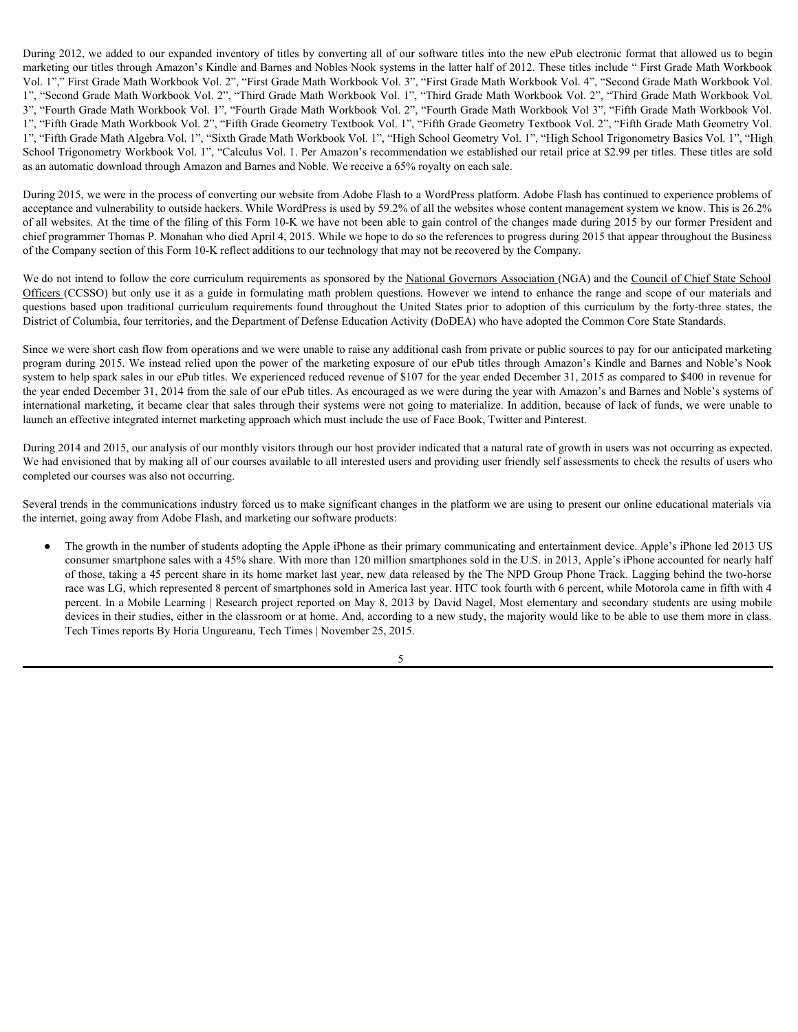During 2012, we added to our expanded inventory of titles by converting all of our software titles into the new ePub electronic format that allowed us to begin marketing our titles through Amazon's Kindle and Barnes and Nobles Nook systems in the latter half of 2012. These titles include " First Grade Math Workbook Vol. 1"," First Grade Math Workbook Vol. 2", "First Grade Math Workbook Vol. 3", "First Grade Math Workbook Vol. 4", "Second Grade Math Workbook Vol. 1", "Second Grade Math Workbook Vol. 2", "Third Grade Math Workbook Vol. 1", "Third Grade Math Workbook Vol. 2", "Third Grade Math Workbook Vol. 3", "Fourth Grade Math Workbook Vol. 1", "Fourth Grade Math Workbook Vol. 2", "Fourth Grade Math Workbook Vol 3", "Fifth Grade Math Workbook Vol. 1", "Fifth Grade Math Workbook Vol. 2", "Fifth Grade Geometry Textbook Vol. 1", "Fifth Grade Geometry Textbook Vol. 2", "Fifth Grade Math Geometry Vol. 1", "Fifth Grade Math Algebra Vol. 1", "Sixth Grade Math Workbook Vol. 1", "High School Geometry Vol. 1", "High School Trigonometry Basics Vol. 1", "High School Trigonometry Workbook Vol. 1", "Calculus Vol. 1. Per Amazon's recommendation we established our retail price at $2.99 per titles. These titles are sold as an automatic download through Amazon and Barnes and Noble. We receive a 65% royalty on each sale.

During 2015, we were in the process of converting our website from Adobe Flash to a WordPress platform. Adobe Flash has continued to experience problems of acceptance and vulnerability to outside hackers. While WordPress is used by 59.2% of all the websites whose content management system we know. This is 26.2% of all websites. At the time of the filing of this Form 10-K we have not been able to gain control of the changes made during 2015 by our former President and chief programmer Thomas P. Monahan who died April 4, 2015. While we hope to do so the references to progress during 2015 that appear throughout the Business of the Company section of this Form 10-K reflect additions to our technology that may not be recovered by the Company.

We do not intend to follow the core curriculum requirements as sponsored by the National Governors Association (NGA) and the Council of Chief State School Officers (CCSSO) but only use it as a guide in formulating math problem questions. However we intend to enhance the range and scope of our materials and questions based upon traditional curriculum requirements found throughout the United States prior to adoption of this curriculum by the forty-three states, the District of Columbia, four territories, and the Department of Defense Education Activity (DoDEA) who have adopted the Common Core State Standards.

Since we were short cash flow from operations and we were unable to raise any additional cash from private or public sources to pay for our anticipated marketing program during 2015. We instead relied upon the power of the marketing exposure of our ePub titles through Amazon's Kindle and Barnes and Noble's Nook system to help spark sales in our ePub titles. We experienced reduced revenue of $107 for the year ended December 31, 2015 as compared to $400 in revenue for the year ended December 31, 2014 from the sale of our ePub titles. As encouraged as we were during the year with Amazon's and Barnes and Noble's systems of international marketing, it became clear that sales through their systems were not going to materialize. In addition, because of lack of funds, we were unable to launch an effective integrated internet marketing approach which must include the use of Face Book, Twitter and Pinterest.

During 2014 and 2015, our analysis of our monthly visitors through our host provider indicated that a natural rate of growth in users was not occurring as expected. We had envisioned that by making all of our courses available to all interested users and providing user friendly self assessments to check the results of users who completed our courses was also not occurring.

Several trends in the communications industry forced us to make significant changes in the platform we are using to present our online educational materials via the internet, going away from Adobe Flash, and marketing our software products:

- The growth in the number of students adopting the Apple iPhone as their primary communicating and entertainment device. Apple's iPhone led 2013 US consumer smartphone sales with a 45% share. With more than 120 million smartphones sold in the U.S. in 2013, Apple's iPhone accounted for nearly half of those, taking a 45 percent share in its home market last year, new data released by the The NPD Group Phone Track. Lagging behind the two-horse race was LG, which represented 8 percent of smartphones sold in America last year. HTC took fourth with 6 percent, while Motorola came in fifth with 4 percent. In a Mobile Learning | Research project reported on May 8, 2013 by David Nagel, Most elementary and secondary students are using mobile devices in their studies, either in the classroom or at home. And, according to a new study, the majority would like to be able to use them more in class. Tech Times reports By Horia Ungureanu, Tech Times | November 25, 2015.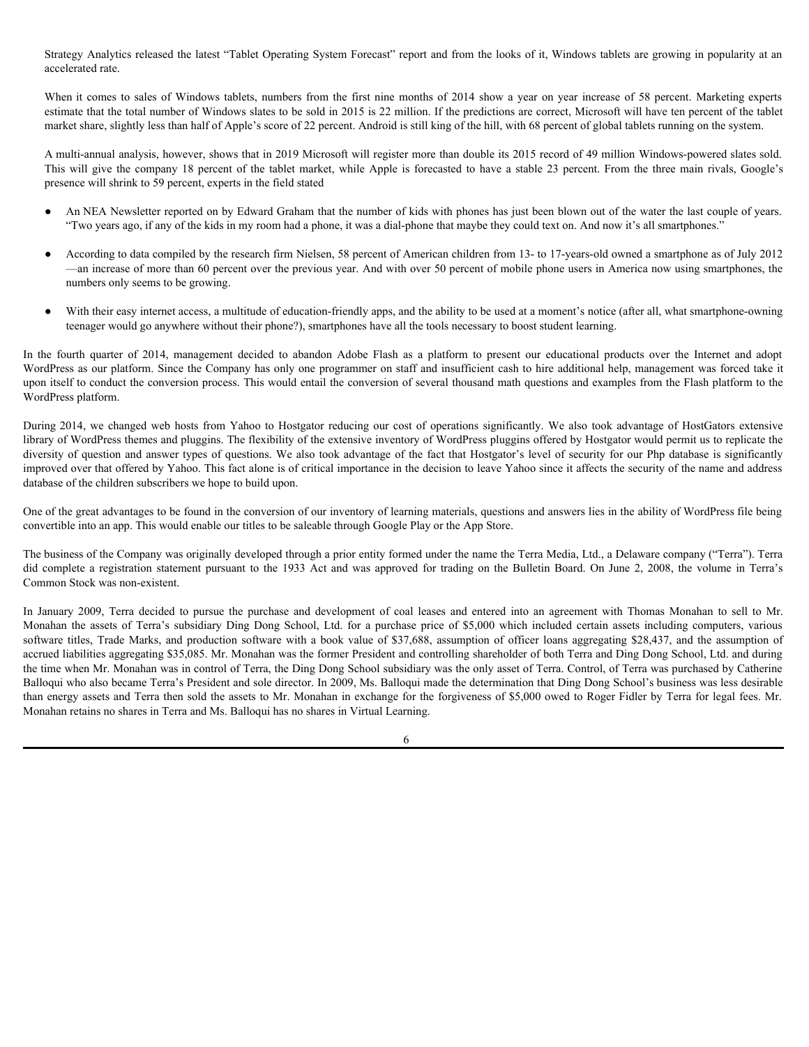Strategy Analytics released the latest "Tablet Operating System Forecast" report and from the looks of it, Windows tablets are growing in popularity at an accelerated rate.

When it comes to sales of Windows tablets, numbers from the first nine months of 2014 show a year on year increase of 58 percent. Marketing experts estimate that the total number of Windows slates to be sold in 2015 is 22 million. If the predictions are correct, Microsoft will have ten percent of the tablet market share, slightly less than half of Apple's score of 22 percent. Android is still king of the hill, with 68 percent of global tablets running on the system.

A multi-annual analysis, however, shows that in 2019 Microsoft will register more than double its 2015 record of 49 million Windows-powered slates sold. This will give the company 18 percent of the tablet market, while Apple is forecasted to have a stable 23 percent. From the three main rivals, Google's presence will shrink to 59 percent, experts in the field stated

- An NEA Newsletter reported on by Edward Graham that the number of kids with phones has just been blown out of the water the last couple of years. "Two years ago, if any of the kids in my room had a phone, it was a dial-phone that maybe they could text on. And now it's all smartphones."

- According to data compiled by the research firm Nielsen, 58 percent of American children from 13- to 17-years-old owned a smartphone as of July 2012 —an increase of more than 60 percent over the previous year. And with over 50 percent of mobile phone users in America now using smartphones, the numbers only seems to be growing.

- With their easy internet access, a multitude of education-friendly apps, and the ability to be used at a moment's notice (after all, what smartphone-owning teenager would go anywhere without their phone?), smartphones have all the tools necessary to boost student learning.

In the fourth quarter of 2014, management decided to abandon Adobe Flash as a platform to present our educational products over the Internet and adopt WordPress as our platform. Since the Company has only one programmer on staff and insufficient cash to hire additional help, management was forced take it upon itself to conduct the conversion process. This would entail the conversion of several thousand math questions and examples from the Flash platform to the WordPress platform.

During 2014, we changed web hosts from Yahoo to Hostgator reducing our cost of operations significantly. We also took advantage of HostGators extensive library of WordPress themes and pluggins. The flexibility of the extensive inventory of WordPress pluggins offered by Hostgator would permit us to replicate the diversity of question and answer types of questions. We also took advantage of the fact that Hostgator's level of security for our Php database is significantly improved over that offered by Yahoo. This fact alone is of critical importance in the decision to leave Yahoo since it affects the security of the name and address database of the children subscribers we hope to build upon.

One of the great advantages to be found in the conversion of our inventory of learning materials, questions and answers lies in the ability of WordPress file being convertible into an app. This would enable our titles to be saleable through Google Play or the App Store.

The business of the Company was originally developed through a prior entity formed under the name the Terra Media, Ltd., a Delaware company ("Terra"). Terra did complete a registration statement pursuant to the 1933 Act and was approved for trading on the Bulletin Board. On June 2, 2008, the volume in Terra's Common Stock was non-existent.

In January 2009, Terra decided to pursue the purchase and development of coal leases and entered into an agreement with Thomas Monahan to sell to Mr. Monahan the assets of Terra's subsidiary Ding Dong School, Ltd. for a purchase price of $5,000 which included certain assets including computers, various software titles, Trade Marks, and production software with a book value of $37,688, assumption of officer loans aggregating $28,437, and the assumption of accrued liabilities aggregating $35,085. Mr. Monahan was the former President and controlling shareholder of both Terra and Ding Dong School, Ltd. and during the time when Mr. Monahan was in control of Terra, the Ding Dong School subsidiary was the only asset of Terra. Control, of Terra was purchased by Catherine Balloqui who also became Terra's President and sole director. In 2009, Ms. Balloqui made the determination that Ding Dong School's business was less desirable than energy assets and Terra then sold the assets to Mr. Monahan in exchange for the forgiveness of $5,000 owed to Roger Fidler by Terra for legal fees. Mr. Monahan retains no shares in Terra and Ms. Balloqui has no shares in Virtual Learning.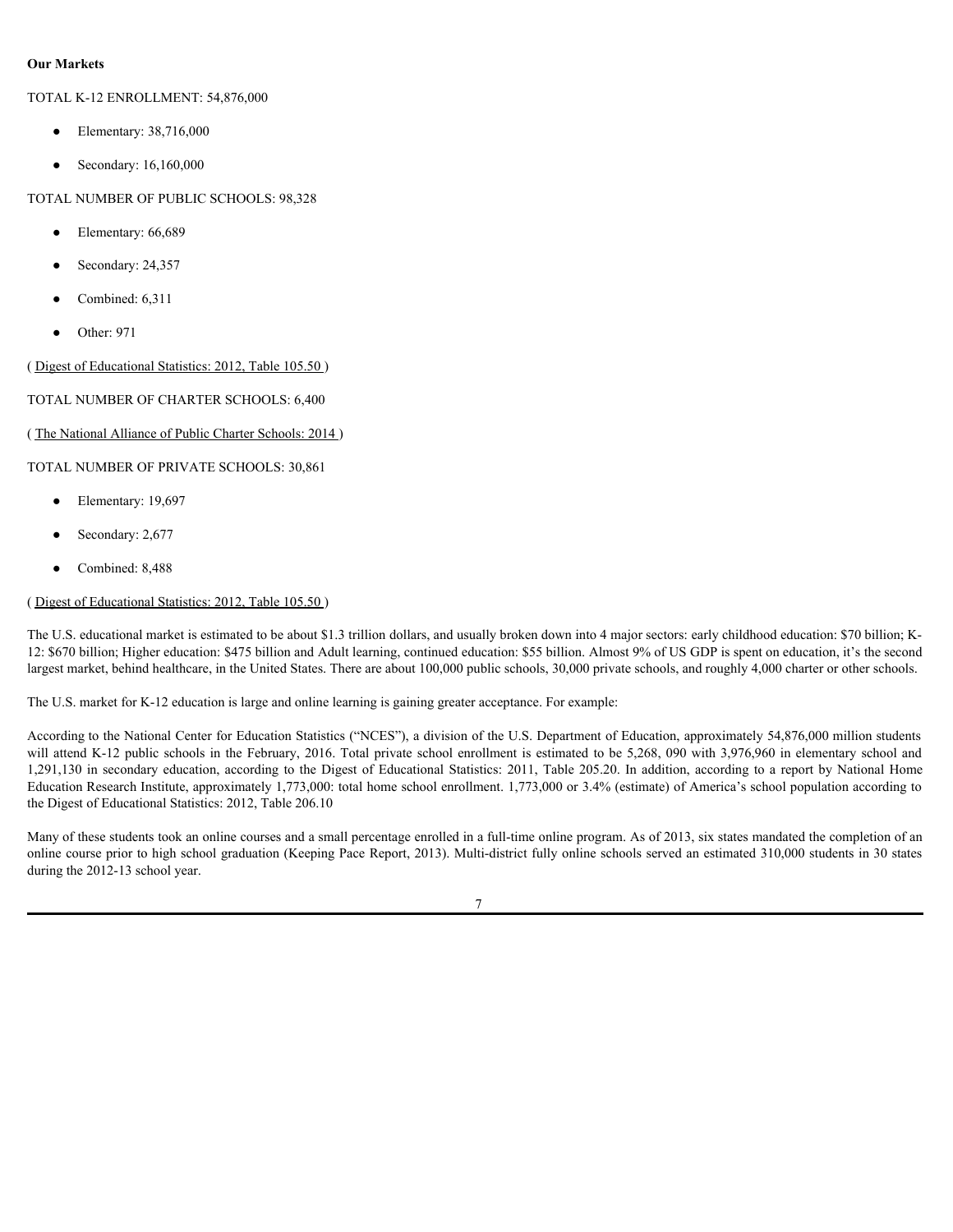**Our Markets**

TOTAL K-12 ENROLLMENT: 54,876,000

- Elementary: 38,716,000
- Secondary: 16,160,000

TOTAL NUMBER OF PUBLIC SCHOOLS: 98,328

- Elementary: 66,689
- Secondary: 24,357
- Combined: 6,311
- Other: 971

( Digest of Educational Statistics: 2012, Table 105.50 )

TOTAL NUMBER OF CHARTER SCHOOLS: 6,400

( The National Alliance of Public Charter Schools: 2014 )

TOTAL NUMBER OF PRIVATE SCHOOLS: 30,861

- Elementary: 19,697
- Secondary: 2,677
- Combined: 8,488

( Digest of Educational Statistics: 2012, Table 105.50 )

The U.S. educational market is estimated to be about $1.3 trillion dollars, and usually broken down into 4 major sectors: early childhood education: $70 billion; K-12: $670 billion; Higher education: $475 billion and Adult learning, continued education: $55 billion. Almost 9% of US GDP is spent on education, it's the second largest market, behind healthcare, in the United States. There are about 100,000 public schools, 30,000 private schools, and roughly 4,000 charter or other schools.

The U.S. market for K-12 education is large and online learning is gaining greater acceptance. For example:

According to the National Center for Education Statistics ("NCES"), a division of the U.S. Department of Education, approximately 54,876,000 million students will attend K-12 public schools in the February, 2016. Total private school enrollment is estimated to be 5,268, 090 with 3,976,960 in elementary school and 1,291,130 in secondary education, according to the Digest of Educational Statistics: 2011, Table 205.20. In addition, according to a report by National Home Education Research Institute, approximately 1,773,000: total home school enrollment. 1,773,000 or 3.4% (estimate) of America's school population according to the Digest of Educational Statistics: 2012, Table 206.10

Many of these students took an online courses and a small percentage enrolled in a full-time online program. As of 2013, six states mandated the completion of an online course prior to high school graduation (Keeping Pace Report, 2013). Multi-district fully online schools served an estimated 310,000 students in 30 states during the 2012-13 school year.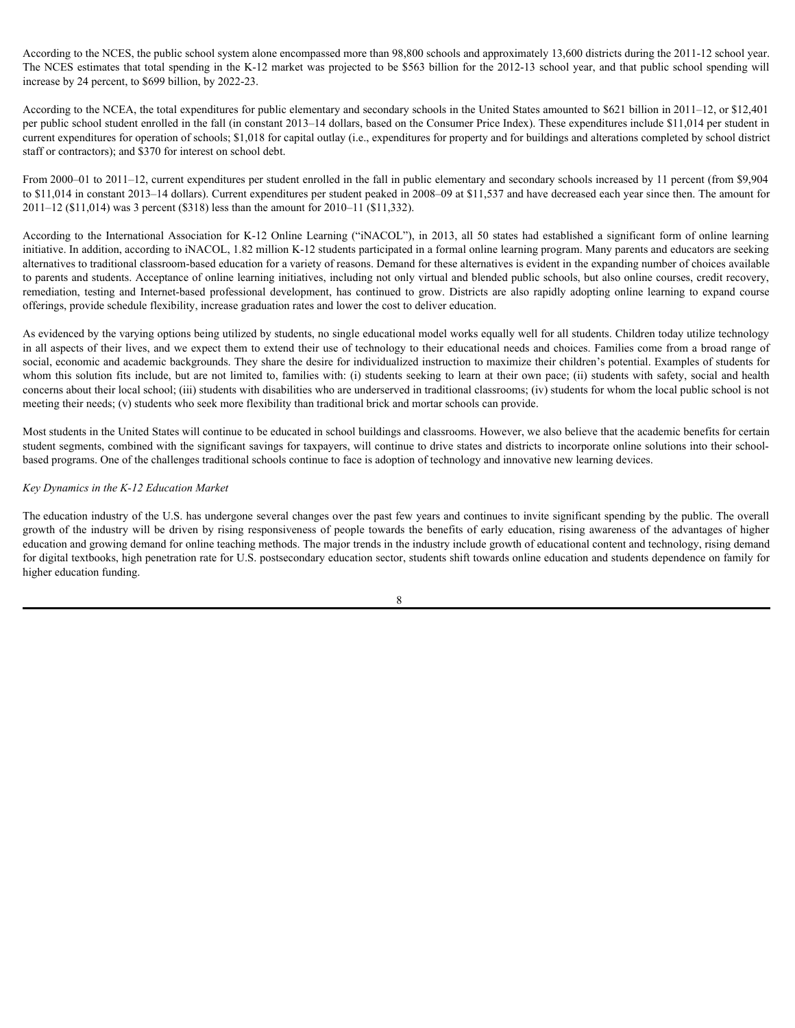According to the NCES, the public school system alone encompassed more than 98,800 schools and approximately 13,600 districts during the 2011-12 school year. The NCES estimates that total spending in the K-12 market was projected to be $563 billion for the 2012-13 school year, and that public school spending will increase by 24 percent, to $699 billion, by 2022-23.

According to the NCEA, the total expenditures for public elementary and secondary schools in the United States amounted to $621 billion in 2011–12, or $12,401 per public school student enrolled in the fall (in constant 2013–14 dollars, based on the Consumer Price Index). These expenditures include $11,014 per student in current expenditures for operation of schools; $1,018 for capital outlay (i.e., expenditures for property and for buildings and alterations completed by school district staff or contractors); and $370 for interest on school debt.

From 2000–01 to 2011–12, current expenditures per student enrolled in the fall in public elementary and secondary schools increased by 11 percent (from $9,904 to $11,014 in constant 2013–14 dollars). Current expenditures per student peaked in 2008–09 at $11,537 and have decreased each year since then. The amount for 2011–12 ($11,014) was 3 percent ($318) less than the amount for 2010–11 ($11,332).

According to the International Association for K-12 Online Learning ("iNACOL"), in 2013, all 50 states had established a significant form of online learning initiative. In addition, according to iNACOL, 1.82 million K-12 students participated in a formal online learning program. Many parents and educators are seeking alternatives to traditional classroom-based education for a variety of reasons. Demand for these alternatives is evident in the expanding number of choices available to parents and students. Acceptance of online learning initiatives, including not only virtual and blended public schools, but also online courses, credit recovery, remediation, testing and Internet-based professional development, has continued to grow. Districts are also rapidly adopting online learning to expand course offerings, provide schedule flexibility, increase graduation rates and lower the cost to deliver education.

As evidenced by the varying options being utilized by students, no single educational model works equally well for all students. Children today utilize technology in all aspects of their lives, and we expect them to extend their use of technology to their educational needs and choices. Families come from a broad range of social, economic and academic backgrounds. They share the desire for individualized instruction to maximize their children's potential. Examples of students for whom this solution fits include, but are not limited to, families with: (i) students seeking to learn at their own pace; (ii) students with safety, social and health concerns about their local school; (iii) students with disabilities who are underserved in traditional classrooms; (iv) students for whom the local public school is not meeting their needs; (v) students who seek more flexibility than traditional brick and mortar schools can provide.

Most students in the United States will continue to be educated in school buildings and classrooms. However, we also believe that the academic benefits for certain student segments, combined with the significant savings for taxpayers, will continue to drive states and districts to incorporate online solutions into their school-based programs. One of the challenges traditional schools continue to face is adoption of technology and innovative new learning devices.

*Key Dynamics in the K-12 Education Market*

The education industry of the U.S. has undergone several changes over the past few years and continues to invite significant spending by the public. The overall growth of the industry will be driven by rising responsiveness of people towards the benefits of early education, rising awareness of the advantages of higher education and growing demand for online teaching methods. The major trends in the industry include growth of educational content and technology, rising demand for digital textbooks, high penetration rate for U.S. postsecondary education sector, students shift towards online education and students dependence on family for higher education funding.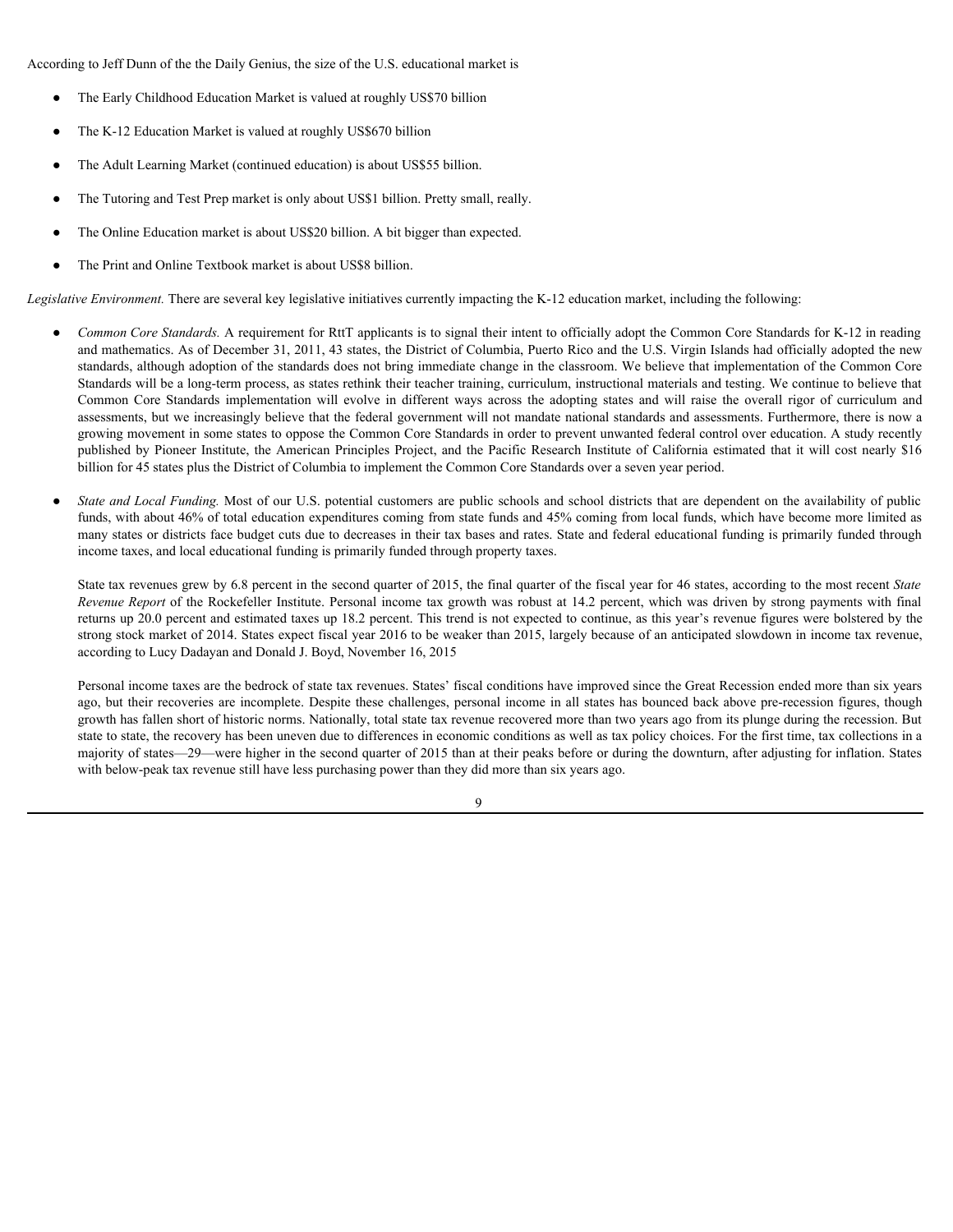According to Jeff Dunn of the the Daily Genius, the size of the U.S. educational market is

- The Early Childhood Education Market is valued at roughly US$70 billion
- The K-12 Education Market is valued at roughly US$670 billion
- The Adult Learning Market (continued education) is about US$55 billion.
- The Tutoring and Test Prep market is only about US$1 billion. Pretty small, really.
- The Online Education market is about US$20 billion. A bit bigger than expected.
- The Print and Online Textbook market is about US$8 billion.

*Legislative Environment.* There are several key legislative initiatives currently impacting the K-12 education market, including the following:

- *Common Core Standards.* A requirement for RttT applicants is to signal their intent to officially adopt the Common Core Standards for K-12 in reading and mathematics. As of December 31, 2011, 43 states, the District of Columbia, Puerto Rico and the U.S. Virgin Islands had officially adopted the new standards, although adoption of the standards does not bring immediate change in the classroom. We believe that implementation of the Common Core Standards will be a long-term process, as states rethink their teacher training, curriculum, instructional materials and testing. We continue to believe that Common Core Standards implementation will evolve in different ways across the adopting states and will raise the overall rigor of curriculum and assessments, but we increasingly believe that the federal government will not mandate national standards and assessments. Furthermore, there is now a growing movement in some states to oppose the Common Core Standards in order to prevent unwanted federal control over education. A study recently published by Pioneer Institute, the American Principles Project, and the Pacific Research Institute of California estimated that it will cost nearly $16 billion for 45 states plus the District of Columbia to implement the Common Core Standards over a seven year period.

- *State and Local Funding.* Most of our U.S. potential customers are public schools and school districts that are dependent on the availability of public funds, with about 46% of total education expenditures coming from state funds and 45% coming from local funds, which have become more limited as many states or districts face budget cuts due to decreases in their tax bases and rates. State and federal educational funding is primarily funded through income taxes, and local educational funding is primarily funded through property taxes.

  State tax revenues grew by 6.8 percent in the second quarter of 2015, the final quarter of the fiscal year for 46 states, according to the most recent *State Revenue Report* of the Rockefeller Institute. Personal income tax growth was robust at 14.2 percent, which was driven by strong payments with final returns up 20.0 percent and estimated taxes up 18.2 percent. This trend is not expected to continue, as this year's revenue figures were bolstered by the strong stock market of 2014. States expect fiscal year 2016 to be weaker than 2015, largely because of an anticipated slowdown in income tax revenue, according to Lucy Dadayan and Donald J. Boyd, November 16, 2015

  Personal income taxes are the bedrock of state tax revenues. States' fiscal conditions have improved since the Great Recession ended more than six years ago, but their recoveries are incomplete. Despite these challenges, personal income in all states has bounced back above pre-recession figures, though growth has fallen short of historic norms. Nationally, total state tax revenue recovered more than two years ago from its plunge during the recession. But state to state, the recovery has been uneven due to differences in economic conditions as well as tax policy choices. For the first time, tax collections in a majority of states—29—were higher in the second quarter of 2015 than at their peaks before or during the downturn, after adjusting for inflation. States with below-peak tax revenue still have less purchasing power than they did more than six years ago.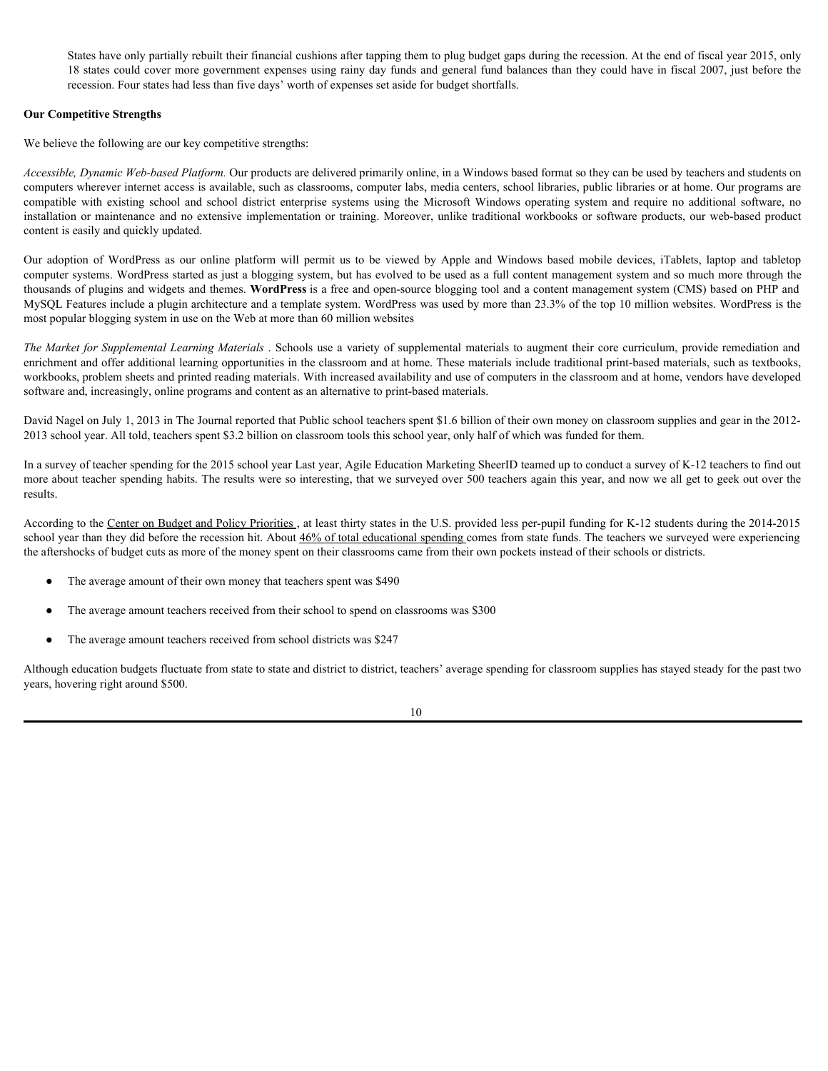States have only partially rebuilt their financial cushions after tapping them to plug budget gaps during the recession. At the end of fiscal year 2015, only 18 states could cover more government expenses using rainy day funds and general fund balances than they could have in fiscal 2007, just before the recession. Four states had less than five days' worth of expenses set aside for budget shortfalls.

**Our Competitive Strengths**

We believe the following are our key competitive strengths:

*Accessible, Dynamic Web-based Platform.* Our products are delivered primarily online, in a Windows based format so they can be used by teachers and students on computers wherever internet access is available, such as classrooms, computer labs, media centers, school libraries, public libraries or at home. Our programs are compatible with existing school and school district enterprise systems using the Microsoft Windows operating system and require no additional software, no installation or maintenance and no extensive implementation or training. Moreover, unlike traditional workbooks or software products, our web-based product content is easily and quickly updated.

Our adoption of WordPress as our online platform will permit us to be viewed by Apple and Windows based mobile devices, iTablets, laptop and tabletop computer systems. WordPress started as just a blogging system, but has evolved to be used as a full content management system and so much more through the thousands of plugins and widgets and themes. **WordPress** is a free and open-source blogging tool and a content management system (CMS) based on PHP and MySQL Features include a plugin architecture and a template system. WordPress was used by more than 23.3% of the top 10 million websites. WordPress is the most popular blogging system in use on the Web at more than 60 million websites

*The Market for Supplemental Learning Materials* . Schools use a variety of supplemental materials to augment their core curriculum, provide remediation and enrichment and offer additional learning opportunities in the classroom and at home. These materials include traditional print-based materials, such as textbooks, workbooks, problem sheets and printed reading materials. With increased availability and use of computers in the classroom and at home, vendors have developed software and, increasingly, online programs and content as an alternative to print-based materials.

David Nagel on July 1, 2013 in The Journal reported that Public school teachers spent $1.6 billion of their own money on classroom supplies and gear in the 2012-2013 school year. All told, teachers spent $3.2 billion on classroom tools this school year, only half of which was funded for them.

In a survey of teacher spending for the 2015 school year Last year, Agile Education Marketing SheerID teamed up to conduct a survey of K-12 teachers to find out more about teacher spending habits. The results were so interesting, that we surveyed over 500 teachers again this year, and now we all get to geek out over the results.

According to the Center on Budget and Policy Priorities , at least thirty states in the U.S. provided less per-pupil funding for K-12 students during the 2014-2015 school year than they did before the recession hit. About 46% of total educational spending comes from state funds. The teachers we surveyed were experiencing the aftershocks of budget cuts as more of the money spent on their classrooms came from their own pockets instead of their schools or districts.

- The average amount of their own money that teachers spent was $490
- The average amount teachers received from their school to spend on classrooms was $300
- The average amount teachers received from school districts was $247

Although education budgets fluctuate from state to state and district to district, teachers' average spending for classroom supplies has stayed steady for the past two years, hovering right around $500.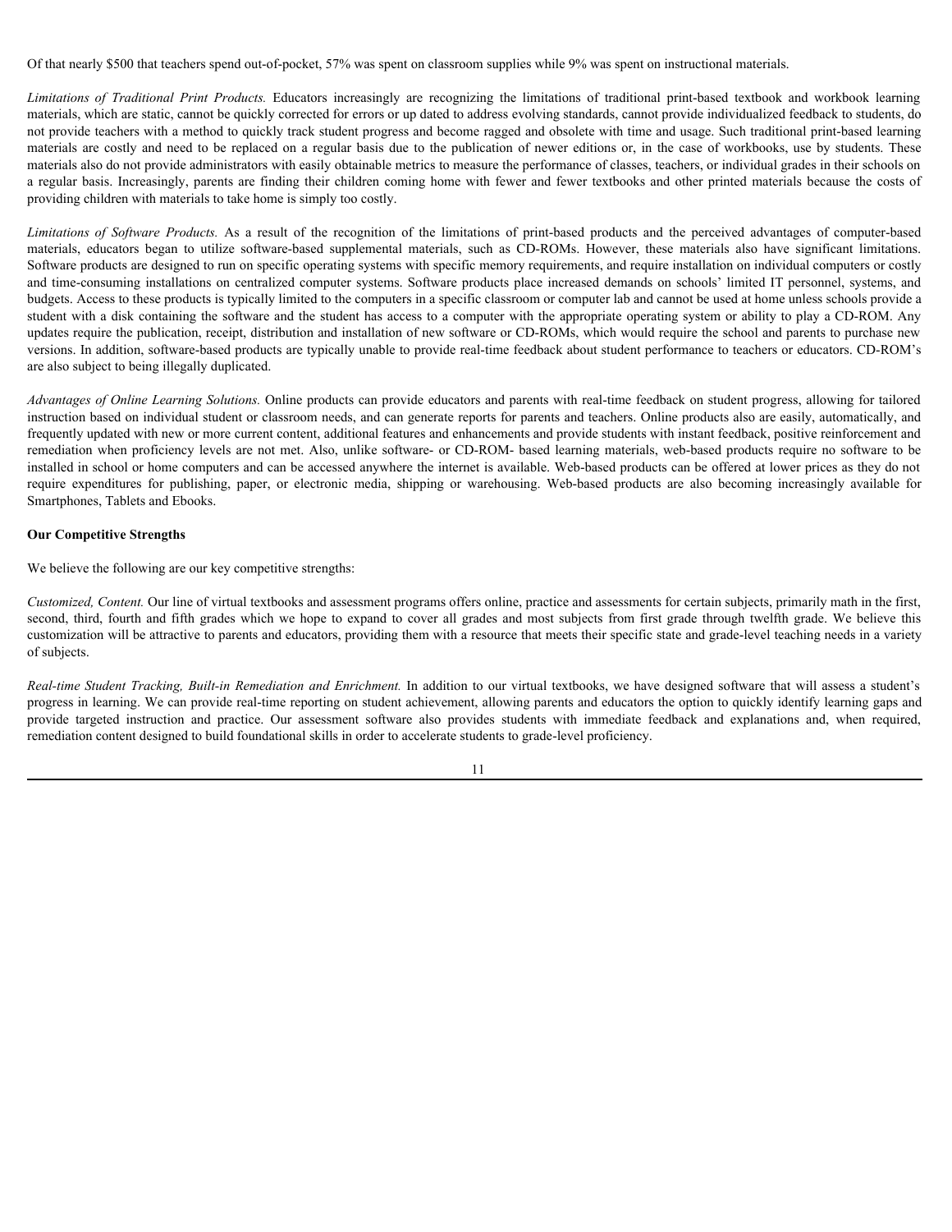Of that nearly $500 that teachers spend out-of-pocket, 57% was spent on classroom supplies while 9% was spent on instructional materials.

*Limitations of Traditional Print Products.* Educators increasingly are recognizing the limitations of traditional print-based textbook and workbook learning materials, which are static, cannot be quickly corrected for errors or up dated to address evolving standards, cannot provide individualized feedback to students, do not provide teachers with a method to quickly track student progress and become ragged and obsolete with time and usage. Such traditional print-based learning materials are costly and need to be replaced on a regular basis due to the publication of newer editions or, in the case of workbooks, use by students. These materials also do not provide administrators with easily obtainable metrics to measure the performance of classes, teachers, or individual grades in their schools on a regular basis. Increasingly, parents are finding their children coming home with fewer and fewer textbooks and other printed materials because the costs of providing children with materials to take home is simply too costly.

*Limitations of Software Products.* As a result of the recognition of the limitations of print-based products and the perceived advantages of computer-based materials, educators began to utilize software-based supplemental materials, such as CD-ROMs. However, these materials also have significant limitations. Software products are designed to run on specific operating systems with specific memory requirements, and require installation on individual computers or costly and time-consuming installations on centralized computer systems. Software products place increased demands on schools' limited IT personnel, systems, and budgets. Access to these products is typically limited to the computers in a specific classroom or computer lab and cannot be used at home unless schools provide a student with a disk containing the software and the student has access to a computer with the appropriate operating system or ability to play a CD-ROM. Any updates require the publication, receipt, distribution and installation of new software or CD-ROMs, which would require the school and parents to purchase new versions. In addition, software-based products are typically unable to provide real-time feedback about student performance to teachers or educators. CD-ROM's are also subject to being illegally duplicated.

*Advantages of Online Learning Solutions.* Online products can provide educators and parents with real-time feedback on student progress, allowing for tailored instruction based on individual student or classroom needs, and can generate reports for parents and teachers. Online products also are easily, automatically, and frequently updated with new or more current content, additional features and enhancements and provide students with instant feedback, positive reinforcement and remediation when proficiency levels are not met. Also, unlike software- or CD-ROM- based learning materials, web-based products require no software to be installed in school or home computers and can be accessed anywhere the internet is available. Web-based products can be offered at lower prices as they do not require expenditures for publishing, paper, or electronic media, shipping or warehousing. Web-based products are also becoming increasingly available for Smartphones, Tablets and Ebooks.

**Our Competitive Strengths**

We believe the following are our key competitive strengths:

*Customized, Content.* Our line of virtual textbooks and assessment programs offers online, practice and assessments for certain subjects, primarily math in the first, second, third, fourth and fifth grades which we hope to expand to cover all grades and most subjects from first grade through twelfth grade. We believe this customization will be attractive to parents and educators, providing them with a resource that meets their specific state and grade-level teaching needs in a variety of subjects.

*Real-time Student Tracking, Built-in Remediation and Enrichment.* In addition to our virtual textbooks, we have designed software that will assess a student's progress in learning. We can provide real-time reporting on student achievement, allowing parents and educators the option to quickly identify learning gaps and provide targeted instruction and practice. Our assessment software also provides students with immediate feedback and explanations and, when required, remediation content designed to build foundational skills in order to accelerate students to grade-level proficiency.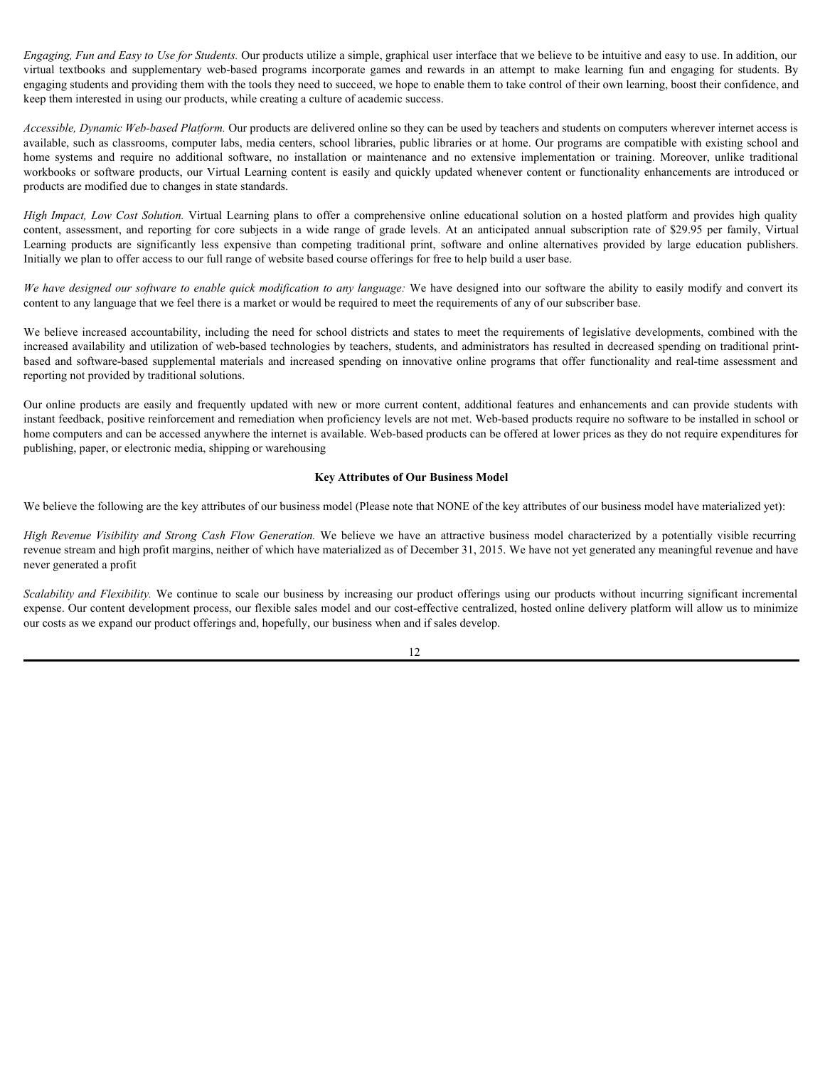*Engaging, Fun and Easy to Use for Students.* Our products utilize a simple, graphical user interface that we believe to be intuitive and easy to use. In addition, our virtual textbooks and supplementary web-based programs incorporate games and rewards in an attempt to make learning fun and engaging for students. By engaging students and providing them with the tools they need to succeed, we hope to enable them to take control of their own learning, boost their confidence, and keep them interested in using our products, while creating a culture of academic success.

*Accessible, Dynamic Web-based Platform.* Our products are delivered online so they can be used by teachers and students on computers wherever internet access is available, such as classrooms, computer labs, media centers, school libraries, public libraries or at home. Our programs are compatible with existing school and home systems and require no additional software, no installation or maintenance and no extensive implementation or training. Moreover, unlike traditional workbooks or software products, our Virtual Learning content is easily and quickly updated whenever content or functionality enhancements are introduced or products are modified due to changes in state standards.

*High Impact, Low Cost Solution.* Virtual Learning plans to offer a comprehensive online educational solution on a hosted platform and provides high quality content, assessment, and reporting for core subjects in a wide range of grade levels. At an anticipated annual subscription rate of $29.95 per family, Virtual Learning products are significantly less expensive than competing traditional print, software and online alternatives provided by large education publishers. Initially we plan to offer access to our full range of website based course offerings for free to help build a user base.

*We have designed our software to enable quick modification to any language:* We have designed into our software the ability to easily modify and convert its content to any language that we feel there is a market or would be required to meet the requirements of any of our subscriber base.

We believe increased accountability, including the need for school districts and states to meet the requirements of legislative developments, combined with the increased availability and utilization of web-based technologies by teachers, students, and administrators has resulted in decreased spending on traditional print-based and software-based supplemental materials and increased spending on innovative online programs that offer functionality and real-time assessment and reporting not provided by traditional solutions.

Our online products are easily and frequently updated with new or more current content, additional features and enhancements and can provide students with instant feedback, positive reinforcement and remediation when proficiency levels are not met. Web-based products require no software to be installed in school or home computers and can be accessed anywhere the internet is available. Web-based products can be offered at lower prices as they do not require expenditures for publishing, paper, or electronic media, shipping or warehousing

**Key Attributes of Our Business Model**

We believe the following are the key attributes of our business model (Please note that NONE of the key attributes of our business model have materialized yet):

*High Revenue Visibility and Strong Cash Flow Generation.* We believe we have an attractive business model characterized by a potentially visible recurring revenue stream and high profit margins, neither of which have materialized as of December 31, 2015. We have not yet generated any meaningful revenue and have never generated a profit

*Scalability and Flexibility.* We continue to scale our business by increasing our product offerings using our products without incurring significant incremental expense. Our content development process, our flexible sales model and our cost-effective centralized, hosted online delivery platform will allow us to minimize our costs as we expand our product offerings and, hopefully, our business when and if sales develop.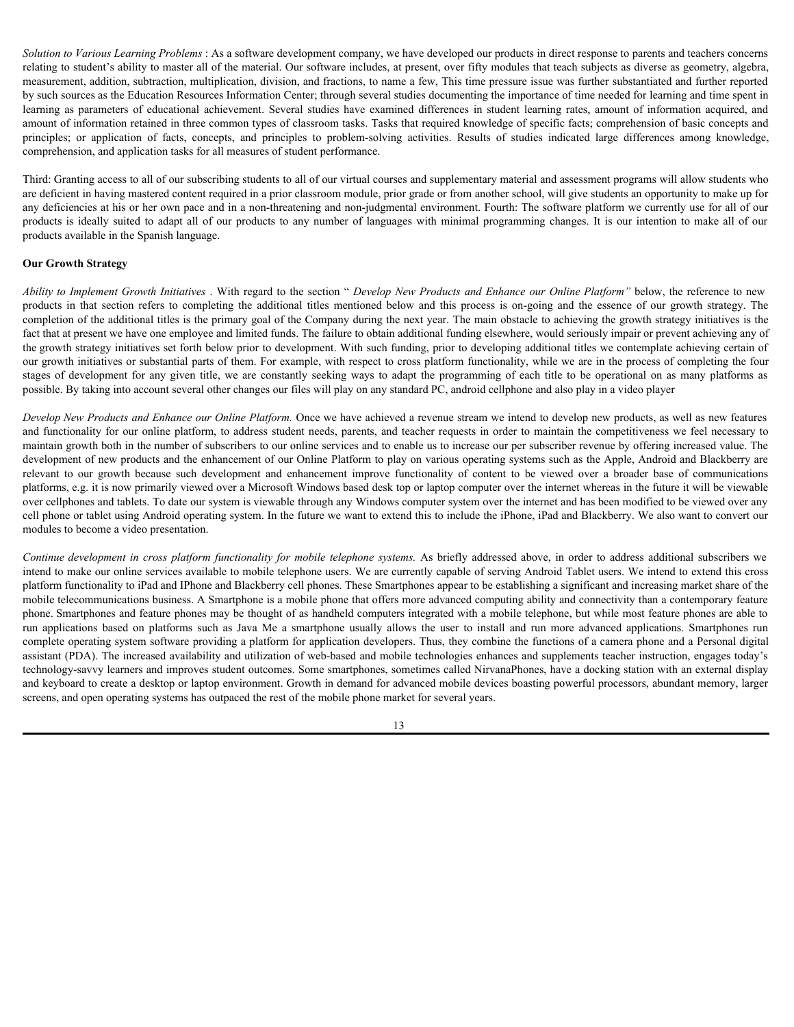*Solution to Various Learning Problems* : As a software development company, we have developed our products in direct response to parents and teachers concerns relating to student's ability to master all of the material. Our software includes, at present, over fifty modules that teach subjects as diverse as geometry, algebra, measurement, addition, subtraction, multiplication, division, and fractions, to name a few, This time pressure issue was further substantiated and further reported by such sources as the Education Resources Information Center; through several studies documenting the importance of time needed for learning and time spent in learning as parameters of educational achievement. Several studies have examined differences in student learning rates, amount of information acquired, and amount of information retained in three common types of classroom tasks. Tasks that required knowledge of specific facts; comprehension of basic concepts and principles; or application of facts, concepts, and principles to problem-solving activities. Results of studies indicated large differences among knowledge, comprehension, and application tasks for all measures of student performance.

Third: Granting access to all of our subscribing students to all of our virtual courses and supplementary material and assessment programs will allow students who are deficient in having mastered content required in a prior classroom module, prior grade or from another school, will give students an opportunity to make up for any deficiencies at his or her own pace and in a non-threatening and non-judgmental environment. Fourth: The software platform we currently use for all of our products is ideally suited to adapt all of our products to any number of languages with minimal programming changes. It is our intention to make all of our products available in the Spanish language.

**Our Growth Strategy**

*Ability to Implement Growth Initiatives* . With regard to the section " *Develop New Products and Enhance our Online Platform"* below, the reference to new products in that section refers to completing the additional titles mentioned below and this process is on-going and the essence of our growth strategy. The completion of the additional titles is the primary goal of the Company during the next year. The main obstacle to achieving the growth strategy initiatives is the fact that at present we have one employee and limited funds. The failure to obtain additional funding elsewhere, would seriously impair or prevent achieving any of the growth strategy initiatives set forth below prior to development. With such funding, prior to developing additional titles we contemplate achieving certain of our growth initiatives or substantial parts of them. For example, with respect to cross platform functionality, while we are in the process of completing the four stages of development for any given title, we are constantly seeking ways to adapt the programming of each title to be operational on as many platforms as possible. By taking into account several other changes our files will play on any standard PC, android cellphone and also play in a video player

*Develop New Products and Enhance our Online Platform.* Once we have achieved a revenue stream we intend to develop new products, as well as new features and functionality for our online platform, to address student needs, parents, and teacher requests in order to maintain the competitiveness we feel necessary to maintain growth both in the number of subscribers to our online services and to enable us to increase our per subscriber revenue by offering increased value. The development of new products and the enhancement of our Online Platform to play on various operating systems such as the Apple, Android and Blackberry are relevant to our growth because such development and enhancement improve functionality of content to be viewed over a broader base of communications platforms, e.g. it is now primarily viewed over a Microsoft Windows based desk top or laptop computer over the internet whereas in the future it will be viewable over cellphones and tablets. To date our system is viewable through any Windows computer system over the internet and has been modified to be viewed over any cell phone or tablet using Android operating system. In the future we want to extend this to include the iPhone, iPad and Blackberry. We also want to convert our modules to become a video presentation.

*Continue development in cross platform functionality for mobile telephone systems.* As briefly addressed above, in order to address additional subscribers we intend to make our online services available to mobile telephone users. We are currently capable of serving Android Tablet users. We intend to extend this cross platform functionality to iPad and IPhone and Blackberry cell phones. These Smartphones appear to be establishing a significant and increasing market share of the mobile telecommunications business. A Smartphone is a mobile phone that offers more advanced computing ability and connectivity than a contemporary feature phone. Smartphones and feature phones may be thought of as handheld computers integrated with a mobile telephone, but while most feature phones are able to run applications based on platforms such as Java Me a smartphone usually allows the user to install and run more advanced applications. Smartphones run complete operating system software providing a platform for application developers. Thus, they combine the functions of a camera phone and a Personal digital assistant (PDA). The increased availability and utilization of web-based and mobile technologies enhances and supplements teacher instruction, engages today's technology-savvy learners and improves student outcomes. Some smartphones, sometimes called NirvanaPhones, have a docking station with an external display and keyboard to create a desktop or laptop environment. Growth in demand for advanced mobile devices boasting powerful processors, abundant memory, larger screens, and open operating systems has outpaced the rest of the mobile phone market for several years.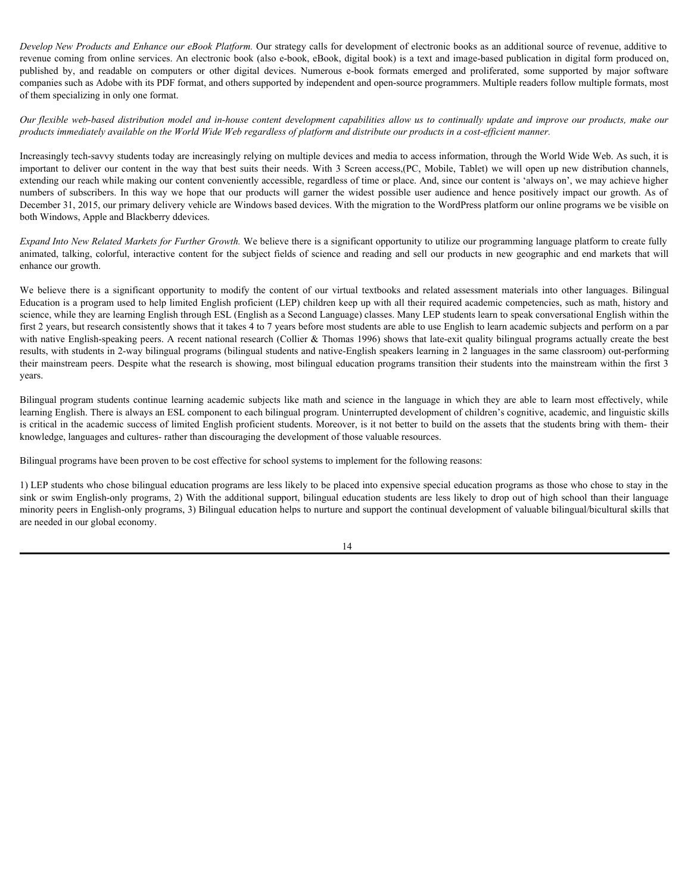*Develop New Products and Enhance our eBook Platform.* Our strategy calls for development of electronic books as an additional source of revenue, additive to revenue coming from online services. An electronic book (also e-book, eBook, digital book) is a text and image-based publication in digital form produced on, published by, and readable on computers or other digital devices. Numerous e-book formats emerged and proliferated, some supported by major software companies such as Adobe with its PDF format, and others supported by independent and open-source programmers. Multiple readers follow multiple formats, most of them specializing in only one format.

*Our flexible web-based distribution model and in-house content development capabilities allow us to continually update and improve our products, make our products immediately available on the World Wide Web regardless of platform and distribute our products in a cost-efficient manner.*

Increasingly tech-savvy students today are increasingly relying on multiple devices and media to access information, through the World Wide Web. As such, it is important to deliver our content in the way that best suits their needs. With 3 Screen access,(PC, Mobile, Tablet) we will open up new distribution channels, extending our reach while making our content conveniently accessible, regardless of time or place. And, since our content is 'always on', we may achieve higher numbers of subscribers. In this way we hope that our products will garner the widest possible user audience and hence positively impact our growth. As of December 31, 2015, our primary delivery vehicle are Windows based devices. With the migration to the WordPress platform our online programs we be visible on both Windows, Apple and Blackberry ddevices.

*Expand Into New Related Markets for Further Growth.* We believe there is a significant opportunity to utilize our programming language platform to create fully animated, talking, colorful, interactive content for the subject fields of science and reading and sell our products in new geographic and end markets that will enhance our growth.

We believe there is a significant opportunity to modify the content of our virtual textbooks and related assessment materials into other languages. Bilingual Education is a program used to help limited English proficient (LEP) children keep up with all their required academic competencies, such as math, history and science, while they are learning English through ESL (English as a Second Language) classes. Many LEP students learn to speak conversational English within the first 2 years, but research consistently shows that it takes 4 to 7 years before most students are able to use English to learn academic subjects and perform on a par with native English-speaking peers. A recent national research (Collier & Thomas 1996) shows that late-exit quality bilingual programs actually create the best results, with students in 2-way bilingual programs (bilingual students and native-English speakers learning in 2 languages in the same classroom) out-performing their mainstream peers. Despite what the research is showing, most bilingual education programs transition their students into the mainstream within the first 3 years.

Bilingual program students continue learning academic subjects like math and science in the language in which they are able to learn most effectively, while learning English. There is always an ESL component to each bilingual program. Uninterrupted development of children's cognitive, academic, and linguistic skills is critical in the academic success of limited English proficient students. Moreover, is it not better to build on the assets that the students bring with them- their knowledge, languages and cultures- rather than discouraging the development of those valuable resources.

Bilingual programs have been proven to be cost effective for school systems to implement for the following reasons:

1) LEP students who chose bilingual education programs are less likely to be placed into expensive special education programs as those who chose to stay in the sink or swim English-only programs, 2) With the additional support, bilingual education students are less likely to drop out of high school than their language minority peers in English-only programs, 3) Bilingual education helps to nurture and support the continual development of valuable bilingual/bicultural skills that are needed in our global economy.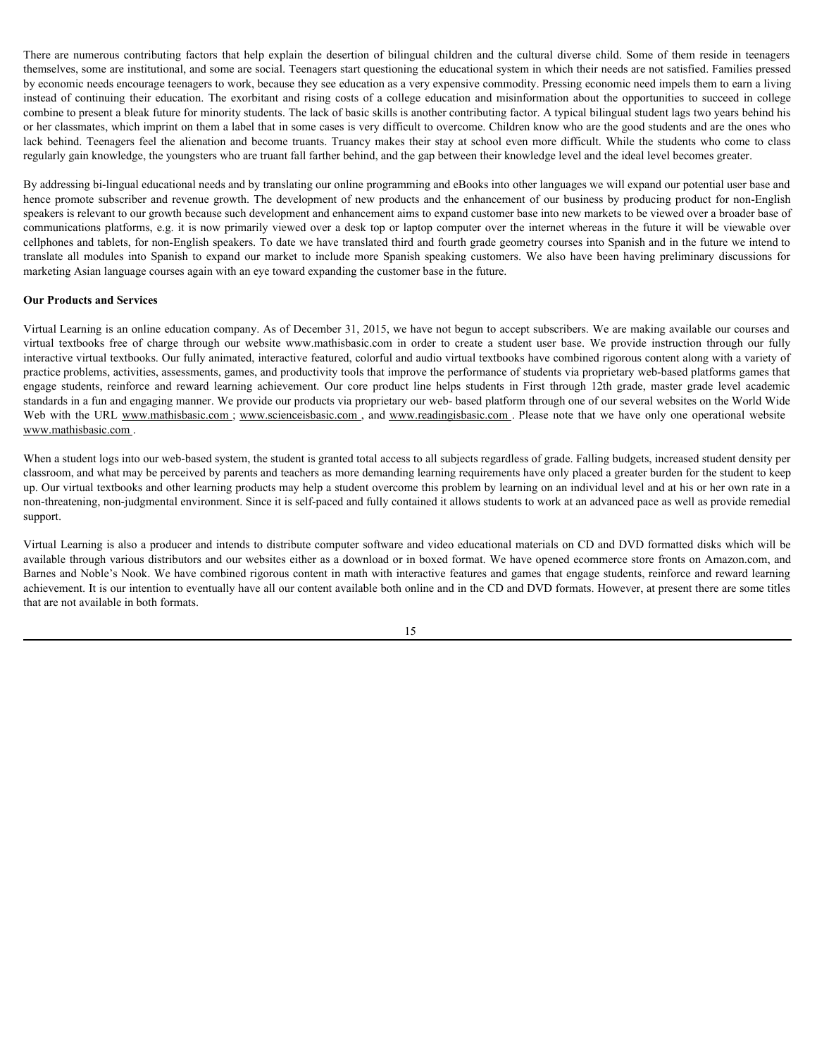There are numerous contributing factors that help explain the desertion of bilingual children and the cultural diverse child. Some of them reside in teenagers themselves, some are institutional, and some are social. Teenagers start questioning the educational system in which their needs are not satisfied. Families pressed by economic needs encourage teenagers to work, because they see education as a very expensive commodity. Pressing economic need impels them to earn a living instead of continuing their education. The exorbitant and rising costs of a college education and misinformation about the opportunities to succeed in college combine to present a bleak future for minority students. The lack of basic skills is another contributing factor. A typical bilingual student lags two years behind his or her classmates, which imprint on them a label that in some cases is very difficult to overcome. Children know who are the good students and are the ones who lack behind. Teenagers feel the alienation and become truants. Truancy makes their stay at school even more difficult. While the students who come to class regularly gain knowledge, the youngsters who are truant fall farther behind, and the gap between their knowledge level and the ideal level becomes greater.

By addressing bi-lingual educational needs and by translating our online programming and eBooks into other languages we will expand our potential user base and hence promote subscriber and revenue growth. The development of new products and the enhancement of our business by producing product for non-English speakers is relevant to our growth because such development and enhancement aims to expand customer base into new markets to be viewed over a broader base of communications platforms, e.g. it is now primarily viewed over a desk top or laptop computer over the internet whereas in the future it will be viewable over cellphones and tablets, for non-English speakers. To date we have translated third and fourth grade geometry courses into Spanish and in the future we intend to translate all modules into Spanish to expand our market to include more Spanish speaking customers. We also have been having preliminary discussions for marketing Asian language courses again with an eye toward expanding the customer base in the future.

**Our Products and Services**

Virtual Learning is an online education company. As of December 31, 2015, we have not begun to accept subscribers. We are making available our courses and virtual textbooks free of charge through our website www.mathisbasic.com in order to create a student user base. We provide instruction through our fully interactive virtual textbooks. Our fully animated, interactive featured, colorful and audio virtual textbooks have combined rigorous content along with a variety of practice problems, activities, assessments, games, and productivity tools that improve the performance of students via proprietary web-based platforms games that engage students, reinforce and reward learning achievement. Our core product line helps students in First through 12th grade, master grade level academic standards in a fun and engaging manner. We provide our products via proprietary our web- based platform through one of our several websites on the World Wide Web with the URL www.mathisbasic.com ; www.scienceisbasic.com , and www.readingisbasic.com . Please note that we have only one operational website www.mathisbasic.com .

When a student logs into our web-based system, the student is granted total access to all subjects regardless of grade. Falling budgets, increased student density per classroom, and what may be perceived by parents and teachers as more demanding learning requirements have only placed a greater burden for the student to keep up. Our virtual textbooks and other learning products may help a student overcome this problem by learning on an individual level and at his or her own rate in a non-threatening, non-judgmental environment. Since it is self-paced and fully contained it allows students to work at an advanced pace as well as provide remedial support.

Virtual Learning is also a producer and intends to distribute computer software and video educational materials on CD and DVD formatted disks which will be available through various distributors and our websites either as a download or in boxed format. We have opened ecommerce store fronts on Amazon.com, and Barnes and Noble's Nook. We have combined rigorous content in math with interactive features and games that engage students, reinforce and reward learning achievement. It is our intention to eventually have all our content available both online and in the CD and DVD formats. However, at present there are some titles that are not available in both formats.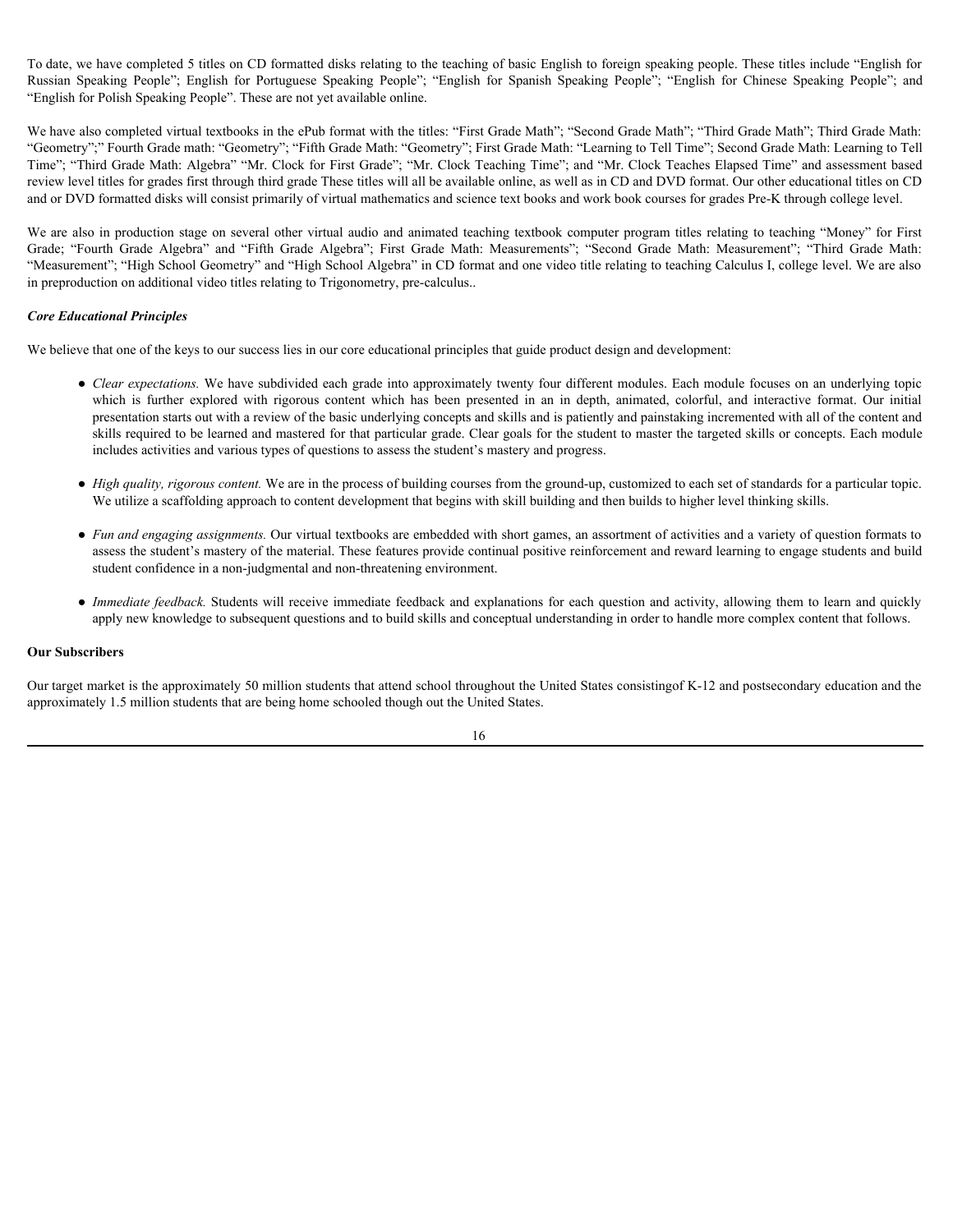To date, we have completed 5 titles on CD formatted disks relating to the teaching of basic English to foreign speaking people. These titles include "English for Russian Speaking People"; English for Portuguese Speaking People"; "English for Spanish Speaking People"; "English for Chinese Speaking People"; and "English for Polish Speaking People". These are not yet available online.

We have also completed virtual textbooks in the ePub format with the titles: "First Grade Math"; "Second Grade Math"; "Third Grade Math"; Third Grade Math: "Geometry";" Fourth Grade math: "Geometry"; "Fifth Grade Math: "Geometry"; First Grade Math: "Learning to Tell Time"; Second Grade Math: Learning to Tell Time"; "Third Grade Math: Algebra" "Mr. Clock for First Grade"; "Mr. Clock Teaching Time"; and "Mr. Clock Teaches Elapsed Time" and assessment based review level titles for grades first through third grade These titles will all be available online, as well as in CD and DVD format. Our other educational titles on CD and or DVD formatted disks will consist primarily of virtual mathematics and science text books and work book courses for grades Pre-K through college level.

We are also in production stage on several other virtual audio and animated teaching textbook computer program titles relating to teaching "Money" for First Grade; "Fourth Grade Algebra" and "Fifth Grade Algebra"; First Grade Math: Measurements"; "Second Grade Math: Measurement"; "Third Grade Math: "Measurement"; "High School Geometry" and "High School Algebra" in CD format and one video title relating to teaching Calculus I, college level. We are also in preproduction on additional video titles relating to Trigonometry, pre-calculus..

***Core Educational Principles***

We believe that one of the keys to our success lies in our core educational principles that guide product design and development:

- *Clear expectations.* We have subdivided each grade into approximately twenty four different modules. Each module focuses on an underlying topic which is further explored with rigorous content which has been presented in an in depth, animated, colorful, and interactive format. Our initial presentation starts out with a review of the basic underlying concepts and skills and is patiently and painstaking incremented with all of the content and skills required to be learned and mastered for that particular grade. Clear goals for the student to master the targeted skills or concepts. Each module includes activities and various types of questions to assess the student's mastery and progress.

- *High quality, rigorous content.* We are in the process of building courses from the ground-up, customized to each set of standards for a particular topic. We utilize a scaffolding approach to content development that begins with skill building and then builds to higher level thinking skills.

- *Fun and engaging assignments.* Our virtual textbooks are embedded with short games, an assortment of activities and a variety of question formats to assess the student's mastery of the material. These features provide continual positive reinforcement and reward learning to engage students and build student confidence in a non-judgmental and non-threatening environment.

- *Immediate feedback.* Students will receive immediate feedback and explanations for each question and activity, allowing them to learn and quickly apply new knowledge to subsequent questions and to build skills and conceptual understanding in order to handle more complex content that follows.

**Our Subscribers**

Our target market is the approximately 50 million students that attend school throughout the United States consistingof K-12 and postsecondary education and the approximately 1.5 million students that are being home schooled though out the United States.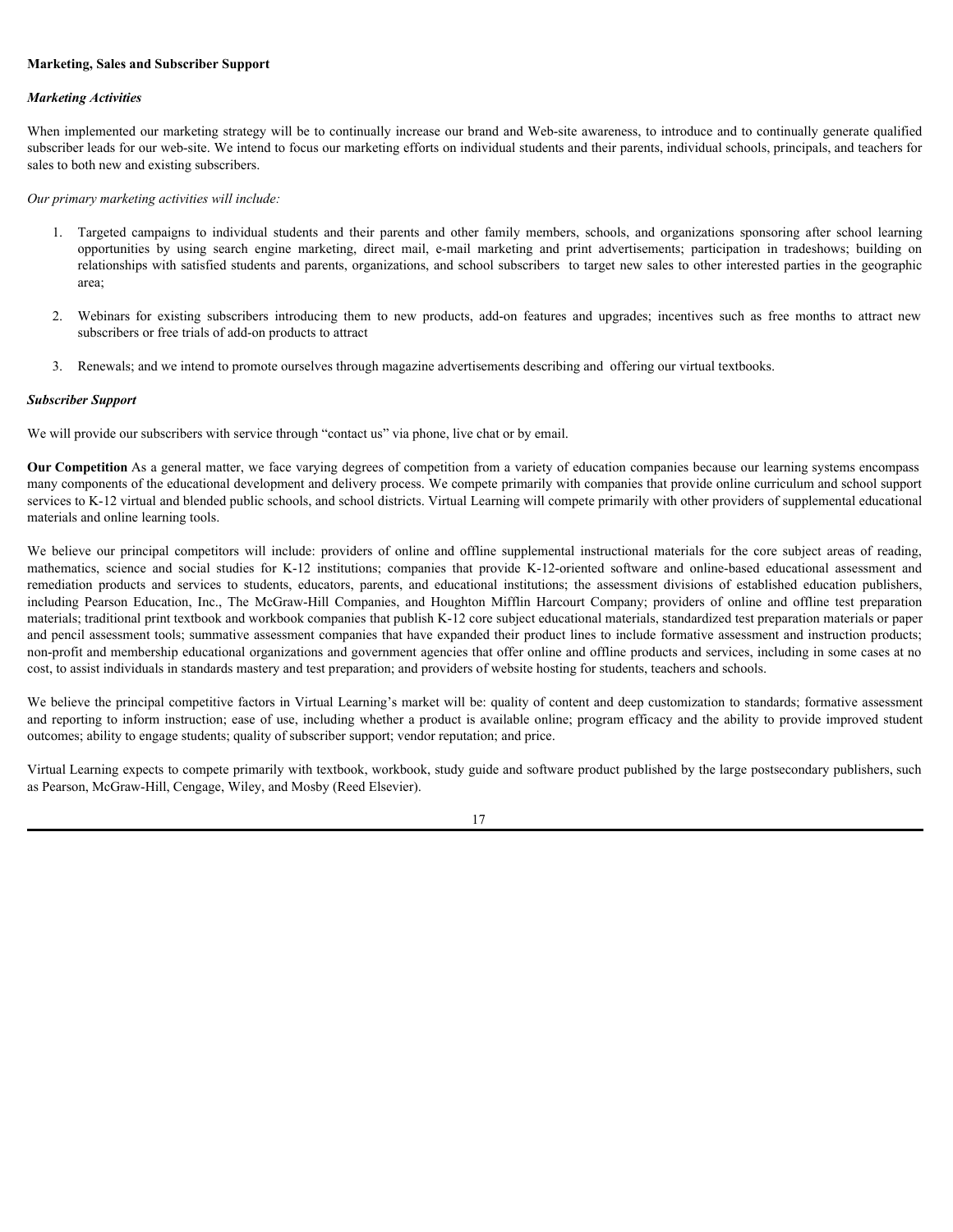**Marketing, Sales and Subscriber Support**

***Marketing Activities***

When implemented our marketing strategy will be to continually increase our brand and Web-site awareness, to introduce and to continually generate qualified subscriber leads for our web-site. We intend to focus our marketing efforts on individual students and their parents, individual schools, principals, and teachers for sales to both new and existing subscribers.

*Our primary marketing activities will include:*

1. Targeted campaigns to individual students and their parents and other family members, schools, and organizations sponsoring after school learning opportunities by using search engine marketing, direct mail, e-mail marketing and print advertisements; participation in tradeshows; building on relationships with satisfied students and parents, organizations, and school subscribers to target new sales to other interested parties in the geographic area;

2. Webinars for existing subscribers introducing them to new products, add-on features and upgrades; incentives such as free months to attract new subscribers or free trials of add-on products to attract

3. Renewals; and we intend to promote ourselves through magazine advertisements describing and offering our virtual textbooks.

***Subscriber Support***

We will provide our subscribers with service through "contact us" via phone, live chat or by email.

**Our Competition** As a general matter, we face varying degrees of competition from a variety of education companies because our learning systems encompass many components of the educational development and delivery process. We compete primarily with companies that provide online curriculum and school support services to K-12 virtual and blended public schools, and school districts. Virtual Learning will compete primarily with other providers of supplemental educational materials and online learning tools.

We believe our principal competitors will include: providers of online and offline supplemental instructional materials for the core subject areas of reading, mathematics, science and social studies for K-12 institutions; companies that provide K-12-oriented software and online-based educational assessment and remediation products and services to students, educators, parents, and educational institutions; the assessment divisions of established education publishers, including Pearson Education, Inc., The McGraw-Hill Companies, and Houghton Mifflin Harcourt Company; providers of online and offline test preparation materials; traditional print textbook and workbook companies that publish K-12 core subject educational materials, standardized test preparation materials or paper and pencil assessment tools; summative assessment companies that have expanded their product lines to include formative assessment and instruction products; non-profit and membership educational organizations and government agencies that offer online and offline products and services, including in some cases at no cost, to assist individuals in standards mastery and test preparation; and providers of website hosting for students, teachers and schools.

We believe the principal competitive factors in Virtual Learning's market will be: quality of content and deep customization to standards; formative assessment and reporting to inform instruction; ease of use, including whether a product is available online; program efficacy and the ability to provide improved student outcomes; ability to engage students; quality of subscriber support; vendor reputation; and price.

Virtual Learning expects to compete primarily with textbook, workbook, study guide and software product published by the large postsecondary publishers, such as Pearson, McGraw-Hill, Cengage, Wiley, and Mosby (Reed Elsevier).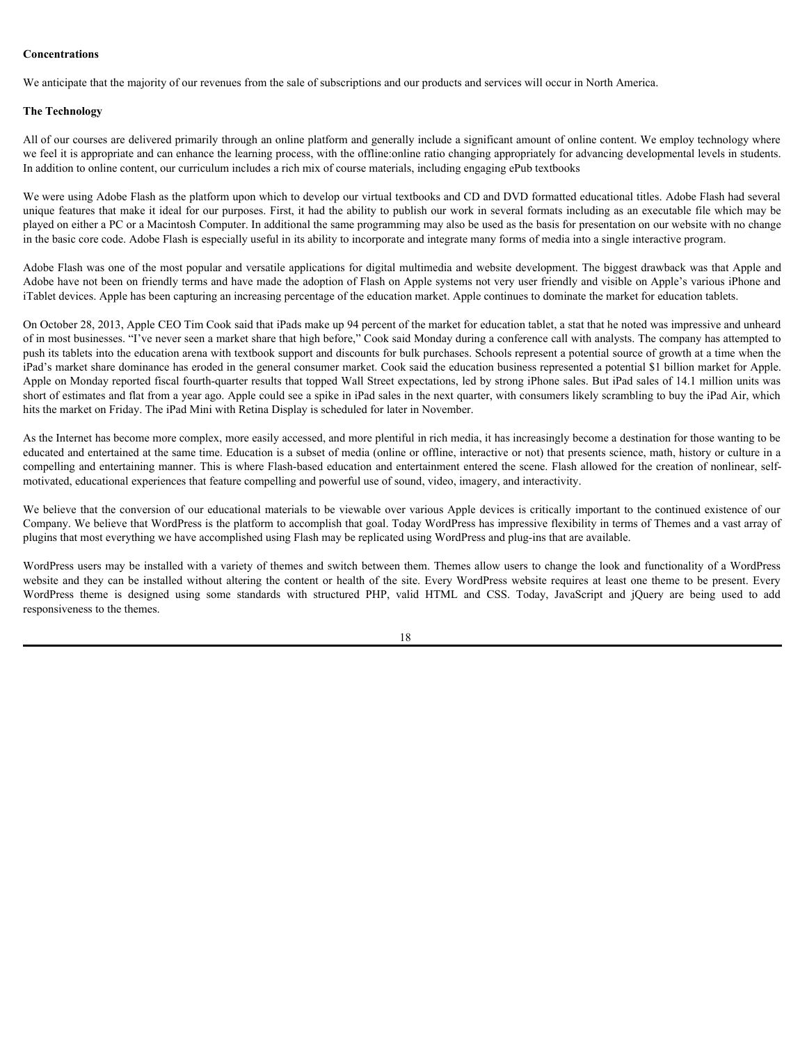**Concentrations**

We anticipate that the majority of our revenues from the sale of subscriptions and our products and services will occur in North America.

**The Technology**

All of our courses are delivered primarily through an online platform and generally include a significant amount of online content. We employ technology where we feel it is appropriate and can enhance the learning process, with the offline:online ratio changing appropriately for advancing developmental levels in students. In addition to online content, our curriculum includes a rich mix of course materials, including engaging ePub textbooks

We were using Adobe Flash as the platform upon which to develop our virtual textbooks and CD and DVD formatted educational titles. Adobe Flash had several unique features that make it ideal for our purposes. First, it had the ability to publish our work in several formats including as an executable file which may be played on either a PC or a Macintosh Computer. In additional the same programming may also be used as the basis for presentation on our website with no change in the basic core code. Adobe Flash is especially useful in its ability to incorporate and integrate many forms of media into a single interactive program.

Adobe Flash was one of the most popular and versatile applications for digital multimedia and website development. The biggest drawback was that Apple and Adobe have not been on friendly terms and have made the adoption of Flash on Apple systems not very user friendly and visible on Apple's various iPhone and iTablet devices. Apple has been capturing an increasing percentage of the education market. Apple continues to dominate the market for education tablets.

On October 28, 2013, Apple CEO Tim Cook said that iPads make up 94 percent of the market for education tablet, a stat that he noted was impressive and unheard of in most businesses. "I've never seen a market share that high before," Cook said Monday during a conference call with analysts. The company has attempted to push its tablets into the education arena with textbook support and discounts for bulk purchases. Schools represent a potential source of growth at a time when the iPad's market share dominance has eroded in the general consumer market. Cook said the education business represented a potential $1 billion market for Apple. Apple on Monday reported fiscal fourth-quarter results that topped Wall Street expectations, led by strong iPhone sales. But iPad sales of 14.1 million units was short of estimates and flat from a year ago. Apple could see a spike in iPad sales in the next quarter, with consumers likely scrambling to buy the iPad Air, which hits the market on Friday. The iPad Mini with Retina Display is scheduled for later in November.

As the Internet has become more complex, more easily accessed, and more plentiful in rich media, it has increasingly become a destination for those wanting to be educated and entertained at the same time. Education is a subset of media (online or offline, interactive or not) that presents science, math, history or culture in a compelling and entertaining manner. This is where Flash-based education and entertainment entered the scene. Flash allowed for the creation of nonlinear, self-motivated, educational experiences that feature compelling and powerful use of sound, video, imagery, and interactivity.

We believe that the conversion of our educational materials to be viewable over various Apple devices is critically important to the continued existence of our Company. We believe that WordPress is the platform to accomplish that goal. Today WordPress has impressive flexibility in terms of Themes and a vast array of plugins that most everything we have accomplished using Flash may be replicated using WordPress and plug-ins that are available.

WordPress users may be installed with a variety of themes and switch between them. Themes allow users to change the look and functionality of a WordPress website and they can be installed without altering the content or health of the site. Every WordPress website requires at least one theme to be present. Every WordPress theme is designed using some standards with structured PHP, valid HTML and CSS. Today, JavaScript and jQuery are being used to add responsiveness to the themes.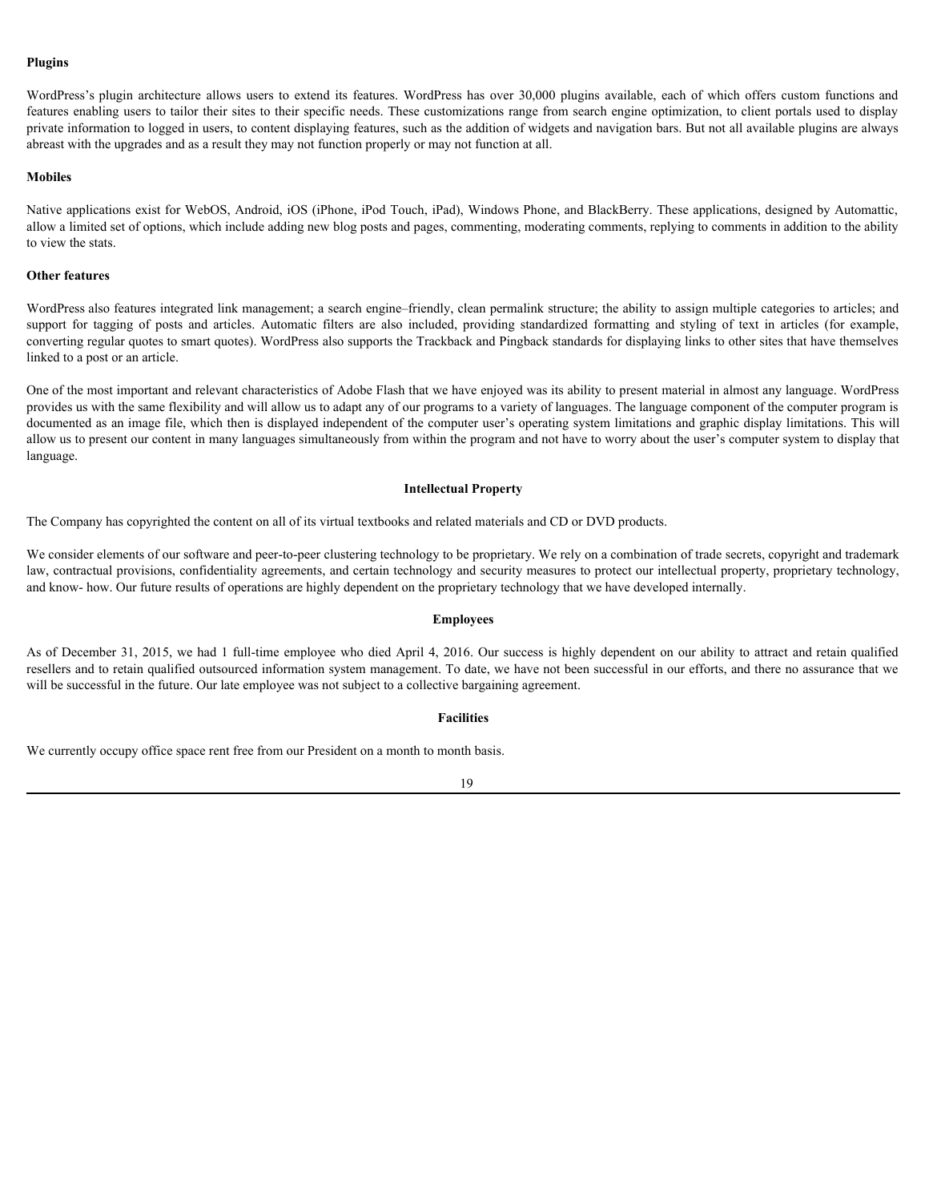**Plugins**

WordPress's plugin architecture allows users to extend its features. WordPress has over 30,000 plugins available, each of which offers custom functions and features enabling users to tailor their sites to their specific needs. These customizations range from search engine optimization, to client portals used to display private information to logged in users, to content displaying features, such as the addition of widgets and navigation bars. But not all available plugins are always abreast with the upgrades and as a result they may not function properly or may not function at all.

**Mobiles**

Native applications exist for WebOS, Android, iOS (iPhone, iPod Touch, iPad), Windows Phone, and BlackBerry. These applications, designed by Automattic, allow a limited set of options, which include adding new blog posts and pages, commenting, moderating comments, replying to comments in addition to the ability to view the stats.

**Other features**

WordPress also features integrated link management; a search engine–friendly, clean permalink structure; the ability to assign multiple categories to articles; and support for tagging of posts and articles. Automatic filters are also included, providing standardized formatting and styling of text in articles (for example, converting regular quotes to smart quotes). WordPress also supports the Trackback and Pingback standards for displaying links to other sites that have themselves linked to a post or an article.

One of the most important and relevant characteristics of Adobe Flash that we have enjoyed was its ability to present material in almost any language. WordPress provides us with the same flexibility and will allow us to adapt any of our programs to a variety of languages. The language component of the computer program is documented as an image file, which then is displayed independent of the computer user's operating system limitations and graphic display limitations. This will allow us to present our content in many languages simultaneously from within the program and not have to worry about the user's computer system to display that language.

**Intellectual Property**

The Company has copyrighted the content on all of its virtual textbooks and related materials and CD or DVD products.

We consider elements of our software and peer-to-peer clustering technology to be proprietary. We rely on a combination of trade secrets, copyright and trademark law, contractual provisions, confidentiality agreements, and certain technology and security measures to protect our intellectual property, proprietary technology, and know- how. Our future results of operations are highly dependent on the proprietary technology that we have developed internally.

**Employees**

As of December 31, 2015, we had 1 full-time employee who died April 4, 2016. Our success is highly dependent on our ability to attract and retain qualified resellers and to retain qualified outsourced information system management. To date, we have not been successful in our efforts, and there no assurance that we will be successful in the future. Our late employee was not subject to a collective bargaining agreement.

**Facilities**

We currently occupy office space rent free from our President on a month to month basis.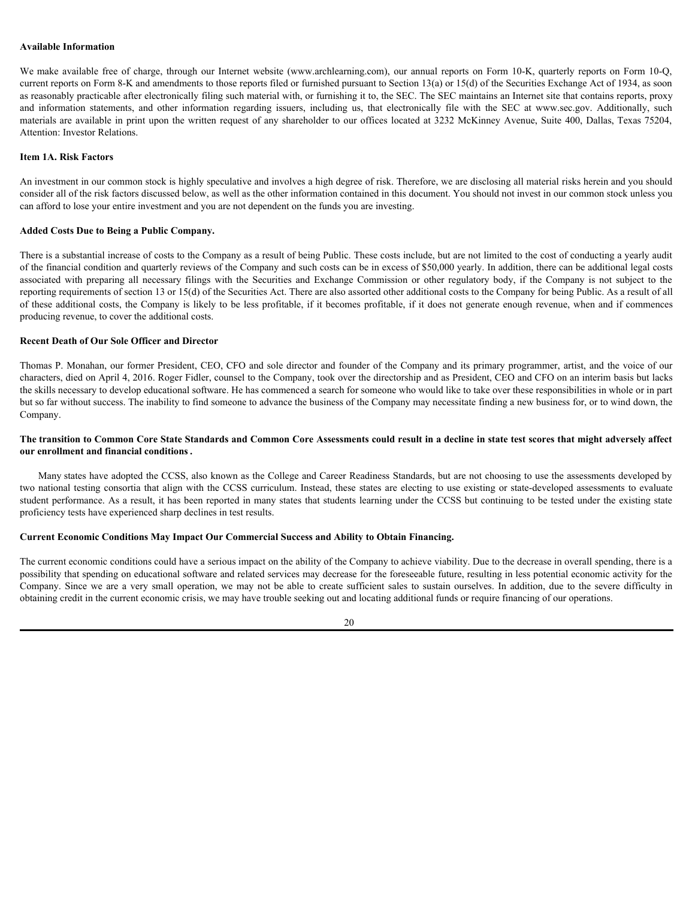**Available Information**

We make available free of charge, through our Internet website (www.archlearning.com), our annual reports on Form 10-K, quarterly reports on Form 10-Q, current reports on Form 8-K and amendments to those reports filed or furnished pursuant to Section 13(a) or 15(d) of the Securities Exchange Act of 1934, as soon as reasonably practicable after electronically filing such material with, or furnishing it to, the SEC. The SEC maintains an Internet site that contains reports, proxy and information statements, and other information regarding issuers, including us, that electronically file with the SEC at www.sec.gov. Additionally, such materials are available in print upon the written request of any shareholder to our offices located at 3232 McKinney Avenue, Suite 400, Dallas, Texas 75204, Attention: Investor Relations.

**Item 1A. Risk Factors**

An investment in our common stock is highly speculative and involves a high degree of risk. Therefore, we are disclosing all material risks herein and you should consider all of the risk factors discussed below, as well as the other information contained in this document. You should not invest in our common stock unless you can afford to lose your entire investment and you are not dependent on the funds you are investing.

**Added Costs Due to Being a Public Company.**

There is a substantial increase of costs to the Company as a result of being Public. These costs include, but are not limited to the cost of conducting a yearly audit of the financial condition and quarterly reviews of the Company and such costs can be in excess of $50,000 yearly. In addition, there can be additional legal costs associated with preparing all necessary filings with the Securities and Exchange Commission or other regulatory body, if the Company is not subject to the reporting requirements of section 13 or 15(d) of the Securities Act. There are also assorted other additional costs to the Company for being Public. As a result of all of these additional costs, the Company is likely to be less profitable, if it becomes profitable, if it does not generate enough revenue, when and if commences producing revenue, to cover the additional costs.

**Recent Death of Our Sole Officer and Director**

Thomas P. Monahan, our former President, CEO, CFO and sole director and founder of the Company and its primary programmer, artist, and the voice of our characters, died on April 4, 2016. Roger Fidler, counsel to the Company, took over the directorship and as President, CEO and CFO on an interim basis but lacks the skills necessary to develop educational software. He has commenced a search for someone who would like to take over these responsibilities in whole or in part but so far without success. The inability to find someone to advance the business of the Company may necessitate finding a new business for, or to wind down, the Company.

**The transition to Common Core State Standards and Common Core Assessments could result in a decline in state test scores that might adversely affect our enrollment and financial conditions.**

Many states have adopted the CCSS, also known as the College and Career Readiness Standards, but are not choosing to use the assessments developed by two national testing consortia that align with the CCSS curriculum. Instead, these states are electing to use existing or state-developed assessments to evaluate student performance. As a result, it has been reported in many states that students learning under the CCSS but continuing to be tested under the existing state proficiency tests have experienced sharp declines in test results.

**Current Economic Conditions May Impact Our Commercial Success and Ability to Obtain Financing.**

The current economic conditions could have a serious impact on the ability of the Company to achieve viability. Due to the decrease in overall spending, there is a possibility that spending on educational software and related services may decrease for the foreseeable future, resulting in less potential economic activity for the Company. Since we are a very small operation, we may not be able to create sufficient sales to sustain ourselves. In addition, due to the severe difficulty in obtaining credit in the current economic crisis, we may have trouble seeking out and locating additional funds or require financing of our operations.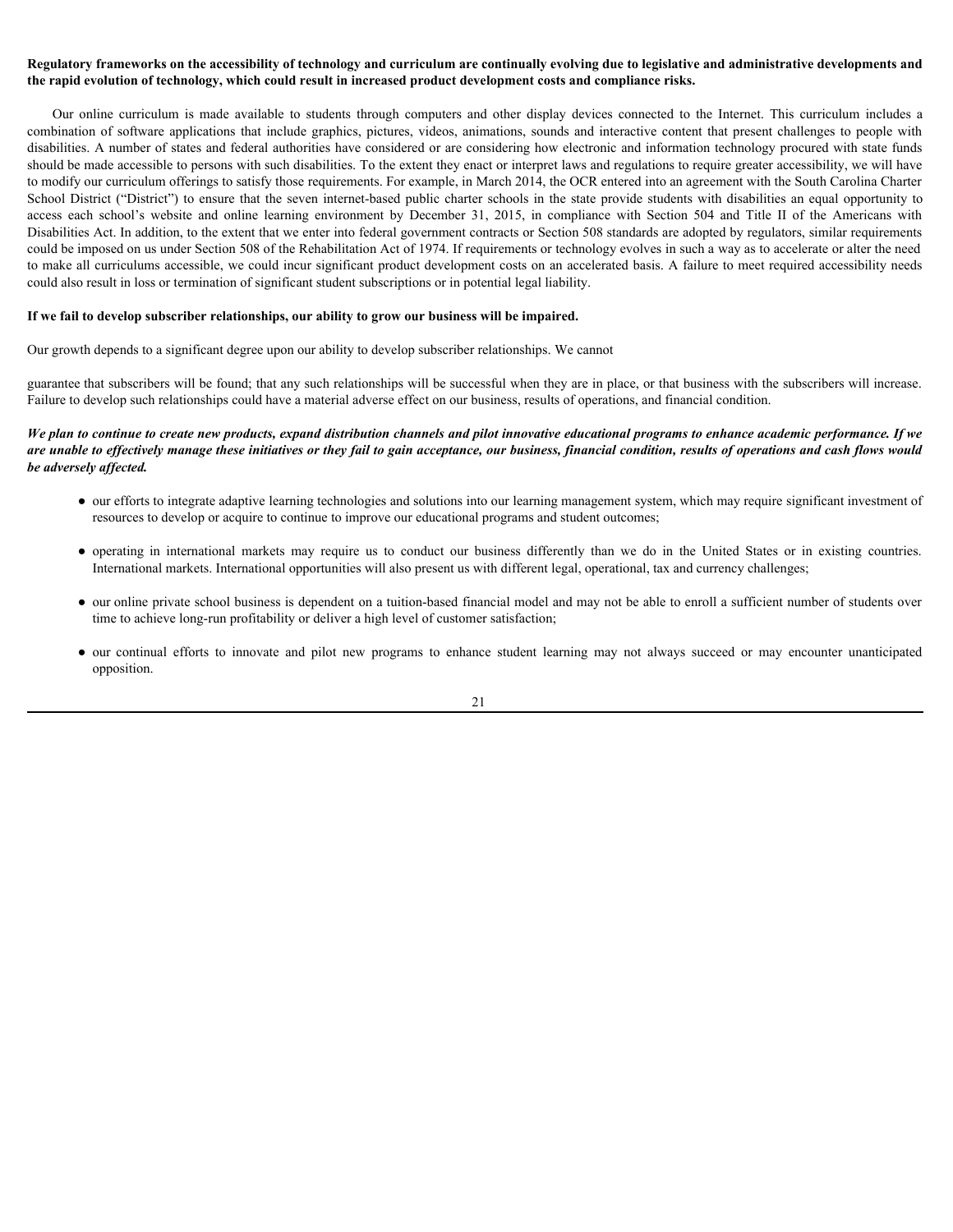**Regulatory frameworks on the accessibility of technology and curriculum are continually evolving due to legislative and administrative developments and the rapid evolution of technology, which could result in increased product development costs and compliance risks.**

Our online curriculum is made available to students through computers and other display devices connected to the Internet. This curriculum includes a combination of software applications that include graphics, pictures, videos, animations, sounds and interactive content that present challenges to people with disabilities. A number of states and federal authorities have considered or are considering how electronic and information technology procured with state funds should be made accessible to persons with such disabilities. To the extent they enact or interpret laws and regulations to require greater accessibility, we will have to modify our curriculum offerings to satisfy those requirements. For example, in March 2014, the OCR entered into an agreement with the South Carolina Charter School District ("District") to ensure that the seven internet-based public charter schools in the state provide students with disabilities an equal opportunity to access each school's website and online learning environment by December 31, 2015, in compliance with Section 504 and Title II of the Americans with Disabilities Act. In addition, to the extent that we enter into federal government contracts or Section 508 standards are adopted by regulators, similar requirements could be imposed on us under Section 508 of the Rehabilitation Act of 1974. If requirements or technology evolves in such a way as to accelerate or alter the need to make all curriculums accessible, we could incur significant product development costs on an accelerated basis. A failure to meet required accessibility needs could also result in loss or termination of significant student subscriptions or in potential legal liability.

**If we fail to develop subscriber relationships, our ability to grow our business will be impaired.**

Our growth depends to a significant degree upon our ability to develop subscriber relationships. We cannot

guarantee that subscribers will be found; that any such relationships will be successful when they are in place, or that business with the subscribers will increase. Failure to develop such relationships could have a material adverse effect on our business, results of operations, and financial condition.

***We plan to continue to create new products, expand distribution channels and pilot innovative educational programs to enhance academic performance. If we are unable to effectively manage these initiatives or they fail to gain acceptance, our business, financial condition, results of operations and cash flows would be adversely affected.***

- our efforts to integrate adaptive learning technologies and solutions into our learning management system, which may require significant investment of resources to develop or acquire to continue to improve our educational programs and student outcomes;
- operating in international markets may require us to conduct our business differently than we do in the United States or in existing countries. International markets. International opportunities will also present us with different legal, operational, tax and currency challenges;
- our online private school business is dependent on a tuition-based financial model and may not be able to enroll a sufficient number of students over time to achieve long-run profitability or deliver a high level of customer satisfaction;
- our continual efforts to innovate and pilot new programs to enhance student learning may not always succeed or may encounter unanticipated opposition.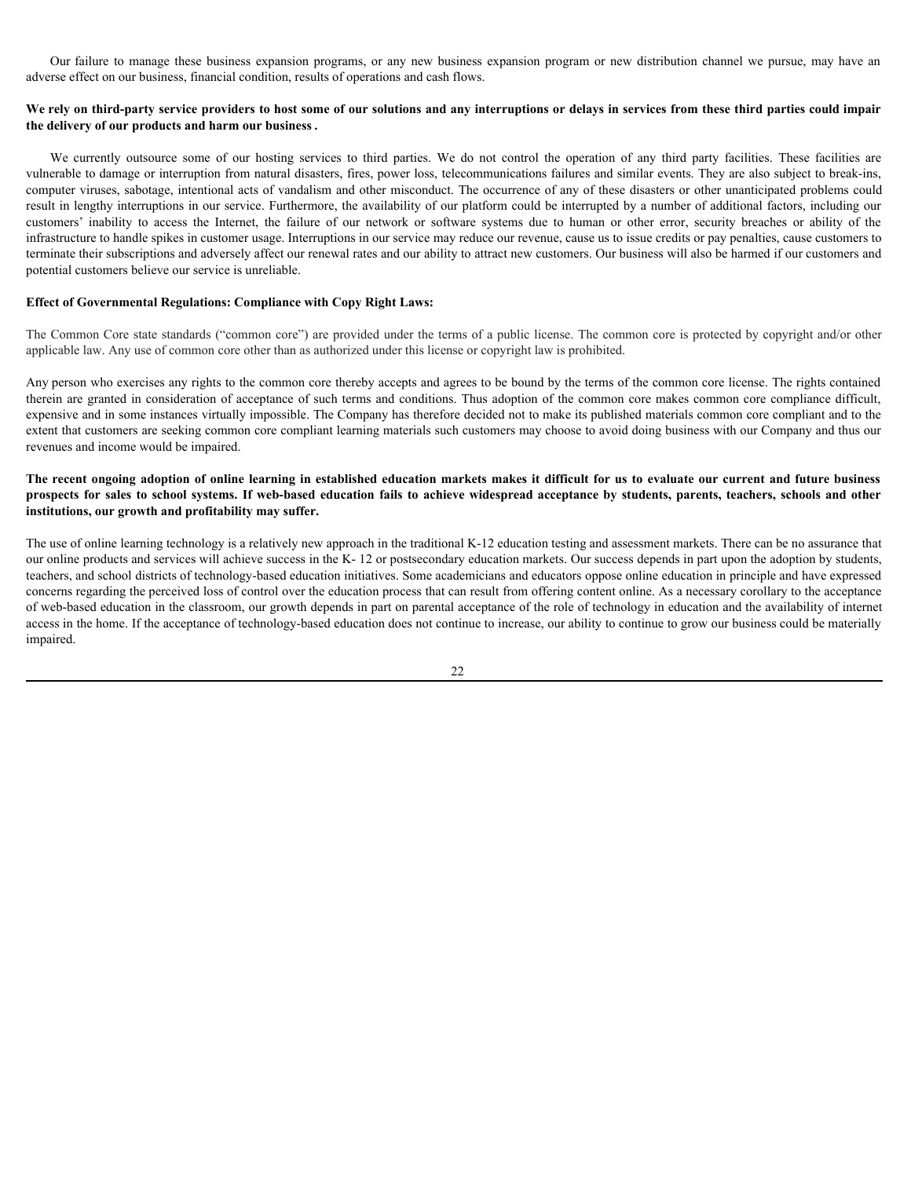Our failure to manage these business expansion programs, or any new business expansion program or new distribution channel we pursue, may have an adverse effect on our business, financial condition, results of operations and cash flows.

**We rely on third-party service providers to host some of our solutions and any interruptions or delays in services from these third parties could impair the delivery of our products and harm our business .**

We currently outsource some of our hosting services to third parties. We do not control the operation of any third party facilities. These facilities are vulnerable to damage or interruption from natural disasters, fires, power loss, telecommunications failures and similar events. They are also subject to break-ins, computer viruses, sabotage, intentional acts of vandalism and other misconduct. The occurrence of any of these disasters or other unanticipated problems could result in lengthy interruptions in our service. Furthermore, the availability of our platform could be interrupted by a number of additional factors, including our customers' inability to access the Internet, the failure of our network or software systems due to human or other error, security breaches or ability of the infrastructure to handle spikes in customer usage. Interruptions in our service may reduce our revenue, cause us to issue credits or pay penalties, cause customers to terminate their subscriptions and adversely affect our renewal rates and our ability to attract new customers. Our business will also be harmed if our customers and potential customers believe our service is unreliable.

**Effect of Governmental Regulations: Compliance with Copy Right Laws:**

The Common Core state standards ("common core") are provided under the terms of a public license. The common core is protected by copyright and/or other applicable law. Any use of common core other than as authorized under this license or copyright law is prohibited.

Any person who exercises any rights to the common core thereby accepts and agrees to be bound by the terms of the common core license. The rights contained therein are granted in consideration of acceptance of such terms and conditions. Thus adoption of the common core makes common core compliance difficult, expensive and in some instances virtually impossible. The Company has therefore decided not to make its published materials common core compliant and to the extent that customers are seeking common core compliant learning materials such customers may choose to avoid doing business with our Company and thus our revenues and income would be impaired.

**The recent ongoing adoption of online learning in established education markets makes it difficult for us to evaluate our current and future business prospects for sales to school systems. If web-based education fails to achieve widespread acceptance by students, parents, teachers, schools and other institutions, our growth and profitability may suffer.**

The use of online learning technology is a relatively new approach in the traditional K-12 education testing and assessment markets. There can be no assurance that our online products and services will achieve success in the K- 12 or postsecondary education markets. Our success depends in part upon the adoption by students, teachers, and school districts of technology-based education initiatives. Some academicians and educators oppose online education in principle and have expressed concerns regarding the perceived loss of control over the education process that can result from offering content online. As a necessary corollary to the acceptance of web-based education in the classroom, our growth depends in part on parental acceptance of the role of technology in education and the availability of internet access in the home. If the acceptance of technology-based education does not continue to increase, our ability to continue to grow our business could be materially impaired.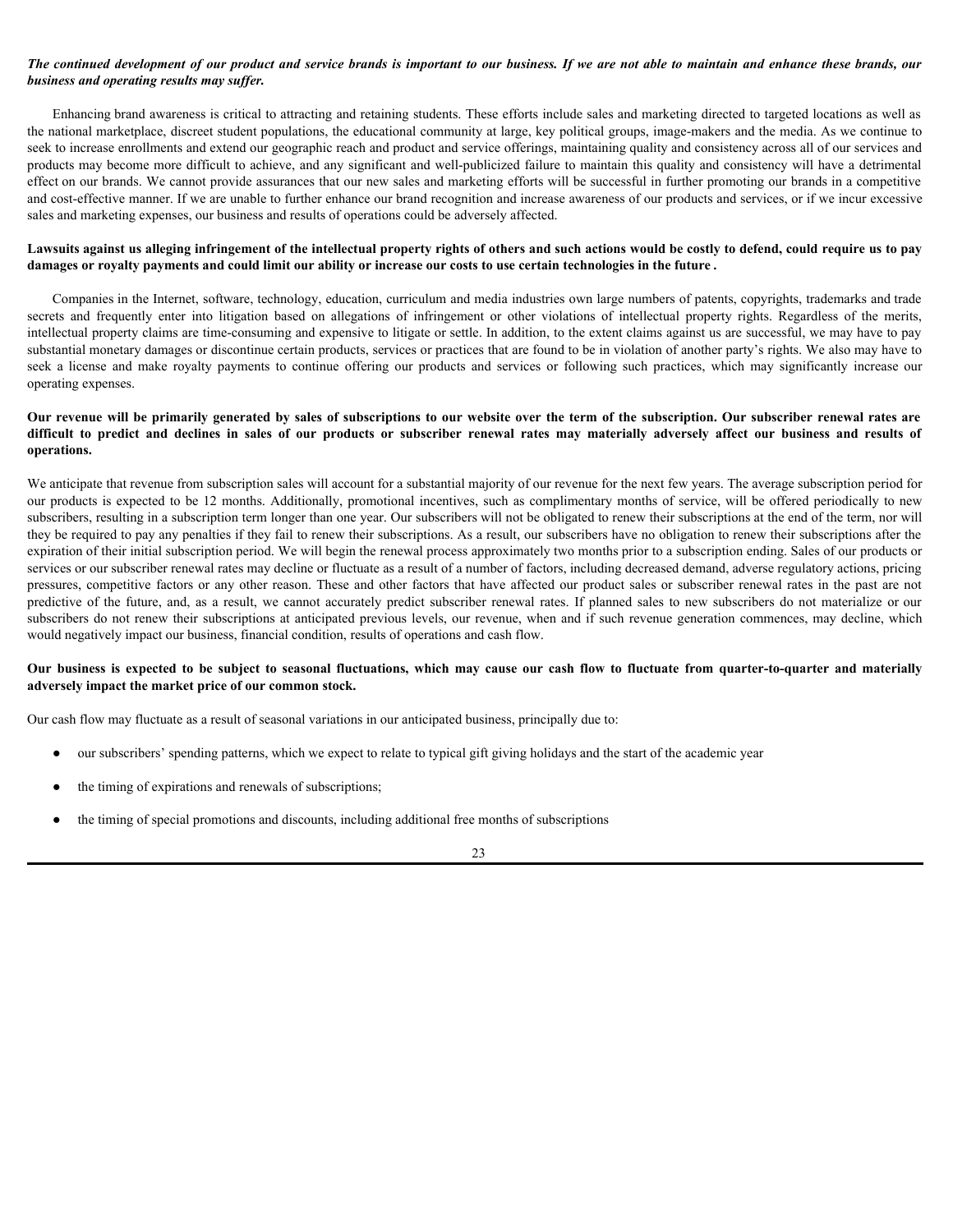***The continued development of our product and service brands is important to our business. If we are not able to maintain and enhance these brands, our business and operating results may suffer.***

Enhancing brand awareness is critical to attracting and retaining students. These efforts include sales and marketing directed to targeted locations as well as the national marketplace, discreet student populations, the educational community at large, key political groups, image-makers and the media. As we continue to seek to increase enrollments and extend our geographic reach and product and service offerings, maintaining quality and consistency across all of our services and products may become more difficult to achieve, and any significant and well-publicized failure to maintain this quality and consistency will have a detrimental effect on our brands. We cannot provide assurances that our new sales and marketing efforts will be successful in further promoting our brands in a competitive and cost-effective manner. If we are unable to further enhance our brand recognition and increase awareness of our products and services, or if we incur excessive sales and marketing expenses, our business and results of operations could be adversely affected.

**Lawsuits against us alleging infringement of the intellectual property rights of others and such actions would be costly to defend, could require us to pay damages or royalty payments and could limit our ability or increase our costs to use certain technologies in the future .**

Companies in the Internet, software, technology, education, curriculum and media industries own large numbers of patents, copyrights, trademarks and trade secrets and frequently enter into litigation based on allegations of infringement or other violations of intellectual property rights. Regardless of the merits, intellectual property claims are time-consuming and expensive to litigate or settle. In addition, to the extent claims against us are successful, we may have to pay substantial monetary damages or discontinue certain products, services or practices that are found to be in violation of another party's rights. We also may have to seek a license and make royalty payments to continue offering our products and services or following such practices, which may significantly increase our operating expenses.

**Our revenue will be primarily generated by sales of subscriptions to our website over the term of the subscription. Our subscriber renewal rates are difficult to predict and declines in sales of our products or subscriber renewal rates may materially adversely affect our business and results of operations.**

We anticipate that revenue from subscription sales will account for a substantial majority of our revenue for the next few years. The average subscription period for our products is expected to be 12 months. Additionally, promotional incentives, such as complimentary months of service, will be offered periodically to new subscribers, resulting in a subscription term longer than one year. Our subscribers will not be obligated to renew their subscriptions at the end of the term, nor will they be required to pay any penalties if they fail to renew their subscriptions. As a result, our subscribers have no obligation to renew their subscriptions after the expiration of their initial subscription period. We will begin the renewal process approximately two months prior to a subscription ending. Sales of our products or services or our subscriber renewal rates may decline or fluctuate as a result of a number of factors, including decreased demand, adverse regulatory actions, pricing pressures, competitive factors or any other reason. These and other factors that have affected our product sales or subscriber renewal rates in the past are not predictive of the future, and, as a result, we cannot accurately predict subscriber renewal rates. If planned sales to new subscribers do not materialize or our subscribers do not renew their subscriptions at anticipated previous levels, our revenue, when and if such revenue generation commences, may decline, which would negatively impact our business, financial condition, results of operations and cash flow.

**Our business is expected to be subject to seasonal fluctuations, which may cause our cash flow to fluctuate from quarter-to-quarter and materially adversely impact the market price of our common stock.**

Our cash flow may fluctuate as a result of seasonal variations in our anticipated business, principally due to:

- our subscribers' spending patterns, which we expect to relate to typical gift giving holidays and the start of the academic year
- the timing of expirations and renewals of subscriptions;
- the timing of special promotions and discounts, including additional free months of subscriptions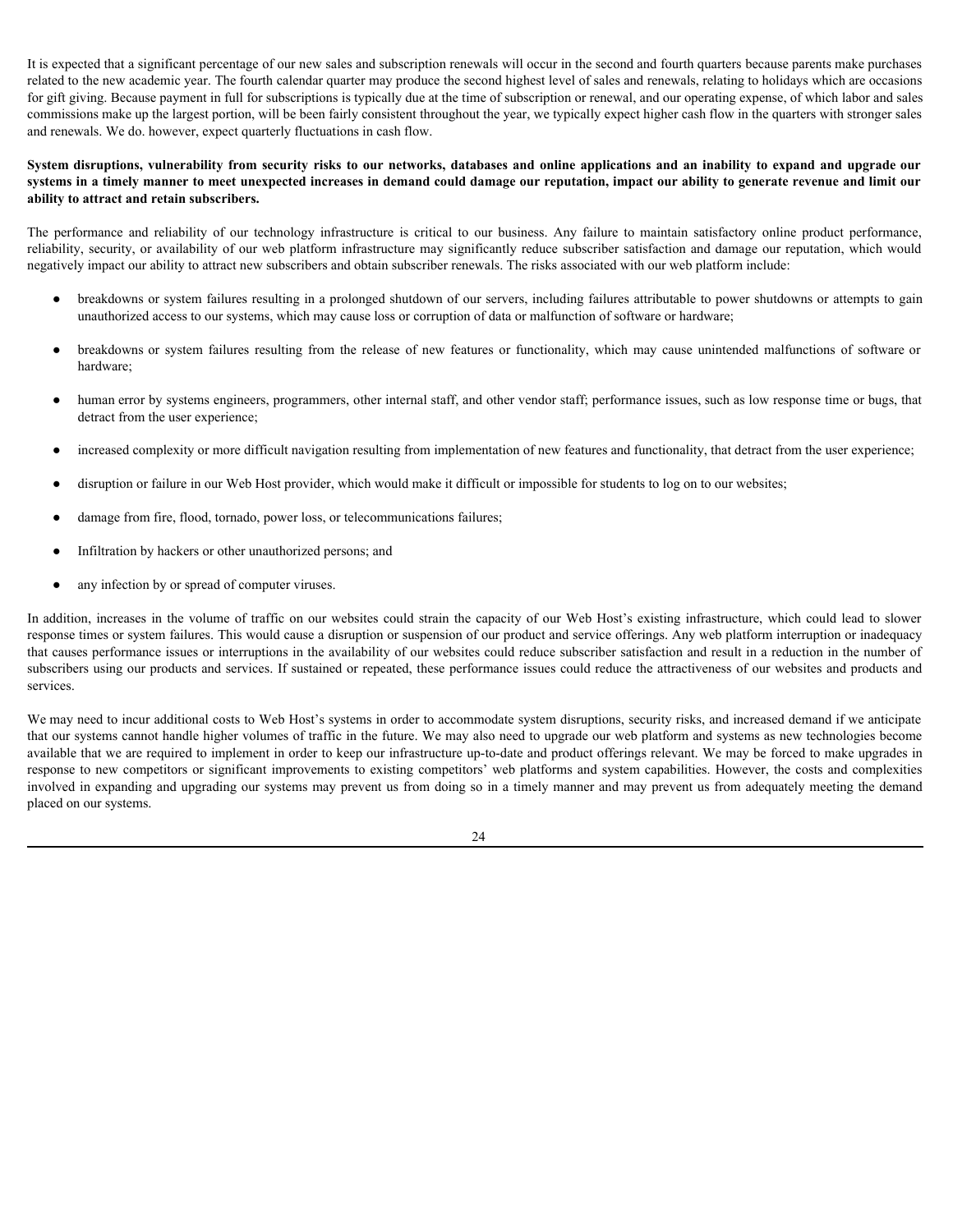It is expected that a significant percentage of our new sales and subscription renewals will occur in the second and fourth quarters because parents make purchases related to the new academic year. The fourth calendar quarter may produce the second highest level of sales and renewals, relating to holidays which are occasions for gift giving. Because payment in full for subscriptions is typically due at the time of subscription or renewal, and our operating expense, of which labor and sales commissions make up the largest portion, will be been fairly consistent throughout the year, we typically expect higher cash flow in the quarters with stronger sales and renewals. We do. however, expect quarterly fluctuations in cash flow.

**System disruptions, vulnerability from security risks to our networks, databases and online applications and an inability to expand and upgrade our systems in a timely manner to meet unexpected increases in demand could damage our reputation, impact our ability to generate revenue and limit our ability to attract and retain subscribers.**

The performance and reliability of our technology infrastructure is critical to our business. Any failure to maintain satisfactory online product performance, reliability, security, or availability of our web platform infrastructure may significantly reduce subscriber satisfaction and damage our reputation, which would negatively impact our ability to attract new subscribers and obtain subscriber renewals. The risks associated with our web platform include:

- breakdowns or system failures resulting in a prolonged shutdown of our servers, including failures attributable to power shutdowns or attempts to gain unauthorized access to our systems, which may cause loss or corruption of data or malfunction of software or hardware;
- breakdowns or system failures resulting from the release of new features or functionality, which may cause unintended malfunctions of software or hardware;
- human error by systems engineers, programmers, other internal staff, and other vendor staff; performance issues, such as low response time or bugs, that detract from the user experience;
- increased complexity or more difficult navigation resulting from implementation of new features and functionality, that detract from the user experience;
- disruption or failure in our Web Host provider, which would make it difficult or impossible for students to log on to our websites;
- damage from fire, flood, tornado, power loss, or telecommunications failures;
- Infiltration by hackers or other unauthorized persons; and
- any infection by or spread of computer viruses.

In addition, increases in the volume of traffic on our websites could strain the capacity of our Web Host's existing infrastructure, which could lead to slower response times or system failures. This would cause a disruption or suspension of our product and service offerings. Any web platform interruption or inadequacy that causes performance issues or interruptions in the availability of our websites could reduce subscriber satisfaction and result in a reduction in the number of subscribers using our products and services. If sustained or repeated, these performance issues could reduce the attractiveness of our websites and products and services.

We may need to incur additional costs to Web Host's systems in order to accommodate system disruptions, security risks, and increased demand if we anticipate that our systems cannot handle higher volumes of traffic in the future. We may also need to upgrade our web platform and systems as new technologies become available that we are required to implement in order to keep our infrastructure up-to-date and product offerings relevant. We may be forced to make upgrades in response to new competitors or significant improvements to existing competitors' web platforms and system capabilities. However, the costs and complexities involved in expanding and upgrading our systems may prevent us from doing so in a timely manner and may prevent us from adequately meeting the demand placed on our systems.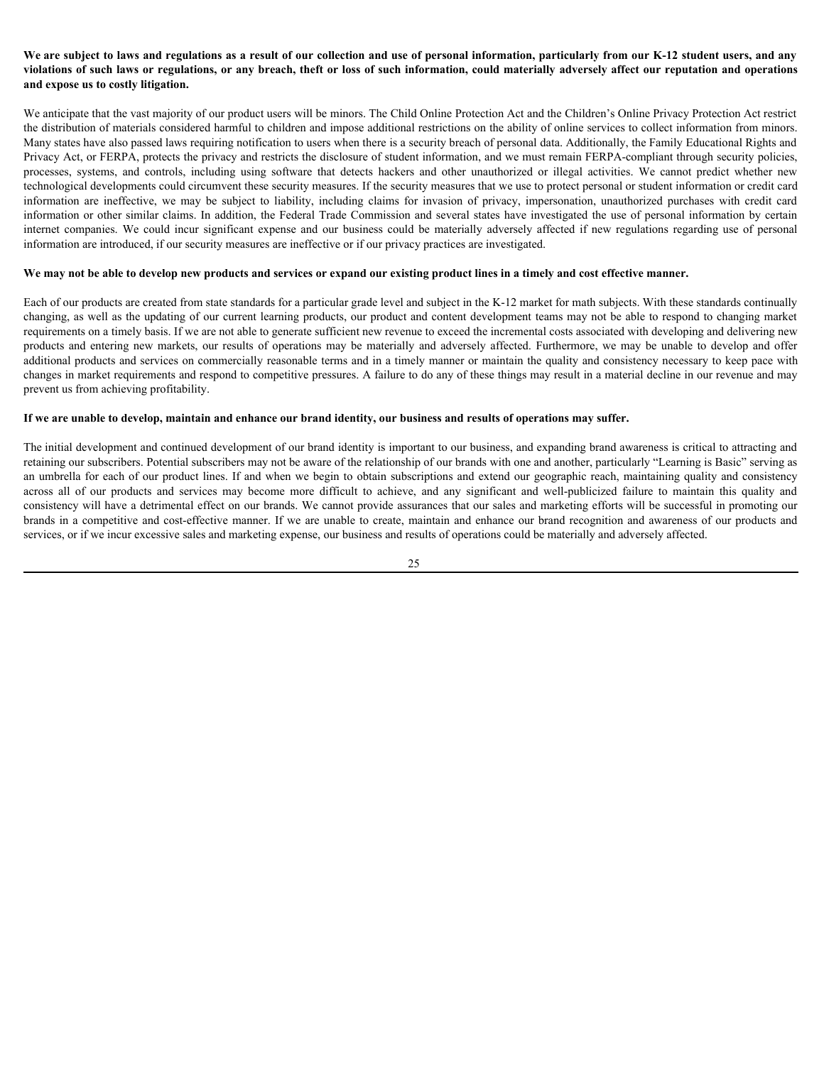**We are subject to laws and regulations as a result of our collection and use of personal information, particularly from our K-12 student users, and any violations of such laws or regulations, or any breach, theft or loss of such information, could materially adversely affect our reputation and operations and expose us to costly litigation.**

We anticipate that the vast majority of our product users will be minors. The Child Online Protection Act and the Children's Online Privacy Protection Act restrict the distribution of materials considered harmful to children and impose additional restrictions on the ability of online services to collect information from minors. Many states have also passed laws requiring notification to users when there is a security breach of personal data. Additionally, the Family Educational Rights and Privacy Act, or FERPA, protects the privacy and restricts the disclosure of student information, and we must remain FERPA-compliant through security policies, processes, systems, and controls, including using software that detects hackers and other unauthorized or illegal activities. We cannot predict whether new technological developments could circumvent these security measures. If the security measures that we use to protect personal or student information or credit card information are ineffective, we may be subject to liability, including claims for invasion of privacy, impersonation, unauthorized purchases with credit card information or other similar claims. In addition, the Federal Trade Commission and several states have investigated the use of personal information by certain internet companies. We could incur significant expense and our business could be materially adversely affected if new regulations regarding use of personal information are introduced, if our security measures are ineffective or if our privacy practices are investigated.

**We may not be able to develop new products and services or expand our existing product lines in a timely and cost effective manner.**

Each of our products are created from state standards for a particular grade level and subject in the K-12 market for math subjects. With these standards continually changing, as well as the updating of our current learning products, our product and content development teams may not be able to respond to changing market requirements on a timely basis. If we are not able to generate sufficient new revenue to exceed the incremental costs associated with developing and delivering new products and entering new markets, our results of operations may be materially and adversely affected. Furthermore, we may be unable to develop and offer additional products and services on commercially reasonable terms and in a timely manner or maintain the quality and consistency necessary to keep pace with changes in market requirements and respond to competitive pressures. A failure to do any of these things may result in a material decline in our revenue and may prevent us from achieving profitability.

**If we are unable to develop, maintain and enhance our brand identity, our business and results of operations may suffer.**

The initial development and continued development of our brand identity is important to our business, and expanding brand awareness is critical to attracting and retaining our subscribers. Potential subscribers may not be aware of the relationship of our brands with one and another, particularly "Learning is Basic" serving as an umbrella for each of our product lines. If and when we begin to obtain subscriptions and extend our geographic reach, maintaining quality and consistency across all of our products and services may become more difficult to achieve, and any significant and well-publicized failure to maintain this quality and consistency will have a detrimental effect on our brands. We cannot provide assurances that our sales and marketing efforts will be successful in promoting our brands in a competitive and cost-effective manner. If we are unable to create, maintain and enhance our brand recognition and awareness of our products and services, or if we incur excessive sales and marketing expense, our business and results of operations could be materially and adversely affected.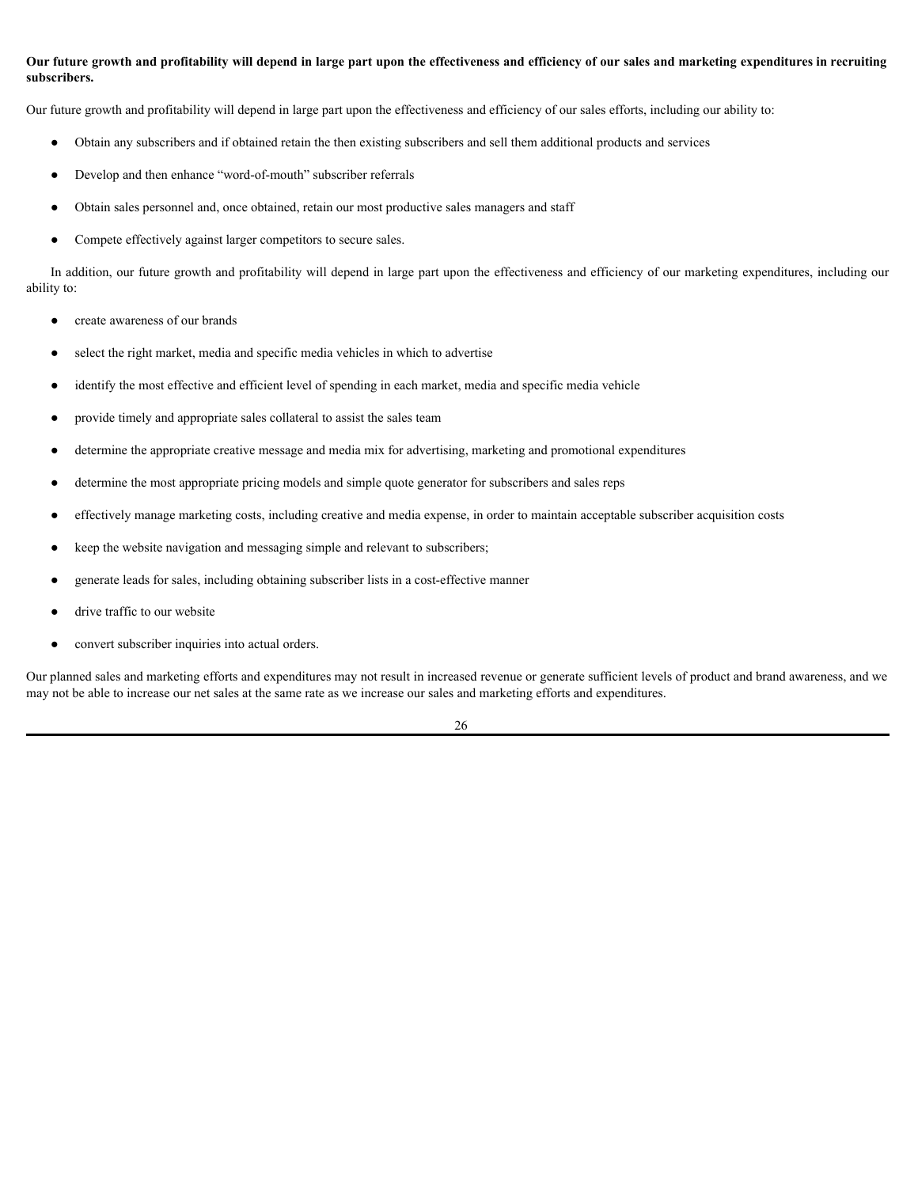**Our future growth and profitability will depend in large part upon the effectiveness and efficiency of our sales and marketing expenditures in recruiting subscribers.**

Our future growth and profitability will depend in large part upon the effectiveness and efficiency of our sales efforts, including our ability to:

- Obtain any subscribers and if obtained retain the then existing subscribers and sell them additional products and services
- Develop and then enhance "word-of-mouth" subscriber referrals
- Obtain sales personnel and, once obtained, retain our most productive sales managers and staff
- Compete effectively against larger competitors to secure sales.

In addition, our future growth and profitability will depend in large part upon the effectiveness and efficiency of our marketing expenditures, including our ability to:

- create awareness of our brands
- select the right market, media and specific media vehicles in which to advertise
- identify the most effective and efficient level of spending in each market, media and specific media vehicle
- provide timely and appropriate sales collateral to assist the sales team
- determine the appropriate creative message and media mix for advertising, marketing and promotional expenditures
- determine the most appropriate pricing models and simple quote generator for subscribers and sales reps
- effectively manage marketing costs, including creative and media expense, in order to maintain acceptable subscriber acquisition costs
- keep the website navigation and messaging simple and relevant to subscribers;
- generate leads for sales, including obtaining subscriber lists in a cost-effective manner
- drive traffic to our website
- convert subscriber inquiries into actual orders.

Our planned sales and marketing efforts and expenditures may not result in increased revenue or generate sufficient levels of product and brand awareness, and we may not be able to increase our net sales at the same rate as we increase our sales and marketing efforts and expenditures.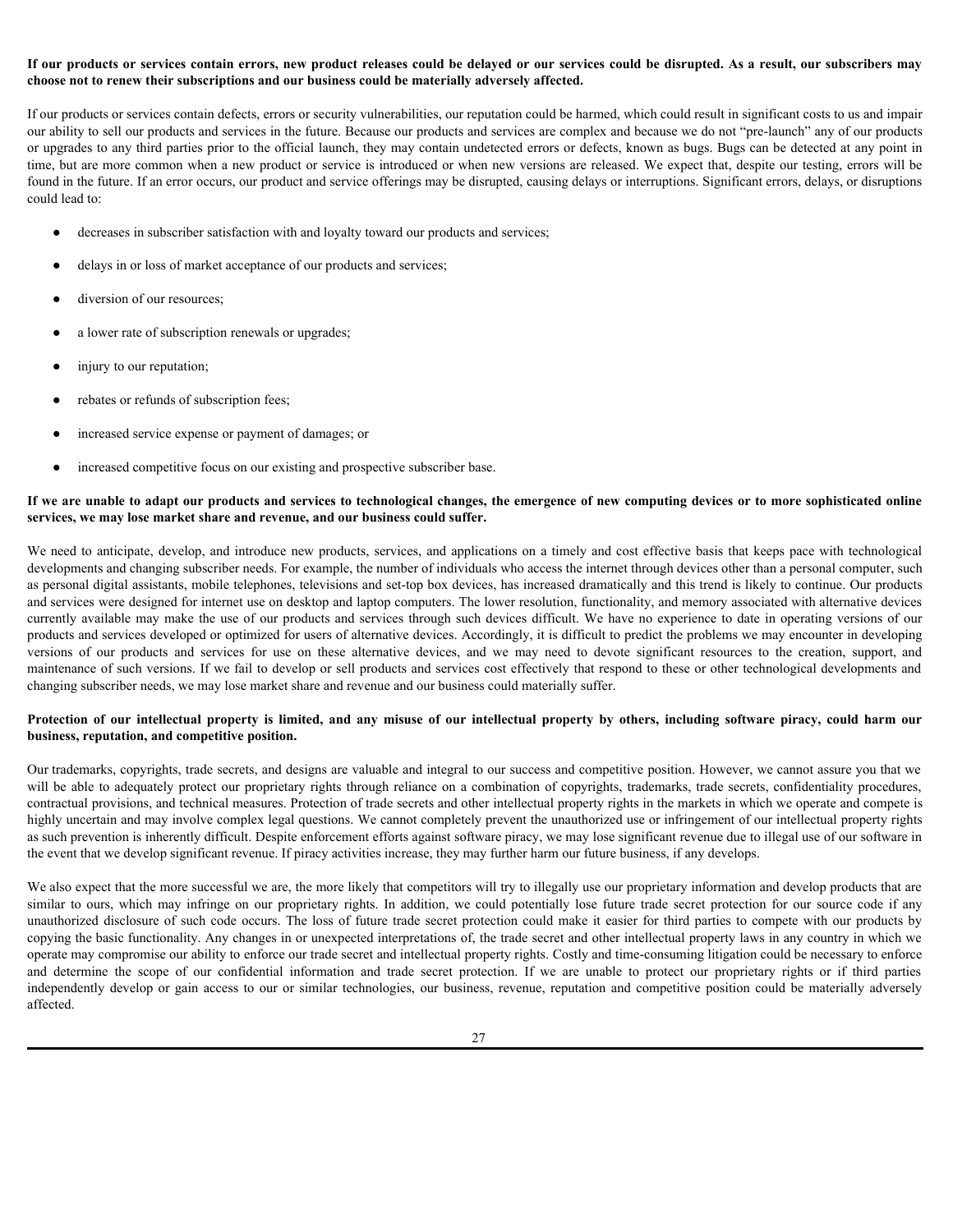**If our products or services contain errors, new product releases could be delayed or our services could be disrupted. As a result, our subscribers may choose not to renew their subscriptions and our business could be materially adversely affected.**

If our products or services contain defects, errors or security vulnerabilities, our reputation could be harmed, which could result in significant costs to us and impair our ability to sell our products and services in the future. Because our products and services are complex and because we do not "pre-launch" any of our products or upgrades to any third parties prior to the official launch, they may contain undetected errors or defects, known as bugs. Bugs can be detected at any point in time, but are more common when a new product or service is introduced or when new versions are released. We expect that, despite our testing, errors will be found in the future. If an error occurs, our product and service offerings may be disrupted, causing delays or interruptions. Significant errors, delays, or disruptions could lead to:

- decreases in subscriber satisfaction with and loyalty toward our products and services;
- delays in or loss of market acceptance of our products and services;
- diversion of our resources;
- a lower rate of subscription renewals or upgrades;
- injury to our reputation;
- rebates or refunds of subscription fees;
- increased service expense or payment of damages; or
- increased competitive focus on our existing and prospective subscriber base.

**If we are unable to adapt our products and services to technological changes, the emergence of new computing devices or to more sophisticated online services, we may lose market share and revenue, and our business could suffer.**

We need to anticipate, develop, and introduce new products, services, and applications on a timely and cost effective basis that keeps pace with technological developments and changing subscriber needs. For example, the number of individuals who access the internet through devices other than a personal computer, such as personal digital assistants, mobile telephones, televisions and set-top box devices, has increased dramatically and this trend is likely to continue. Our products and services were designed for internet use on desktop and laptop computers. The lower resolution, functionality, and memory associated with alternative devices currently available may make the use of our products and services through such devices difficult. We have no experience to date in operating versions of our products and services developed or optimized for users of alternative devices. Accordingly, it is difficult to predict the problems we may encounter in developing versions of our products and services for use on these alternative devices, and we may need to devote significant resources to the creation, support, and maintenance of such versions. If we fail to develop or sell products and services cost effectively that respond to these or other technological developments and changing subscriber needs, we may lose market share and revenue and our business could materially suffer.

**Protection of our intellectual property is limited, and any misuse of our intellectual property by others, including software piracy, could harm our business, reputation, and competitive position.**

Our trademarks, copyrights, trade secrets, and designs are valuable and integral to our success and competitive position. However, we cannot assure you that we will be able to adequately protect our proprietary rights through reliance on a combination of copyrights, trademarks, trade secrets, confidentiality procedures, contractual provisions, and technical measures. Protection of trade secrets and other intellectual property rights in the markets in which we operate and compete is highly uncertain and may involve complex legal questions. We cannot completely prevent the unauthorized use or infringement of our intellectual property rights as such prevention is inherently difficult. Despite enforcement efforts against software piracy, we may lose significant revenue due to illegal use of our software in the event that we develop significant revenue. If piracy activities increase, they may further harm our future business, if any develops.

We also expect that the more successful we are, the more likely that competitors will try to illegally use our proprietary information and develop products that are similar to ours, which may infringe on our proprietary rights. In addition, we could potentially lose future trade secret protection for our source code if any unauthorized disclosure of such code occurs. The loss of future trade secret protection could make it easier for third parties to compete with our products by copying the basic functionality. Any changes in or unexpected interpretations of, the trade secret and other intellectual property laws in any country in which we operate may compromise our ability to enforce our trade secret and intellectual property rights. Costly and time-consuming litigation could be necessary to enforce and determine the scope of our confidential information and trade secret protection. If we are unable to protect our proprietary rights or if third parties independently develop or gain access to our or similar technologies, our business, revenue, reputation and competitive position could be materially adversely affected.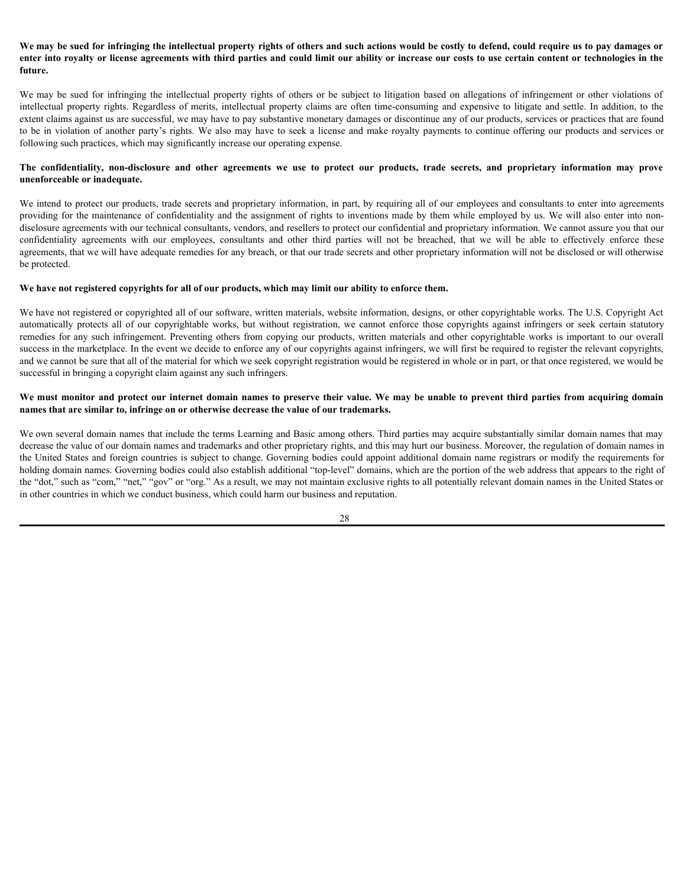**We may be sued for infringing the intellectual property rights of others and such actions would be costly to defend, could require us to pay damages or enter into royalty or license agreements with third parties and could limit our ability or increase our costs to use certain content or technologies in the future.**

We may be sued for infringing the intellectual property rights of others or be subject to litigation based on allegations of infringement or other violations of intellectual property rights. Regardless of merits, intellectual property claims are often time-consuming and expensive to litigate and settle. In addition, to the extent claims against us are successful, we may have to pay substantive monetary damages or discontinue any of our products, services or practices that are found to be in violation of another party's rights. We also may have to seek a license and make royalty payments to continue offering our products and services or following such practices, which may significantly increase our operating expense.

**The confidentiality, non-disclosure and other agreements we use to protect our products, trade secrets, and proprietary information may prove unenforceable or inadequate.**

We intend to protect our products, trade secrets and proprietary information, in part, by requiring all of our employees and consultants to enter into agreements providing for the maintenance of confidentiality and the assignment of rights to inventions made by them while employed by us. We will also enter into non-disclosure agreements with our technical consultants, vendors, and resellers to protect our confidential and proprietary information. We cannot assure you that our confidentiality agreements with our employees, consultants and other third parties will not be breached, that we will be able to effectively enforce these agreements, that we will have adequate remedies for any breach, or that our trade secrets and other proprietary information will not be disclosed or will otherwise be protected.

**We have not registered copyrights for all of our products, which may limit our ability to enforce them.**

We have not registered or copyrighted all of our software, written materials, website information, designs, or other copyrightable works. The U.S. Copyright Act automatically protects all of our copyrightable works, but without registration, we cannot enforce those copyrights against infringers or seek certain statutory remedies for any such infringement. Preventing others from copying our products, written materials and other copyrightable works is important to our overall success in the marketplace. In the event we decide to enforce any of our copyrights against infringers, we will first be required to register the relevant copyrights, and we cannot be sure that all of the material for which we seek copyright registration would be registered in whole or in part, or that once registered, we would be successful in bringing a copyright claim against any such infringers.

**We must monitor and protect our internet domain names to preserve their value. We may be unable to prevent third parties from acquiring domain names that are similar to, infringe on or otherwise decrease the value of our trademarks.**

We own several domain names that include the terms Learning and Basic among others. Third parties may acquire substantially similar domain names that may decrease the value of our domain names and trademarks and other proprietary rights, and this may hurt our business. Moreover, the regulation of domain names in the United States and foreign countries is subject to change. Governing bodies could appoint additional domain name registrars or modify the requirements for holding domain names. Governing bodies could also establish additional "top-level" domains, which are the portion of the web address that appears to the right of the "dot," such as "com," "net," "gov" or "org." As a result, we may not maintain exclusive rights to all potentially relevant domain names in the United States or in other countries in which we conduct business, which could harm our business and reputation.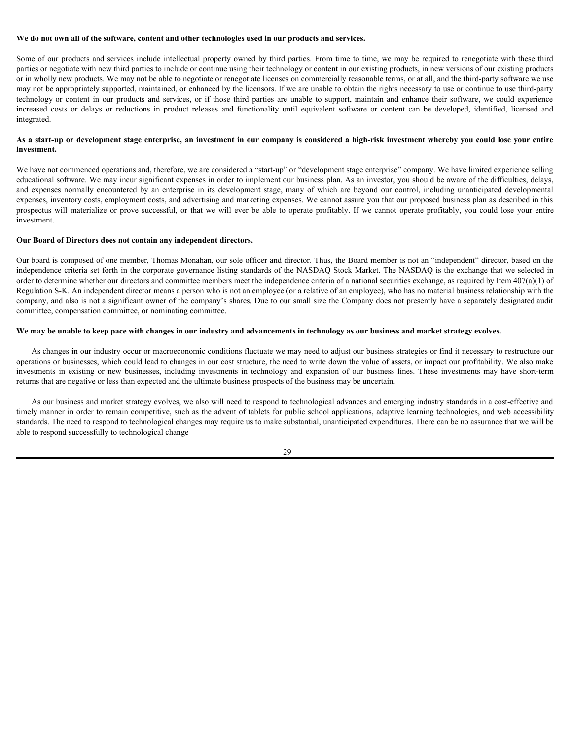**We do not own all of the software, content and other technologies used in our products and services.**

Some of our products and services include intellectual property owned by third parties. From time to time, we may be required to renegotiate with these third parties or negotiate with new third parties to include or continue using their technology or content in our existing products, in new versions of our existing products or in wholly new products. We may not be able to negotiate or renegotiate licenses on commercially reasonable terms, or at all, and the third-party software we use may not be appropriately supported, maintained, or enhanced by the licensors. If we are unable to obtain the rights necessary to use or continue to use third-party technology or content in our products and services, or if those third parties are unable to support, maintain and enhance their software, we could experience increased costs or delays or reductions in product releases and functionality until equivalent software or content can be developed, identified, licensed and integrated.

**As a start-up or development stage enterprise, an investment in our company is considered a high-risk investment whereby you could lose your entire investment.**

We have not commenced operations and, therefore, we are considered a "start-up" or "development stage enterprise" company. We have limited experience selling educational software. We may incur significant expenses in order to implement our business plan. As an investor, you should be aware of the difficulties, delays, and expenses normally encountered by an enterprise in its development stage, many of which are beyond our control, including unanticipated developmental expenses, inventory costs, employment costs, and advertising and marketing expenses. We cannot assure you that our proposed business plan as described in this prospectus will materialize or prove successful, or that we will ever be able to operate profitably. If we cannot operate profitably, you could lose your entire investment.

**Our Board of Directors does not contain any independent directors.**

Our board is composed of one member, Thomas Monahan, our sole officer and director. Thus, the Board member is not an "independent" director, based on the independence criteria set forth in the corporate governance listing standards of the NASDAQ Stock Market. The NASDAQ is the exchange that we selected in order to determine whether our directors and committee members meet the independence criteria of a national securities exchange, as required by Item 407(a)(1) of Regulation S-K. An independent director means a person who is not an employee (or a relative of an employee), who has no material business relationship with the company, and also is not a significant owner of the company's shares. Due to our small size the Company does not presently have a separately designated audit committee, compensation committee, or nominating committee.

**We may be unable to keep pace with changes in our industry and advancements in technology as our business and market strategy evolves.**

As changes in our industry occur or macroeconomic conditions fluctuate we may need to adjust our business strategies or find it necessary to restructure our operations or businesses, which could lead to changes in our cost structure, the need to write down the value of assets, or impact our profitability. We also make investments in existing or new businesses, including investments in technology and expansion of our business lines. These investments may have short-term returns that are negative or less than expected and the ultimate business prospects of the business may be uncertain.

As our business and market strategy evolves, we also will need to respond to technological advances and emerging industry standards in a cost-effective and timely manner in order to remain competitive, such as the advent of tablets for public school applications, adaptive learning technologies, and web accessibility standards. The need to respond to technological changes may require us to make substantial, unanticipated expenditures. There can be no assurance that we will be able to respond successfully to technological change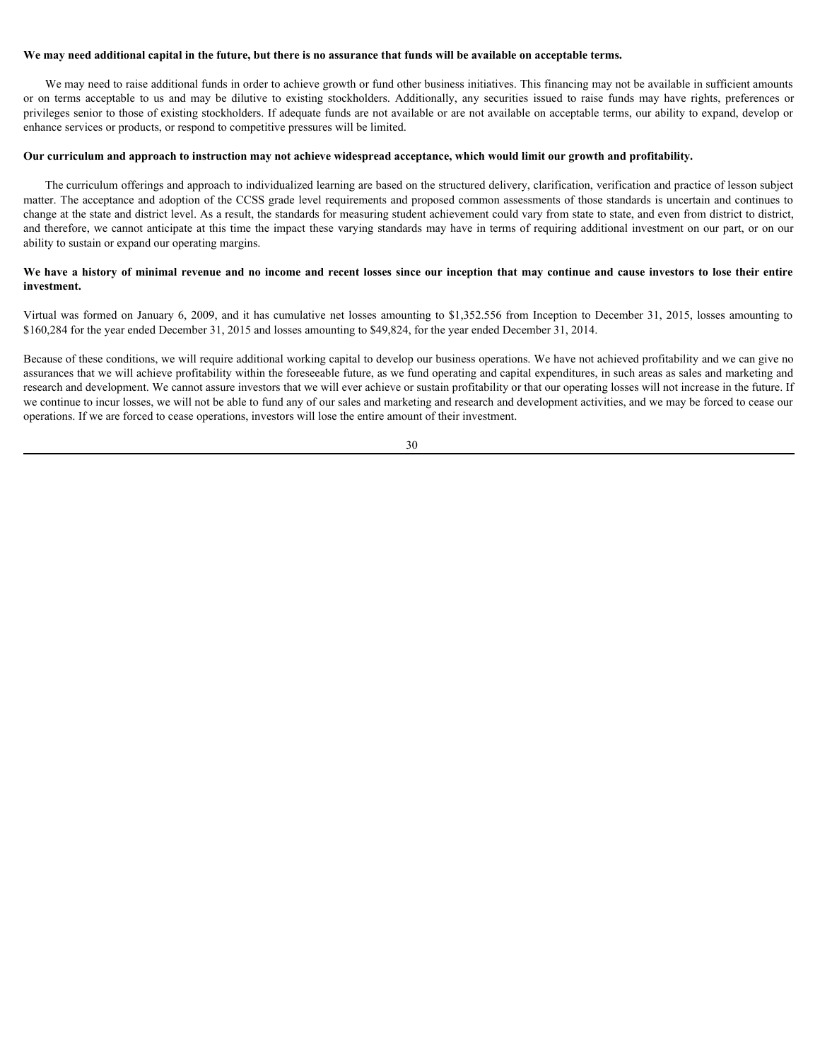**We may need additional capital in the future, but there is no assurance that funds will be available on acceptable terms.**

We may need to raise additional funds in order to achieve growth or fund other business initiatives. This financing may not be available in sufficient amounts or on terms acceptable to us and may be dilutive to existing stockholders. Additionally, any securities issued to raise funds may have rights, preferences or privileges senior to those of existing stockholders. If adequate funds are not available or are not available on acceptable terms, our ability to expand, develop or enhance services or products, or respond to competitive pressures will be limited.

**Our curriculum and approach to instruction may not achieve widespread acceptance, which would limit our growth and profitability.**

The curriculum offerings and approach to individualized learning are based on the structured delivery, clarification, verification and practice of lesson subject matter. The acceptance and adoption of the CCSS grade level requirements and proposed common assessments of those standards is uncertain and continues to change at the state and district level. As a result, the standards for measuring student achievement could vary from state to state, and even from district to district, and therefore, we cannot anticipate at this time the impact these varying standards may have in terms of requiring additional investment on our part, or on our ability to sustain or expand our operating margins.

**We have a history of minimal revenue and no income and recent losses since our inception that may continue and cause investors to lose their entire investment.**

Virtual was formed on January 6, 2009, and it has cumulative net losses amounting to $1,352.556 from Inception to December 31, 2015, losses amounting to $160,284 for the year ended December 31, 2015 and losses amounting to $49,824, for the year ended December 31, 2014.

Because of these conditions, we will require additional working capital to develop our business operations. We have not achieved profitability and we can give no assurances that we will achieve profitability within the foreseeable future, as we fund operating and capital expenditures, in such areas as sales and marketing and research and development. We cannot assure investors that we will ever achieve or sustain profitability or that our operating losses will not increase in the future. If we continue to incur losses, we will not be able to fund any of our sales and marketing and research and development activities, and we may be forced to cease our operations. If we are forced to cease operations, investors will lose the entire amount of their investment.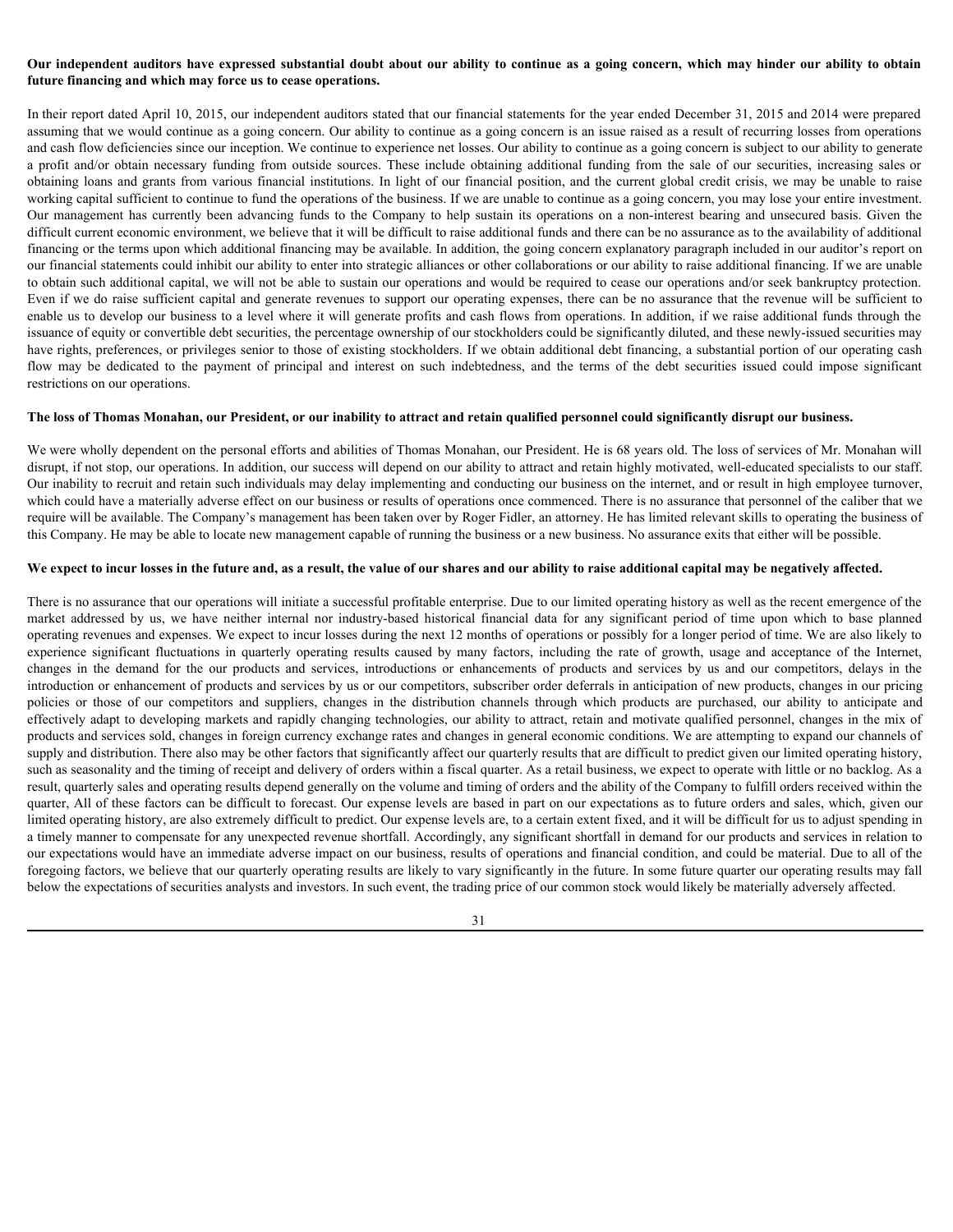**Our independent auditors have expressed substantial doubt about our ability to continue as a going concern, which may hinder our ability to obtain future financing and which may force us to cease operations.**

In their report dated April 10, 2015, our independent auditors stated that our financial statements for the year ended December 31, 2015 and 2014 were prepared assuming that we would continue as a going concern. Our ability to continue as a going concern is an issue raised as a result of recurring losses from operations and cash flow deficiencies since our inception. We continue to experience net losses. Our ability to continue as a going concern is subject to our ability to generate a profit and/or obtain necessary funding from outside sources. These include obtaining additional funding from the sale of our securities, increasing sales or obtaining loans and grants from various financial institutions. In light of our financial position, and the current global credit crisis, we may be unable to raise working capital sufficient to continue to fund the operations of the business. If we are unable to continue as a going concern, you may lose your entire investment. Our management has currently been advancing funds to the Company to help sustain its operations on a non-interest bearing and unsecured basis. Given the difficult current economic environment, we believe that it will be difficult to raise additional funds and there can be no assurance as to the availability of additional financing or the terms upon which additional financing may be available. In addition, the going concern explanatory paragraph included in our auditor's report on our financial statements could inhibit our ability to enter into strategic alliances or other collaborations or our ability to raise additional financing. If we are unable to obtain such additional capital, we will not be able to sustain our operations and would be required to cease our operations and/or seek bankruptcy protection. Even if we do raise sufficient capital and generate revenues to support our operating expenses, there can be no assurance that the revenue will be sufficient to enable us to develop our business to a level where it will generate profits and cash flows from operations. In addition, if we raise additional funds through the issuance of equity or convertible debt securities, the percentage ownership of our stockholders could be significantly diluted, and these newly-issued securities may have rights, preferences, or privileges senior to those of existing stockholders. If we obtain additional debt financing, a substantial portion of our operating cash flow may be dedicated to the payment of principal and interest on such indebtedness, and the terms of the debt securities issued could impose significant restrictions on our operations.

**The loss of Thomas Monahan, our President, or our inability to attract and retain qualified personnel could significantly disrupt our business.**

We were wholly dependent on the personal efforts and abilities of Thomas Monahan, our President. He is 68 years old. The loss of services of Mr. Monahan will disrupt, if not stop, our operations. In addition, our success will depend on our ability to attract and retain highly motivated, well-educated specialists to our staff. Our inability to recruit and retain such individuals may delay implementing and conducting our business on the internet, and or result in high employee turnover, which could have a materially adverse effect on our business or results of operations once commenced. There is no assurance that personnel of the caliber that we require will be available. The Company's management has been taken over by Roger Fidler, an attorney. He has limited relevant skills to operating the business of this Company. He may be able to locate new management capable of running the business or a new business. No assurance exits that either will be possible.

**We expect to incur losses in the future and, as a result, the value of our shares and our ability to raise additional capital may be negatively affected.**

There is no assurance that our operations will initiate a successful profitable enterprise. Due to our limited operating history as well as the recent emergence of the market addressed by us, we have neither internal nor industry-based historical financial data for any significant period of time upon which to base planned operating revenues and expenses. We expect to incur losses during the next 12 months of operations or possibly for a longer period of time. We are also likely to experience significant fluctuations in quarterly operating results caused by many factors, including the rate of growth, usage and acceptance of the Internet, changes in the demand for the our products and services, introductions or enhancements of products and services by us and our competitors, delays in the introduction or enhancement of products and services by us or our competitors, subscriber order deferrals in anticipation of new products, changes in our pricing policies or those of our competitors and suppliers, changes in the distribution channels through which products are purchased, our ability to anticipate and effectively adapt to developing markets and rapidly changing technologies, our ability to attract, retain and motivate qualified personnel, changes in the mix of products and services sold, changes in foreign currency exchange rates and changes in general economic conditions. We are attempting to expand our channels of supply and distribution. There also may be other factors that significantly affect our quarterly results that are difficult to predict given our limited operating history, such as seasonality and the timing of receipt and delivery of orders within a fiscal quarter. As a retail business, we expect to operate with little or no backlog. As a result, quarterly sales and operating results depend generally on the volume and timing of orders and the ability of the Company to fulfill orders received within the quarter, All of these factors can be difficult to forecast. Our expense levels are based in part on our expectations as to future orders and sales, which, given our limited operating history, are also extremely difficult to predict. Our expense levels are, to a certain extent fixed, and it will be difficult for us to adjust spending in a timely manner to compensate for any unexpected revenue shortfall. Accordingly, any significant shortfall in demand for our products and services in relation to our expectations would have an immediate adverse impact on our business, results of operations and financial condition, and could be material. Due to all of the foregoing factors, we believe that our quarterly operating results are likely to vary significantly in the future. In some future quarter our operating results may fall below the expectations of securities analysts and investors. In such event, the trading price of our common stock would likely be materially adversely affected.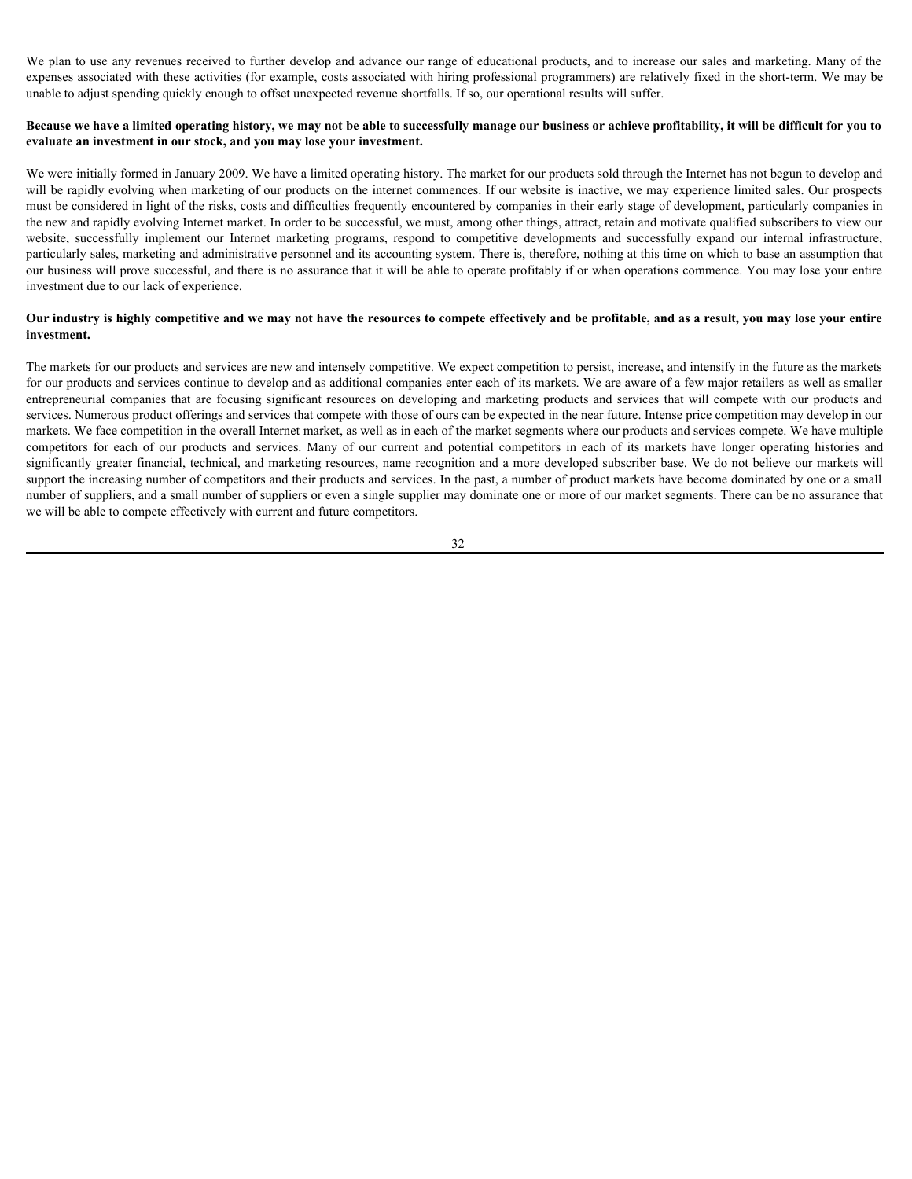We plan to use any revenues received to further develop and advance our range of educational products, and to increase our sales and marketing. Many of the expenses associated with these activities (for example, costs associated with hiring professional programmers) are relatively fixed in the short-term. We may be unable to adjust spending quickly enough to offset unexpected revenue shortfalls. If so, our operational results will suffer.

**Because we have a limited operating history, we may not be able to successfully manage our business or achieve profitability, it will be difficult for you to evaluate an investment in our stock, and you may lose your investment.**

We were initially formed in January 2009. We have a limited operating history. The market for our products sold through the Internet has not begun to develop and will be rapidly evolving when marketing of our products on the internet commences. If our website is inactive, we may experience limited sales. Our prospects must be considered in light of the risks, costs and difficulties frequently encountered by companies in their early stage of development, particularly companies in the new and rapidly evolving Internet market. In order to be successful, we must, among other things, attract, retain and motivate qualified subscribers to view our website, successfully implement our Internet marketing programs, respond to competitive developments and successfully expand our internal infrastructure, particularly sales, marketing and administrative personnel and its accounting system. There is, therefore, nothing at this time on which to base an assumption that our business will prove successful, and there is no assurance that it will be able to operate profitably if or when operations commence. You may lose your entire investment due to our lack of experience.

**Our industry is highly competitive and we may not have the resources to compete effectively and be profitable, and as a result, you may lose your entire investment.**

The markets for our products and services are new and intensely competitive. We expect competition to persist, increase, and intensify in the future as the markets for our products and services continue to develop and as additional companies enter each of its markets. We are aware of a few major retailers as well as smaller entrepreneurial companies that are focusing significant resources on developing and marketing products and services that will compete with our products and services. Numerous product offerings and services that compete with those of ours can be expected in the near future. Intense price competition may develop in our markets. We face competition in the overall Internet market, as well as in each of the market segments where our products and services compete. We have multiple competitors for each of our products and services. Many of our current and potential competitors in each of its markets have longer operating histories and significantly greater financial, technical, and marketing resources, name recognition and a more developed subscriber base. We do not believe our markets will support the increasing number of competitors and their products and services. In the past, a number of product markets have become dominated by one or a small number of suppliers, and a small number of suppliers or even a single supplier may dominate one or more of our market segments. There can be no assurance that we will be able to compete effectively with current and future competitors.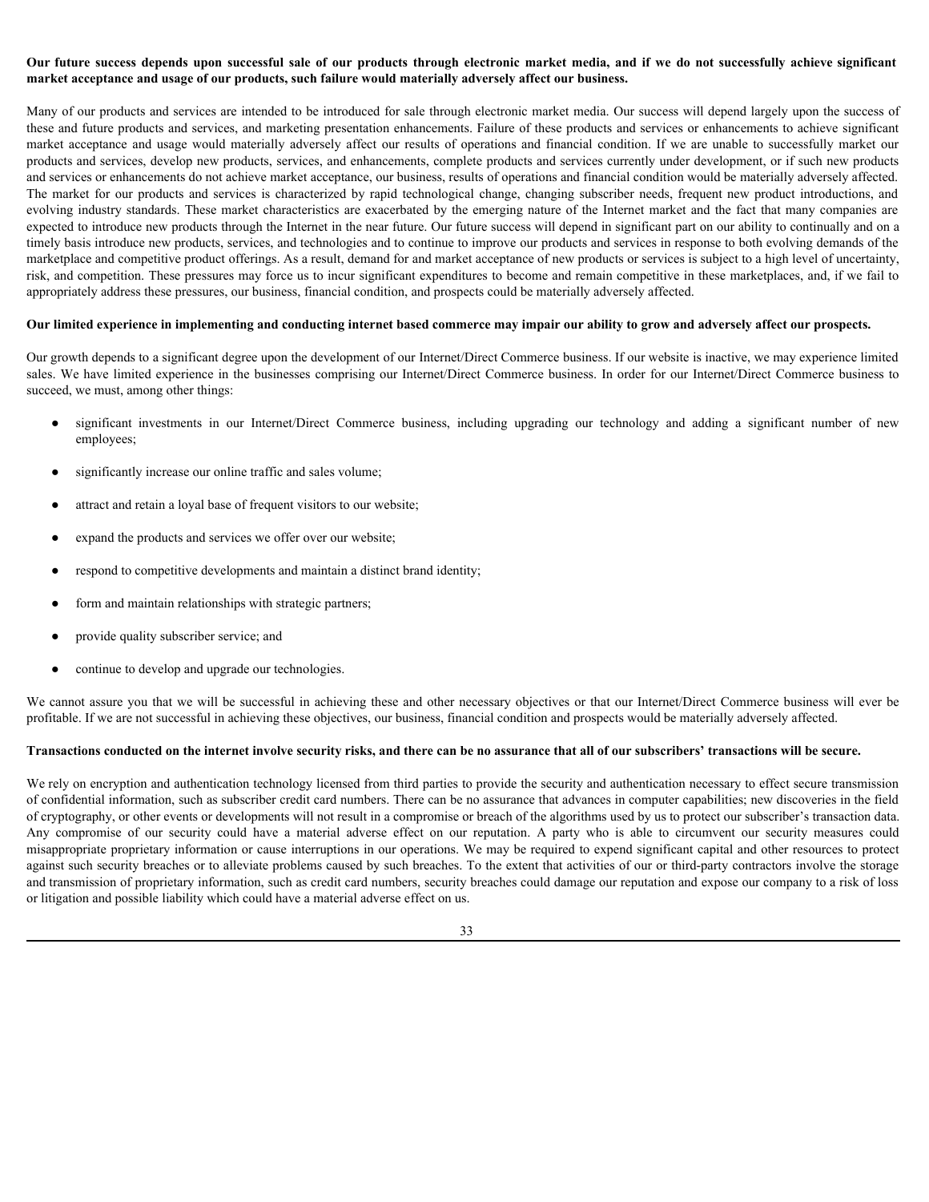**Our future success depends upon successful sale of our products through electronic market media, and if we do not successfully achieve significant market acceptance and usage of our products, such failure would materially adversely affect our business.**

Many of our products and services are intended to be introduced for sale through electronic market media. Our success will depend largely upon the success of these and future products and services, and marketing presentation enhancements. Failure of these products and services or enhancements to achieve significant market acceptance and usage would materially adversely affect our results of operations and financial condition. If we are unable to successfully market our products and services, develop new products, services, and enhancements, complete products and services currently under development, or if such new products and services or enhancements do not achieve market acceptance, our business, results of operations and financial condition would be materially adversely affected. The market for our products and services is characterized by rapid technological change, changing subscriber needs, frequent new product introductions, and evolving industry standards. These market characteristics are exacerbated by the emerging nature of the Internet market and the fact that many companies are expected to introduce new products through the Internet in the near future. Our future success will depend in significant part on our ability to continually and on a timely basis introduce new products, services, and technologies and to continue to improve our products and services in response to both evolving demands of the marketplace and competitive product offerings. As a result, demand for and market acceptance of new products or services is subject to a high level of uncertainty, risk, and competition. These pressures may force us to incur significant expenditures to become and remain competitive in these marketplaces, and, if we fail to appropriately address these pressures, our business, financial condition, and prospects could be materially adversely affected.

**Our limited experience in implementing and conducting internet based commerce may impair our ability to grow and adversely affect our prospects.**

Our growth depends to a significant degree upon the development of our Internet/Direct Commerce business. If our website is inactive, we may experience limited sales. We have limited experience in the businesses comprising our Internet/Direct Commerce business. In order for our Internet/Direct Commerce business to succeed, we must, among other things:

- significant investments in our Internet/Direct Commerce business, including upgrading our technology and adding a significant number of new employees;
- significantly increase our online traffic and sales volume;
- attract and retain a loyal base of frequent visitors to our website;
- expand the products and services we offer over our website;
- respond to competitive developments and maintain a distinct brand identity;
- form and maintain relationships with strategic partners;
- provide quality subscriber service; and
- continue to develop and upgrade our technologies.

We cannot assure you that we will be successful in achieving these and other necessary objectives or that our Internet/Direct Commerce business will ever be profitable. If we are not successful in achieving these objectives, our business, financial condition and prospects would be materially adversely affected.

**Transactions conducted on the internet involve security risks, and there can be no assurance that all of our subscribers' transactions will be secure.**

We rely on encryption and authentication technology licensed from third parties to provide the security and authentication necessary to effect secure transmission of confidential information, such as subscriber credit card numbers. There can be no assurance that advances in computer capabilities; new discoveries in the field of cryptography, or other events or developments will not result in a compromise or breach of the algorithms used by us to protect our subscriber's transaction data. Any compromise of our security could have a material adverse effect on our reputation. A party who is able to circumvent our security measures could misappropriate proprietary information or cause interruptions in our operations. We may be required to expend significant capital and other resources to protect against such security breaches or to alleviate problems caused by such breaches. To the extent that activities of our or third-party contractors involve the storage and transmission of proprietary information, such as credit card numbers, security breaches could damage our reputation and expose our company to a risk of loss or litigation and possible liability which could have a material adverse effect on us.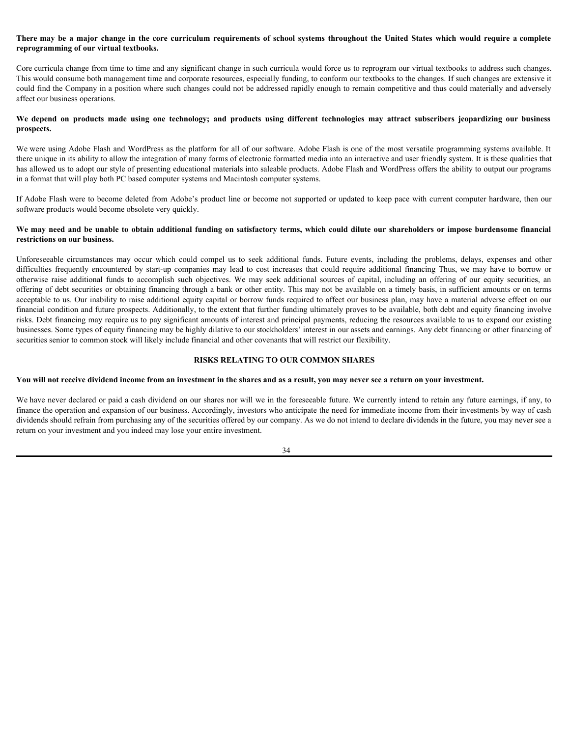**There may be a major change in the core curriculum requirements of school systems throughout the United States which would require a complete reprogramming of our virtual textbooks.**

Core curricula change from time to time and any significant change in such curricula would force us to reprogram our virtual textbooks to address such changes. This would consume both management time and corporate resources, especially funding, to conform our textbooks to the changes. If such changes are extensive it could find the Company in a position where such changes could not be addressed rapidly enough to remain competitive and thus could materially and adversely affect our business operations.

**We depend on products made using one technology; and products using different technologies may attract subscribers jeopardizing our business prospects.**

We were using Adobe Flash and WordPress as the platform for all of our software. Adobe Flash is one of the most versatile programming systems available. It there unique in its ability to allow the integration of many forms of electronic formatted media into an interactive and user friendly system. It is these qualities that has allowed us to adopt our style of presenting educational materials into saleable products. Adobe Flash and WordPress offers the ability to output our programs in a format that will play both PC based computer systems and Macintosh computer systems.

If Adobe Flash were to become deleted from Adobe's product line or become not supported or updated to keep pace with current computer hardware, then our software products would become obsolete very quickly.

**We may need and be unable to obtain additional funding on satisfactory terms, which could dilute our shareholders or impose burdensome financial restrictions on our business.**

Unforeseeable circumstances may occur which could compel us to seek additional funds. Future events, including the problems, delays, expenses and other difficulties frequently encountered by start-up companies may lead to cost increases that could require additional financing Thus, we may have to borrow or otherwise raise additional funds to accomplish such objectives. We may seek additional sources of capital, including an offering of our equity securities, an offering of debt securities or obtaining financing through a bank or other entity. This may not be available on a timely basis, in sufficient amounts or on terms acceptable to us. Our inability to raise additional equity capital or borrow funds required to affect our business plan, may have a material adverse effect on our financial condition and future prospects. Additionally, to the extent that further funding ultimately proves to be available, both debt and equity financing involve risks. Debt financing may require us to pay significant amounts of interest and principal payments, reducing the resources available to us to expand our existing businesses. Some types of equity financing may be highly dilative to our stockholders' interest in our assets and earnings. Any debt financing or other financing of securities senior to common stock will likely include financial and other covenants that will restrict our flexibility.

## RISKS RELATING TO OUR COMMON SHARES

**You will not receive dividend income from an investment in the shares and as a result, you may never see a return on your investment.**

We have never declared or paid a cash dividend on our shares nor will we in the foreseeable future. We currently intend to retain any future earnings, if any, to finance the operation and expansion of our business. Accordingly, investors who anticipate the need for immediate income from their investments by way of cash dividends should refrain from purchasing any of the securities offered by our company. As we do not intend to declare dividends in the future, you may never see a return on your investment and you indeed may lose your entire investment.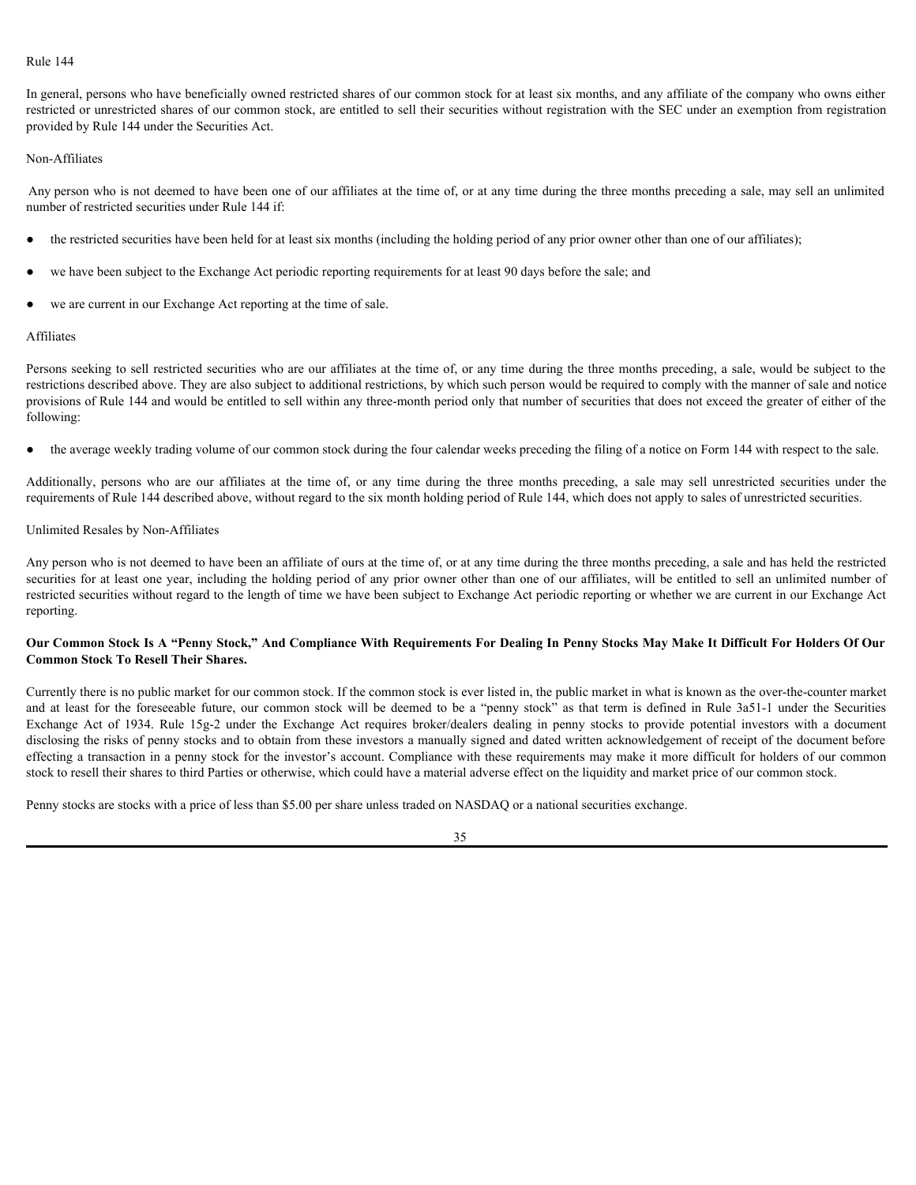Rule 144

In general, persons who have beneficially owned restricted shares of our common stock for at least six months, and any affiliate of the company who owns either restricted or unrestricted shares of our common stock, are entitled to sell their securities without registration with the SEC under an exemption from registration provided by Rule 144 under the Securities Act.

Non-Affiliates

Any person who is not deemed to have been one of our affiliates at the time of, or at any time during the three months preceding a sale, may sell an unlimited number of restricted securities under Rule 144 if:

- the restricted securities have been held for at least six months (including the holding period of any prior owner other than one of our affiliates);
- we have been subject to the Exchange Act periodic reporting requirements for at least 90 days before the sale; and
- we are current in our Exchange Act reporting at the time of sale.

Affiliates

Persons seeking to sell restricted securities who are our affiliates at the time of, or any time during the three months preceding, a sale, would be subject to the restrictions described above. They are also subject to additional restrictions, by which such person would be required to comply with the manner of sale and notice provisions of Rule 144 and would be entitled to sell within any three-month period only that number of securities that does not exceed the greater of either of the following:

- the average weekly trading volume of our common stock during the four calendar weeks preceding the filing of a notice on Form 144 with respect to the sale.

Additionally, persons who are our affiliates at the time of, or any time during the three months preceding, a sale may sell unrestricted securities under the requirements of Rule 144 described above, without regard to the six month holding period of Rule 144, which does not apply to sales of unrestricted securities.

Unlimited Resales by Non-Affiliates

Any person who is not deemed to have been an affiliate of ours at the time of, or at any time during the three months preceding, a sale and has held the restricted securities for at least one year, including the holding period of any prior owner other than one of our affiliates, will be entitled to sell an unlimited number of restricted securities without regard to the length of time we have been subject to Exchange Act periodic reporting or whether we are current in our Exchange Act reporting.

**Our Common Stock Is A "Penny Stock," And Compliance With Requirements For Dealing In Penny Stocks May Make It Difficult For Holders Of Our Common Stock To Resell Their Shares.**

Currently there is no public market for our common stock. If the common stock is ever listed in, the public market in what is known as the over-the-counter market and at least for the foreseeable future, our common stock will be deemed to be a "penny stock" as that term is defined in Rule 3a51-1 under the Securities Exchange Act of 1934. Rule 15g-2 under the Exchange Act requires broker/dealers dealing in penny stocks to provide potential investors with a document disclosing the risks of penny stocks and to obtain from these investors a manually signed and dated written acknowledgement of receipt of the document before effecting a transaction in a penny stock for the investor's account. Compliance with these requirements may make it more difficult for holders of our common stock to resell their shares to third Parties or otherwise, which could have a material adverse effect on the liquidity and market price of our common stock.

Penny stocks are stocks with a price of less than $5.00 per share unless traded on NASDAQ or a national securities exchange.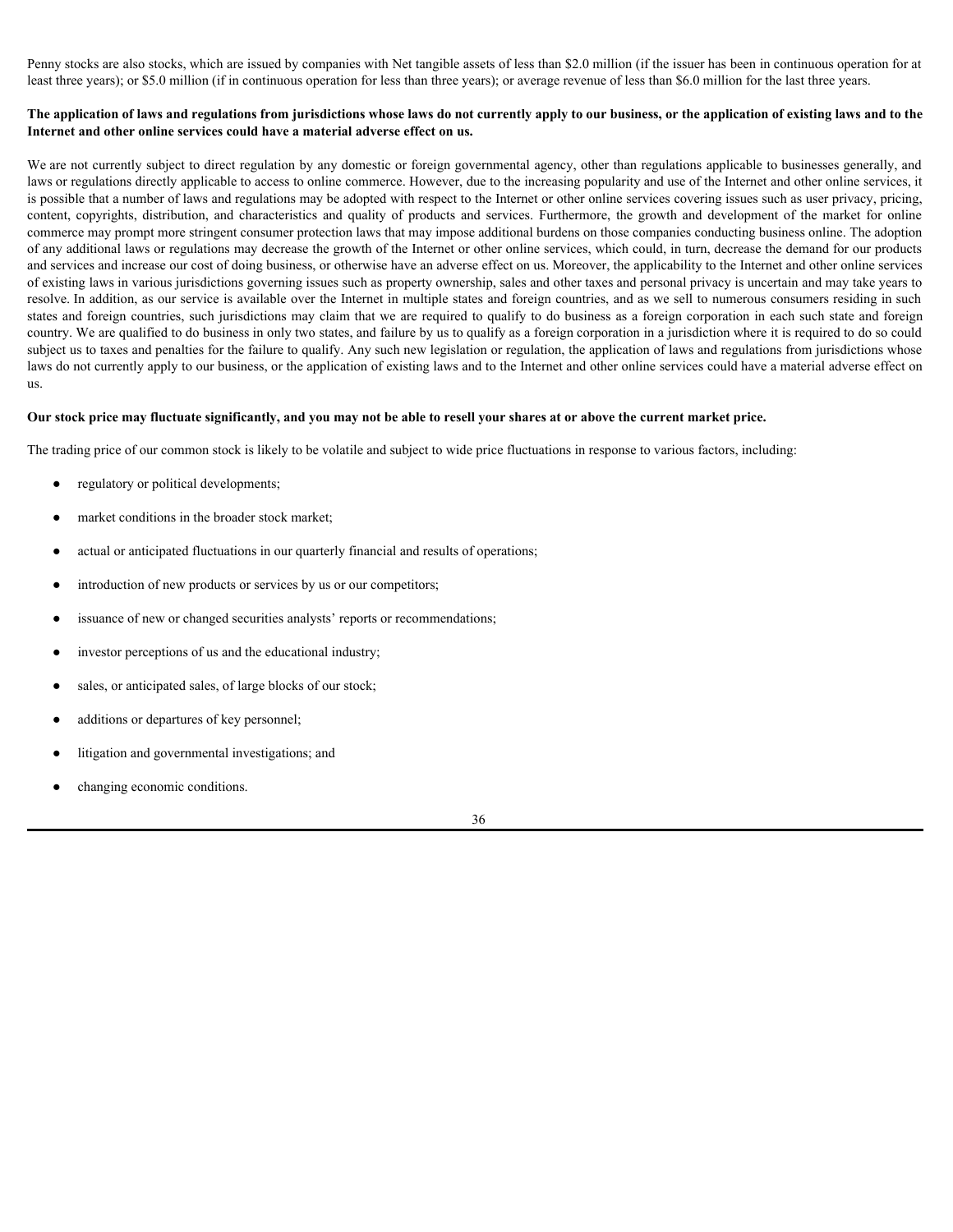Penny stocks are also stocks, which are issued by companies with Net tangible assets of less than $2.0 million (if the issuer has been in continuous operation for at least three years); or $5.0 million (if in continuous operation for less than three years); or average revenue of less than $6.0 million for the last three years.

**The application of laws and regulations from jurisdictions whose laws do not currently apply to our business, or the application of existing laws and to the Internet and other online services could have a material adverse effect on us.**

We are not currently subject to direct regulation by any domestic or foreign governmental agency, other than regulations applicable to businesses generally, and laws or regulations directly applicable to access to online commerce. However, due to the increasing popularity and use of the Internet and other online services, it is possible that a number of laws and regulations may be adopted with respect to the Internet or other online services covering issues such as user privacy, pricing, content, copyrights, distribution, and characteristics and quality of products and services. Furthermore, the growth and development of the market for online commerce may prompt more stringent consumer protection laws that may impose additional burdens on those companies conducting business online. The adoption of any additional laws or regulations may decrease the growth of the Internet or other online services, which could, in turn, decrease the demand for our products and services and increase our cost of doing business, or otherwise have an adverse effect on us. Moreover, the applicability to the Internet and other online services of existing laws in various jurisdictions governing issues such as property ownership, sales and other taxes and personal privacy is uncertain and may take years to resolve. In addition, as our service is available over the Internet in multiple states and foreign countries, and as we sell to numerous consumers residing in such states and foreign countries, such jurisdictions may claim that we are required to qualify to do business as a foreign corporation in each such state and foreign country. We are qualified to do business in only two states, and failure by us to qualify as a foreign corporation in a jurisdiction where it is required to do so could subject us to taxes and penalties for the failure to qualify. Any such new legislation or regulation, the application of laws and regulations from jurisdictions whose laws do not currently apply to our business, or the application of existing laws and to the Internet and other online services could have a material adverse effect on us.

**Our stock price may fluctuate significantly, and you may not be able to resell your shares at or above the current market price.**

The trading price of our common stock is likely to be volatile and subject to wide price fluctuations in response to various factors, including:

- regulatory or political developments;
- market conditions in the broader stock market;
- actual or anticipated fluctuations in our quarterly financial and results of operations;
- introduction of new products or services by us or our competitors;
- issuance of new or changed securities analysts' reports or recommendations;
- investor perceptions of us and the educational industry;
- sales, or anticipated sales, of large blocks of our stock;
- additions or departures of key personnel;
- litigation and governmental investigations; and
- changing economic conditions.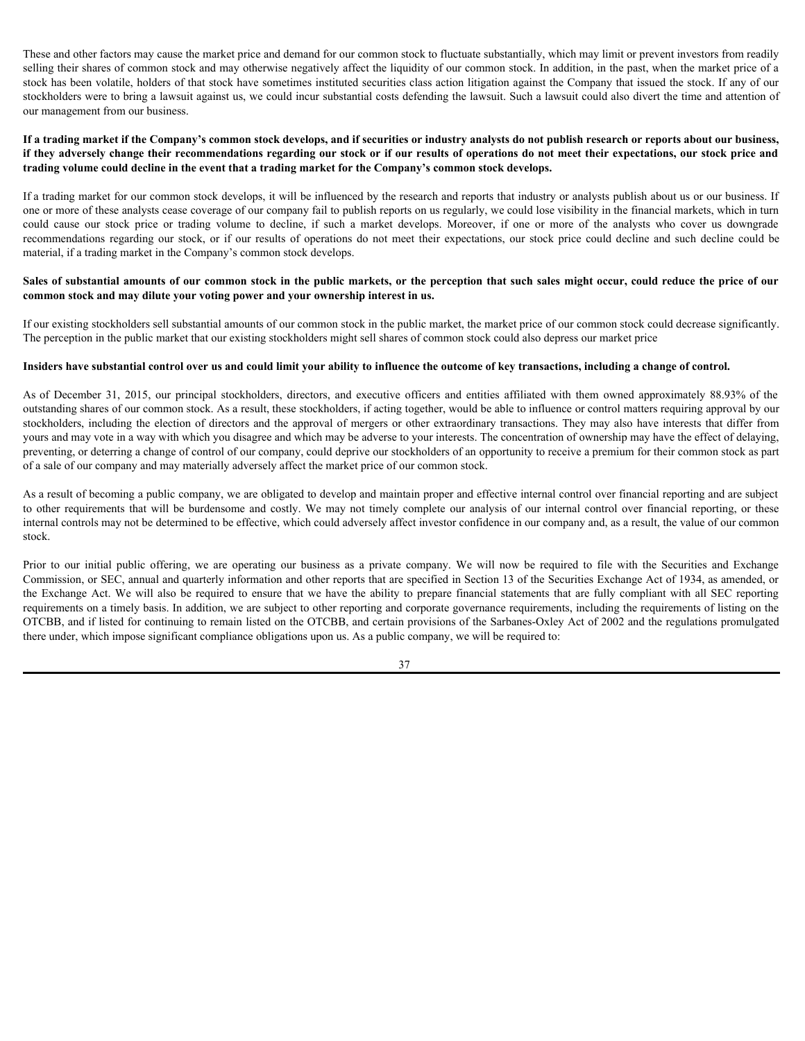These and other factors may cause the market price and demand for our common stock to fluctuate substantially, which may limit or prevent investors from readily selling their shares of common stock and may otherwise negatively affect the liquidity of our common stock. In addition, in the past, when the market price of a stock has been volatile, holders of that stock have sometimes instituted securities class action litigation against the Company that issued the stock. If any of our stockholders were to bring a lawsuit against us, we could incur substantial costs defending the lawsuit. Such a lawsuit could also divert the time and attention of our management from our business.

**If a trading market if the Company's common stock develops, and if securities or industry analysts do not publish research or reports about our business, if they adversely change their recommendations regarding our stock or if our results of operations do not meet their expectations, our stock price and trading volume could decline in the event that a trading market for the Company's common stock develops.**

If a trading market for our common stock develops, it will be influenced by the research and reports that industry or analysts publish about us or our business. If one or more of these analysts cease coverage of our company fail to publish reports on us regularly, we could lose visibility in the financial markets, which in turn could cause our stock price or trading volume to decline, if such a market develops. Moreover, if one or more of the analysts who cover us downgrade recommendations regarding our stock, or if our results of operations do not meet their expectations, our stock price could decline and such decline could be material, if a trading market in the Company's common stock develops.

**Sales of substantial amounts of our common stock in the public markets, or the perception that such sales might occur, could reduce the price of our common stock and may dilute your voting power and your ownership interest in us.**

If our existing stockholders sell substantial amounts of our common stock in the public market, the market price of our common stock could decrease significantly. The perception in the public market that our existing stockholders might sell shares of common stock could also depress our market price

**Insiders have substantial control over us and could limit your ability to influence the outcome of key transactions, including a change of control.**

As of December 31, 2015, our principal stockholders, directors, and executive officers and entities affiliated with them owned approximately 88.93% of the outstanding shares of our common stock. As a result, these stockholders, if acting together, would be able to influence or control matters requiring approval by our stockholders, including the election of directors and the approval of mergers or other extraordinary transactions. They may also have interests that differ from yours and may vote in a way with which you disagree and which may be adverse to your interests. The concentration of ownership may have the effect of delaying, preventing, or deterring a change of control of our company, could deprive our stockholders of an opportunity to receive a premium for their common stock as part of a sale of our company and may materially adversely affect the market price of our common stock.

As a result of becoming a public company, we are obligated to develop and maintain proper and effective internal control over financial reporting and are subject to other requirements that will be burdensome and costly. We may not timely complete our analysis of our internal control over financial reporting, or these internal controls may not be determined to be effective, which could adversely affect investor confidence in our company and, as a result, the value of our common stock.

Prior to our initial public offering, we are operating our business as a private company. We will now be required to file with the Securities and Exchange Commission, or SEC, annual and quarterly information and other reports that are specified in Section 13 of the Securities Exchange Act of 1934, as amended, or the Exchange Act. We will also be required to ensure that we have the ability to prepare financial statements that are fully compliant with all SEC reporting requirements on a timely basis. In addition, we are subject to other reporting and corporate governance requirements, including the requirements of listing on the OTCBB, and if listed for continuing to remain listed on the OTCBB, and certain provisions of the Sarbanes-Oxley Act of 2002 and the regulations promulgated there under, which impose significant compliance obligations upon us. As a public company, we will be required to: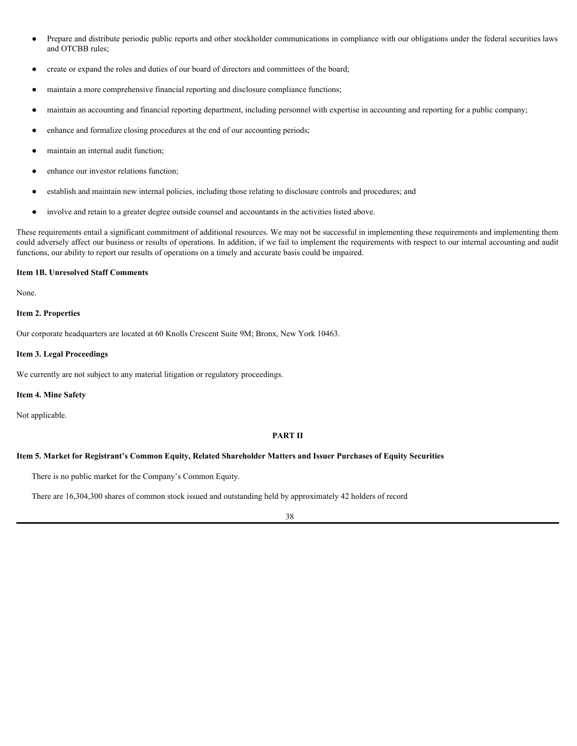- Prepare and distribute periodic public reports and other stockholder communications in compliance with our obligations under the federal securities laws and OTCBB rules;
- create or expand the roles and duties of our board of directors and committees of the board;
- maintain a more comprehensive financial reporting and disclosure compliance functions;
- maintain an accounting and financial reporting department, including personnel with expertise in accounting and reporting for a public company;
- enhance and formalize closing procedures at the end of our accounting periods;
- maintain an internal audit function;
- enhance our investor relations function;
- establish and maintain new internal policies, including those relating to disclosure controls and procedures; and
- involve and retain to a greater degree outside counsel and accountants in the activities listed above.

These requirements entail a significant commitment of additional resources. We may not be successful in implementing these requirements and implementing them could adversely affect our business or results of operations. In addition, if we fail to implement the requirements with respect to our internal accounting and audit functions, our ability to report our results of operations on a timely and accurate basis could be impaired.

**Item 1B. Unresolved Staff Comments**

None.

**Item 2. Properties**

Our corporate headquarters are located at 60 Knolls Crescent Suite 9M; Bronx, New York 10463.

**Item 3. Legal Proceedings**

We currently are not subject to any material litigation or regulatory proceedings.

**Item 4. Mine Safety**

Not applicable.

## PART II

**Item 5. Market for Registrant's Common Equity, Related Shareholder Matters and Issuer Purchases of Equity Securities**

There is no public market for the Company's Common Equity.

There are 16,304,300 shares of common stock issued and outstanding held by approximately 42 holders of record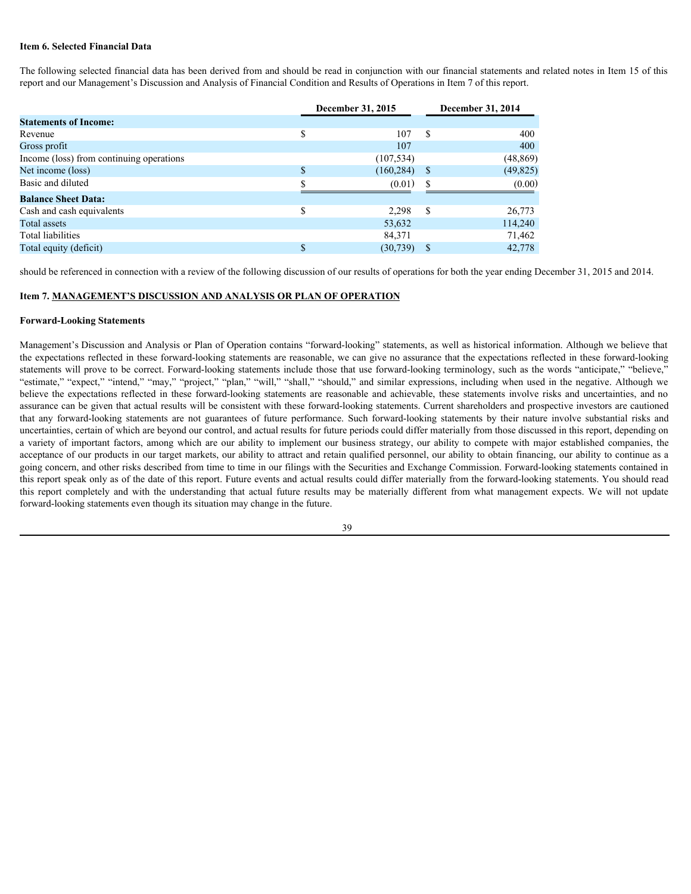**Item 6. Selected Financial Data**

The following selected financial data has been derived from and should be read in conjunction with our financial statements and related notes in Item 15 of this report and our Management's Discussion and Analysis of Financial Condition and Results of Operations in Item 7 of this report.

| | December 31, 2015 | December 31, 2014 |
|---|---|---|
| **Statements of Income:** | | |
| Revenue | $ 107 | $ 400 |
| Gross profit | 107 | 400 |
| Income (loss) from continuing operations | (107,534) | (48,869) |
| Net income (loss) | $ (160,284) | $ (49,825) |
| Basic and diluted | $ (0.01) | $ (0.00) |
| **Balance Sheet Data:** | | |
| Cash and cash equivalents | $ 2,298 | $ 26,773 |
| Total assets | 53,632 | 114,240 |
| Total liabilities | 84,371 | 71,462 |
| Total equity (deficit) | $ (30,739) | $ 42,778 |

should be referenced in connection with a review of the following discussion of our results of operations for both the year ending December 31, 2015 and 2014.

**Item 7. MANAGEMENT'S DISCUSSION AND ANALYSIS OR PLAN OF OPERATION**

**Forward-Looking Statements**

Management's Discussion and Analysis or Plan of Operation contains "forward-looking" statements, as well as historical information. Although we believe that the expectations reflected in these forward-looking statements are reasonable, we can give no assurance that the expectations reflected in these forward-looking statements will prove to be correct. Forward-looking statements include those that use forward-looking terminology, such as the words "anticipate," "believe," "estimate," "expect," "intend," "may," "project," "plan," "will," "shall," "should," and similar expressions, including when used in the negative. Although we believe the expectations reflected in these forward-looking statements are reasonable and achievable, these statements involve risks and uncertainties, and no assurance can be given that actual results will be consistent with these forward-looking statements. Current shareholders and prospective investors are cautioned that any forward-looking statements are not guarantees of future performance. Such forward-looking statements by their nature involve substantial risks and uncertainties, certain of which are beyond our control, and actual results for future periods could differ materially from those discussed in this report, depending on a variety of important factors, among which are our ability to implement our business strategy, our ability to compete with major established companies, the acceptance of our products in our target markets, our ability to attract and retain qualified personnel, our ability to obtain financing, our ability to continue as a going concern, and other risks described from time to time in our filings with the Securities and Exchange Commission. Forward-looking statements contained in this report speak only as of the date of this report. Future events and actual results could differ materially from the forward-looking statements. You should read this report completely and with the understanding that actual future results may be materially different from what management expects. We will not update forward-looking statements even though its situation may change in the future.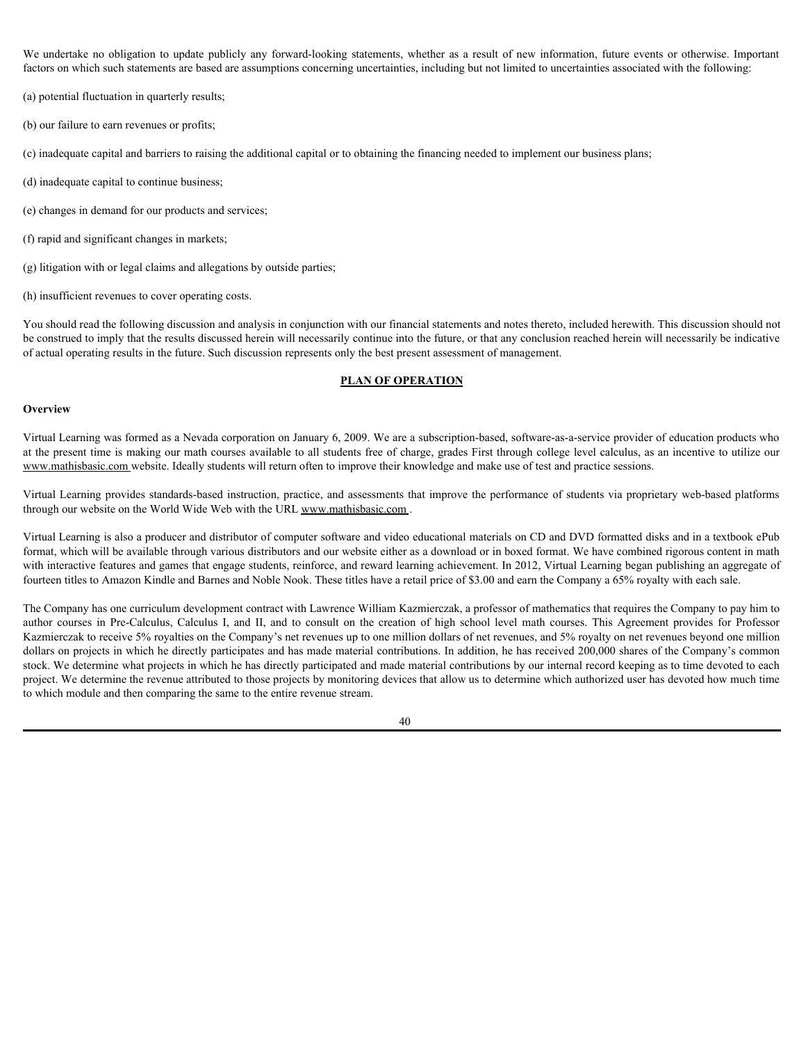We undertake no obligation to update publicly any forward-looking statements, whether as a result of new information, future events or otherwise. Important factors on which such statements are based are assumptions concerning uncertainties, including but not limited to uncertainties associated with the following:

(a) potential fluctuation in quarterly results;

(b) our failure to earn revenues or profits;

(c) inadequate capital and barriers to raising the additional capital or to obtaining the financing needed to implement our business plans;

(d) inadequate capital to continue business;

(e) changes in demand for our products and services;

(f) rapid and significant changes in markets;

(g) litigation with or legal claims and allegations by outside parties;

(h) insufficient revenues to cover operating costs.

You should read the following discussion and analysis in conjunction with our financial statements and notes thereto, included herewith. This discussion should not be construed to imply that the results discussed herein will necessarily continue into the future, or that any conclusion reached herein will necessarily be indicative of actual operating results in the future. Such discussion represents only the best present assessment of management.

## PLAN OF OPERATION

**Overview**

Virtual Learning was formed as a Nevada corporation on January 6, 2009. We are a subscription-based, software-as-a-service provider of education products who at the present time is making our math courses available to all students free of charge, grades First through college level calculus, as an incentive to utilize our www.mathisbasic.com website. Ideally students will return often to improve their knowledge and make use of test and practice sessions.

Virtual Learning provides standards-based instruction, practice, and assessments that improve the performance of students via proprietary web-based platforms through our website on the World Wide Web with the URL www.mathisbasic.com .

Virtual Learning is also a producer and distributor of computer software and video educational materials on CD and DVD formatted disks and in a textbook ePub format, which will be available through various distributors and our website either as a download or in boxed format. We have combined rigorous content in math with interactive features and games that engage students, reinforce, and reward learning achievement. In 2012, Virtual Learning began publishing an aggregate of fourteen titles to Amazon Kindle and Barnes and Noble Nook. These titles have a retail price of $3.00 and earn the Company a 65% royalty with each sale.

The Company has one curriculum development contract with Lawrence William Kazmierczak, a professor of mathematics that requires the Company to pay him to author courses in Pre-Calculus, Calculus I, and II, and to consult on the creation of high school level math courses. This Agreement provides for Professor Kazmierczak to receive 5% royalties on the Company's net revenues up to one million dollars of net revenues, and 5% royalty on net revenues beyond one million dollars on projects in which he directly participates and has made material contributions. In addition, he has received 200,000 shares of the Company's common stock. We determine what projects in which he has directly participated and made material contributions by our internal record keeping as to time devoted to each project. We determine the revenue attributed to those projects by monitoring devices that allow us to determine which authorized user has devoted how much time to which module and then comparing the same to the entire revenue stream.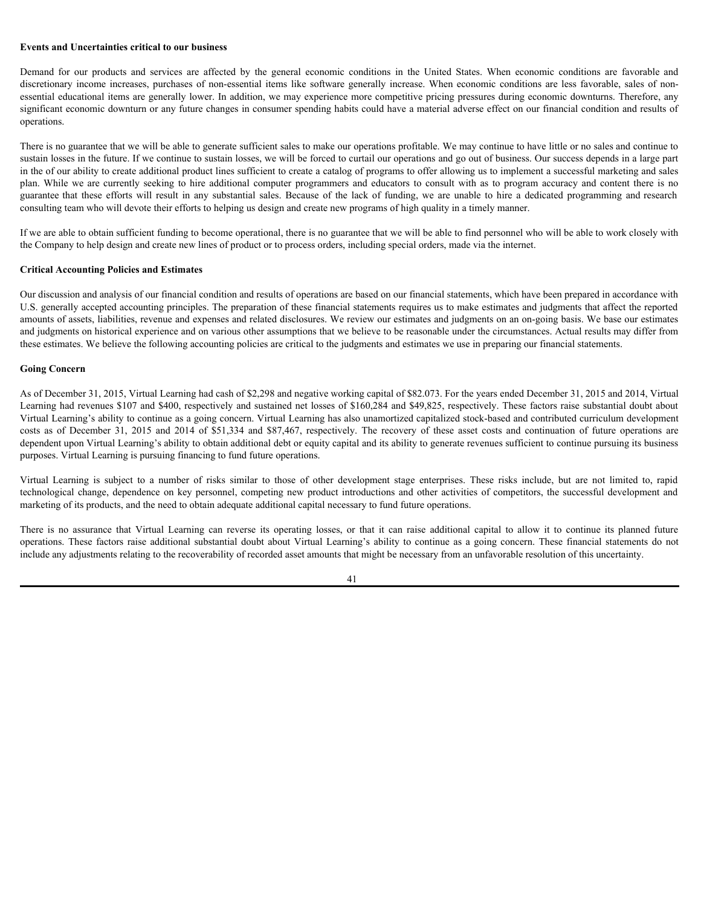**Events and Uncertainties critical to our business**

Demand for our products and services are affected by the general economic conditions in the United States. When economic conditions are favorable and discretionary income increases, purchases of non-essential items like software generally increase. When economic conditions are less favorable, sales of non-essential educational items are generally lower. In addition, we may experience more competitive pricing pressures during economic downturns. Therefore, any significant economic downturn or any future changes in consumer spending habits could have a material adverse effect on our financial condition and results of operations.

There is no guarantee that we will be able to generate sufficient sales to make our operations profitable. We may continue to have little or no sales and continue to sustain losses in the future. If we continue to sustain losses, we will be forced to curtail our operations and go out of business. Our success depends in a large part in the of our ability to create additional product lines sufficient to create a catalog of programs to offer allowing us to implement a successful marketing and sales plan. While we are currently seeking to hire additional computer programmers and educators to consult with as to program accuracy and content there is no guarantee that these efforts will result in any substantial sales. Because of the lack of funding, we are unable to hire a dedicated programming and research consulting team who will devote their efforts to helping us design and create new programs of high quality in a timely manner.

If we are able to obtain sufficient funding to become operational, there is no guarantee that we will be able to find personnel who will be able to work closely with the Company to help design and create new lines of product or to process orders, including special orders, made via the internet.

**Critical Accounting Policies and Estimates**

Our discussion and analysis of our financial condition and results of operations are based on our financial statements, which have been prepared in accordance with U.S. generally accepted accounting principles. The preparation of these financial statements requires us to make estimates and judgments that affect the reported amounts of assets, liabilities, revenue and expenses and related disclosures. We review our estimates and judgments on an on-going basis. We base our estimates and judgments on historical experience and on various other assumptions that we believe to be reasonable under the circumstances. Actual results may differ from these estimates. We believe the following accounting policies are critical to the judgments and estimates we use in preparing our financial statements.

**Going Concern**

As of December 31, 2015, Virtual Learning had cash of $2,298 and negative working capital of $82.073. For the years ended December 31, 2015 and 2014, Virtual Learning had revenues $107 and $400, respectively and sustained net losses of $160,284 and $49,825, respectively. These factors raise substantial doubt about Virtual Learning's ability to continue as a going concern. Virtual Learning has also unamortized capitalized stock-based and contributed curriculum development costs as of December 31, 2015 and 2014 of $51,334 and $87,467, respectively. The recovery of these asset costs and continuation of future operations are dependent upon Virtual Learning's ability to obtain additional debt or equity capital and its ability to generate revenues sufficient to continue pursuing its business purposes. Virtual Learning is pursuing financing to fund future operations.

Virtual Learning is subject to a number of risks similar to those of other development stage enterprises. These risks include, but are not limited to, rapid technological change, dependence on key personnel, competing new product introductions and other activities of competitors, the successful development and marketing of its products, and the need to obtain adequate additional capital necessary to fund future operations.

There is no assurance that Virtual Learning can reverse its operating losses, or that it can raise additional capital to allow it to continue its planned future operations. These factors raise additional substantial doubt about Virtual Learning's ability to continue as a going concern. These financial statements do not include any adjustments relating to the recoverability of recorded asset amounts that might be necessary from an unfavorable resolution of this uncertainty.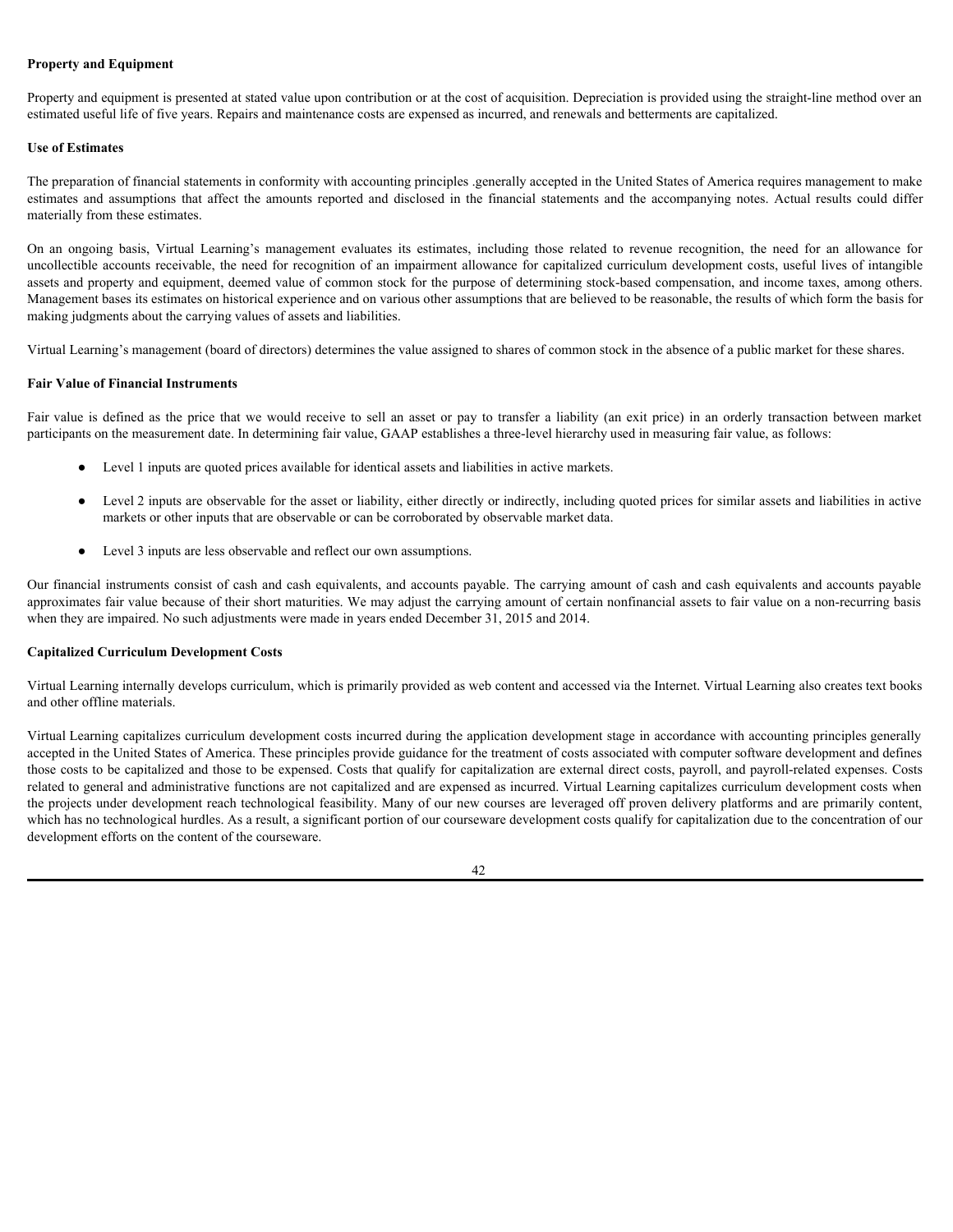**Property and Equipment**

Property and equipment is presented at stated value upon contribution or at the cost of acquisition. Depreciation is provided using the straight-line method over an estimated useful life of five years. Repairs and maintenance costs are expensed as incurred, and renewals and betterments are capitalized.

**Use of Estimates**

The preparation of financial statements in conformity with accounting principles .generally accepted in the United States of America requires management to make estimates and assumptions that affect the amounts reported and disclosed in the financial statements and the accompanying notes. Actual results could differ materially from these estimates.

On an ongoing basis, Virtual Learning's management evaluates its estimates, including those related to revenue recognition, the need for an allowance for uncollectible accounts receivable, the need for recognition of an impairment allowance for capitalized curriculum development costs, useful lives of intangible assets and property and equipment, deemed value of common stock for the purpose of determining stock-based compensation, and income taxes, among others. Management bases its estimates on historical experience and on various other assumptions that are believed to be reasonable, the results of which form the basis for making judgments about the carrying values of assets and liabilities.

Virtual Learning's management (board of directors) determines the value assigned to shares of common stock in the absence of a public market for these shares.

**Fair Value of Financial Instruments**

Fair value is defined as the price that we would receive to sell an asset or pay to transfer a liability (an exit price) in an orderly transaction between market participants on the measurement date. In determining fair value, GAAP establishes a three-level hierarchy used in measuring fair value, as follows:

- Level 1 inputs are quoted prices available for identical assets and liabilities in active markets.
- Level 2 inputs are observable for the asset or liability, either directly or indirectly, including quoted prices for similar assets and liabilities in active markets or other inputs that are observable or can be corroborated by observable market data.
- Level 3 inputs are less observable and reflect our own assumptions.

Our financial instruments consist of cash and cash equivalents, and accounts payable. The carrying amount of cash and cash equivalents and accounts payable approximates fair value because of their short maturities. We may adjust the carrying amount of certain nonfinancial assets to fair value on a non-recurring basis when they are impaired. No such adjustments were made in years ended December 31, 2015 and 2014.

**Capitalized Curriculum Development Costs**

Virtual Learning internally develops curriculum, which is primarily provided as web content and accessed via the Internet. Virtual Learning also creates text books and other offline materials.

Virtual Learning capitalizes curriculum development costs incurred during the application development stage in accordance with accounting principles generally accepted in the United States of America. These principles provide guidance for the treatment of costs associated with computer software development and defines those costs to be capitalized and those to be expensed. Costs that qualify for capitalization are external direct costs, payroll, and payroll-related expenses. Costs related to general and administrative functions are not capitalized and are expensed as incurred. Virtual Learning capitalizes curriculum development costs when the projects under development reach technological feasibility. Many of our new courses are leveraged off proven delivery platforms and are primarily content, which has no technological hurdles. As a result, a significant portion of our courseware development costs qualify for capitalization due to the concentration of our development efforts on the content of the courseware.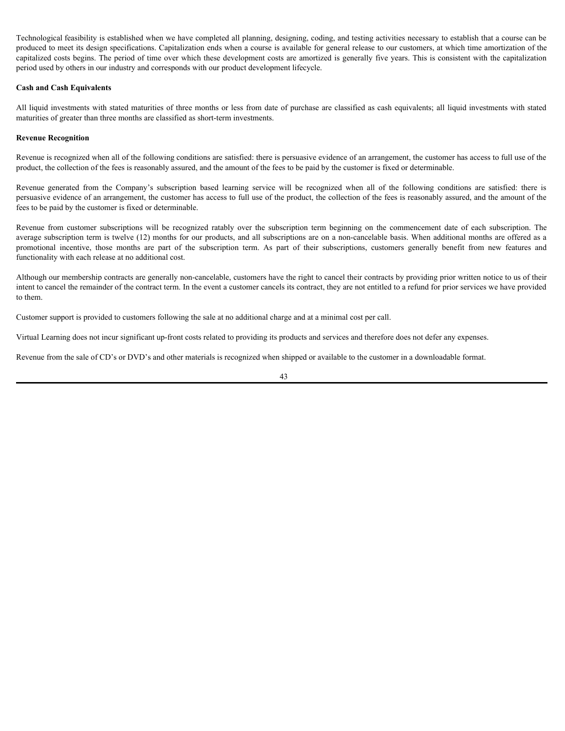Technological feasibility is established when we have completed all planning, designing, coding, and testing activities necessary to establish that a course can be produced to meet its design specifications. Capitalization ends when a course is available for general release to our customers, at which time amortization of the capitalized costs begins. The period of time over which these development costs are amortized is generally five years. This is consistent with the capitalization period used by others in our industry and corresponds with our product development lifecycle.

**Cash and Cash Equivalents**

All liquid investments with stated maturities of three months or less from date of purchase are classified as cash equivalents; all liquid investments with stated maturities of greater than three months are classified as short-term investments.

**Revenue Recognition**

Revenue is recognized when all of the following conditions are satisfied: there is persuasive evidence of an arrangement, the customer has access to full use of the product, the collection of the fees is reasonably assured, and the amount of the fees to be paid by the customer is fixed or determinable.

Revenue generated from the Company's subscription based learning service will be recognized when all of the following conditions are satisfied: there is persuasive evidence of an arrangement, the customer has access to full use of the product, the collection of the fees is reasonably assured, and the amount of the fees to be paid by the customer is fixed or determinable.

Revenue from customer subscriptions will be recognized ratably over the subscription term beginning on the commencement date of each subscription. The average subscription term is twelve (12) months for our products, and all subscriptions are on a non-cancelable basis. When additional months are offered as a promotional incentive, those months are part of the subscription term. As part of their subscriptions, customers generally benefit from new features and functionality with each release at no additional cost.

Although our membership contracts are generally non-cancelable, customers have the right to cancel their contracts by providing prior written notice to us of their intent to cancel the remainder of the contract term. In the event a customer cancels its contract, they are not entitled to a refund for prior services we have provided to them.

Customer support is provided to customers following the sale at no additional charge and at a minimal cost per call.

Virtual Learning does not incur significant up-front costs related to providing its products and services and therefore does not defer any expenses.

Revenue from the sale of CD's or DVD's and other materials is recognized when shipped or available to the customer in a downloadable format.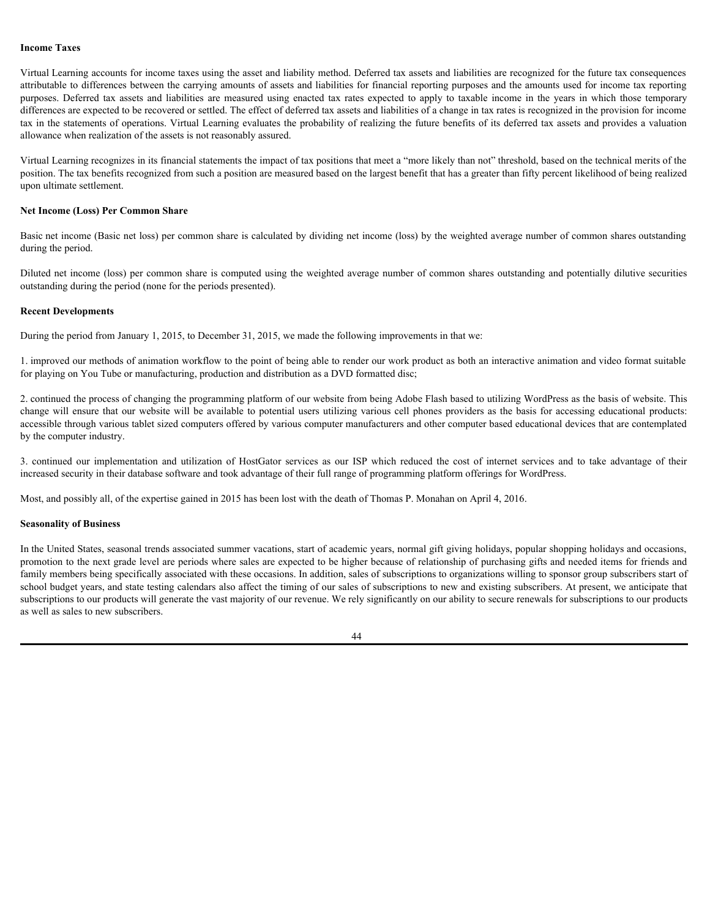**Income Taxes**

Virtual Learning accounts for income taxes using the asset and liability method. Deferred tax assets and liabilities are recognized for the future tax consequences attributable to differences between the carrying amounts of assets and liabilities for financial reporting purposes and the amounts used for income tax reporting purposes. Deferred tax assets and liabilities are measured using enacted tax rates expected to apply to taxable income in the years in which those temporary differences are expected to be recovered or settled. The effect of deferred tax assets and liabilities of a change in tax rates is recognized in the provision for income tax in the statements of operations. Virtual Learning evaluates the probability of realizing the future benefits of its deferred tax assets and provides a valuation allowance when realization of the assets is not reasonably assured.

Virtual Learning recognizes in its financial statements the impact of tax positions that meet a "more likely than not" threshold, based on the technical merits of the position. The tax benefits recognized from such a position are measured based on the largest benefit that has a greater than fifty percent likelihood of being realized upon ultimate settlement.

**Net Income (Loss) Per Common Share**

Basic net income (Basic net loss) per common share is calculated by dividing net income (loss) by the weighted average number of common shares outstanding during the period.

Diluted net income (loss) per common share is computed using the weighted average number of common shares outstanding and potentially dilutive securities outstanding during the period (none for the periods presented).

**Recent Developments**

During the period from January 1, 2015, to December 31, 2015, we made the following improvements in that we:

1. improved our methods of animation workflow to the point of being able to render our work product as both an interactive animation and video format suitable for playing on You Tube or manufacturing, production and distribution as a DVD formatted disc;

2. continued the process of changing the programming platform of our website from being Adobe Flash based to utilizing WordPress as the basis of website. This change will ensure that our website will be available to potential users utilizing various cell phones providers as the basis for accessing educational products: accessible through various tablet sized computers offered by various computer manufacturers and other computer based educational devices that are contemplated by the computer industry.

3. continued our implementation and utilization of HostGator services as our ISP which reduced the cost of internet services and to take advantage of their increased security in their database software and took advantage of their full range of programming platform offerings for WordPress.

Most, and possibly all, of the expertise gained in 2015 has been lost with the death of Thomas P. Monahan on April 4, 2016.

**Seasonality of Business**

In the United States, seasonal trends associated summer vacations, start of academic years, normal gift giving holidays, popular shopping holidays and occasions, promotion to the next grade level are periods where sales are expected to be higher because of relationship of purchasing gifts and needed items for friends and family members being specifically associated with these occasions. In addition, sales of subscriptions to organizations willing to sponsor group subscribers start of school budget years, and state testing calendars also affect the timing of our sales of subscriptions to new and existing subscribers. At present, we anticipate that subscriptions to our products will generate the vast majority of our revenue. We rely significantly on our ability to secure renewals for subscriptions to our products as well as sales to new subscribers.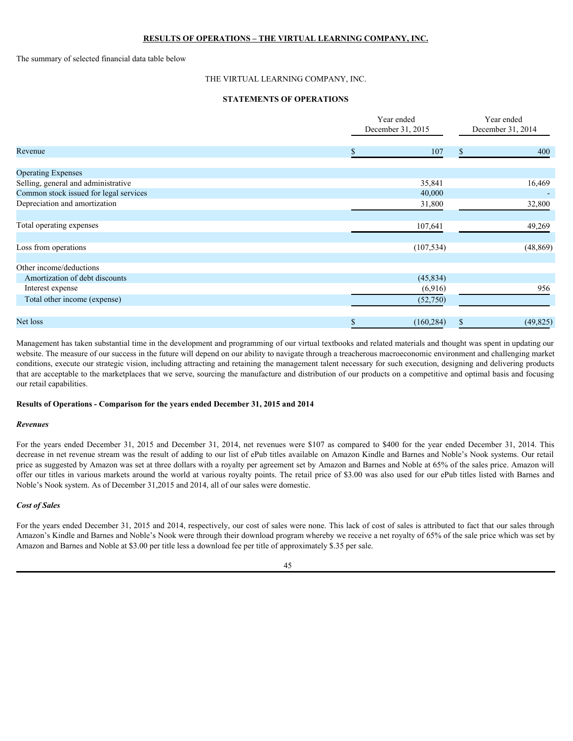**RESULTS OF OPERATIONS – THE VIRTUAL LEARNING COMPANY, INC.**

The summary of selected financial data table below

THE VIRTUAL LEARNING COMPANY, INC.

**STATEMENTS OF OPERATIONS**

| | Year ended December 31, 2015 | Year ended December 31, 2014 |
|---|---|---|
| Revenue | $ 107 | $ 400 |
| | | |
| Operating Expenses | | |
| Selling, general and administrative | 35,841 | 16,469 |
| Common stock issued for legal services | 40,000 | - |
| Depreciation and amortization | 31,800 | 32,800 |
| | | |
| Total operating expenses | 107,641 | 49,269 |
| | | |
| Loss from operations | (107,534) | (48,869) |
| | | |
| Other income/deductions | | |
| Amortization of debt discounts | (45,834) | |
| Interest expense | (6,916) | 956 |
| Total other income (expense) | (52,750) | |
| | | |
| Net loss | $ (160,284) | $ (49,825) |

Management has taken substantial time in the development and programming of our virtual textbooks and related materials and thought was spent in updating our website. The measure of our success in the future will depend on our ability to navigate through a treacherous macroeconomic environment and challenging market conditions, execute our strategic vision, including attracting and retaining the management talent necessary for such execution, designing and delivering products that are acceptable to the marketplaces that we serve, sourcing the manufacture and distribution of our products on a competitive and optimal basis and focusing our retail capabilities.

**Results of Operations - Comparison for the years ended December 31, 2015 and 2014**

***Revenues***

For the years ended December 31, 2015 and December 31, 2014, net revenues were $107 as compared to $400 for the year ended December 31, 2014. This decrease in net revenue stream was the result of adding to our list of ePub titles available on Amazon Kindle and Barnes and Noble's Nook systems. Our retail price as suggested by Amazon was set at three dollars with a royalty per agreement set by Amazon and Barnes and Noble at 65% of the sales price. Amazon will offer our titles in various markets around the world at various royalty points. The retail price of $3.00 was also used for our ePub titles listed with Barnes and Noble's Nook system. As of December 31,2015 and 2014, all of our sales were domestic.

***Cost of Sales***

For the years ended December 31, 2015 and 2014, respectively, our cost of sales were none. This lack of cost of sales is attributed to fact that our sales through Amazon's Kindle and Barnes and Noble's Nook were through their download program whereby we receive a net royalty of 65% of the sale price which was set by Amazon and Barnes and Noble at $3.00 per title less a download fee per title of approximately $.35 per sale.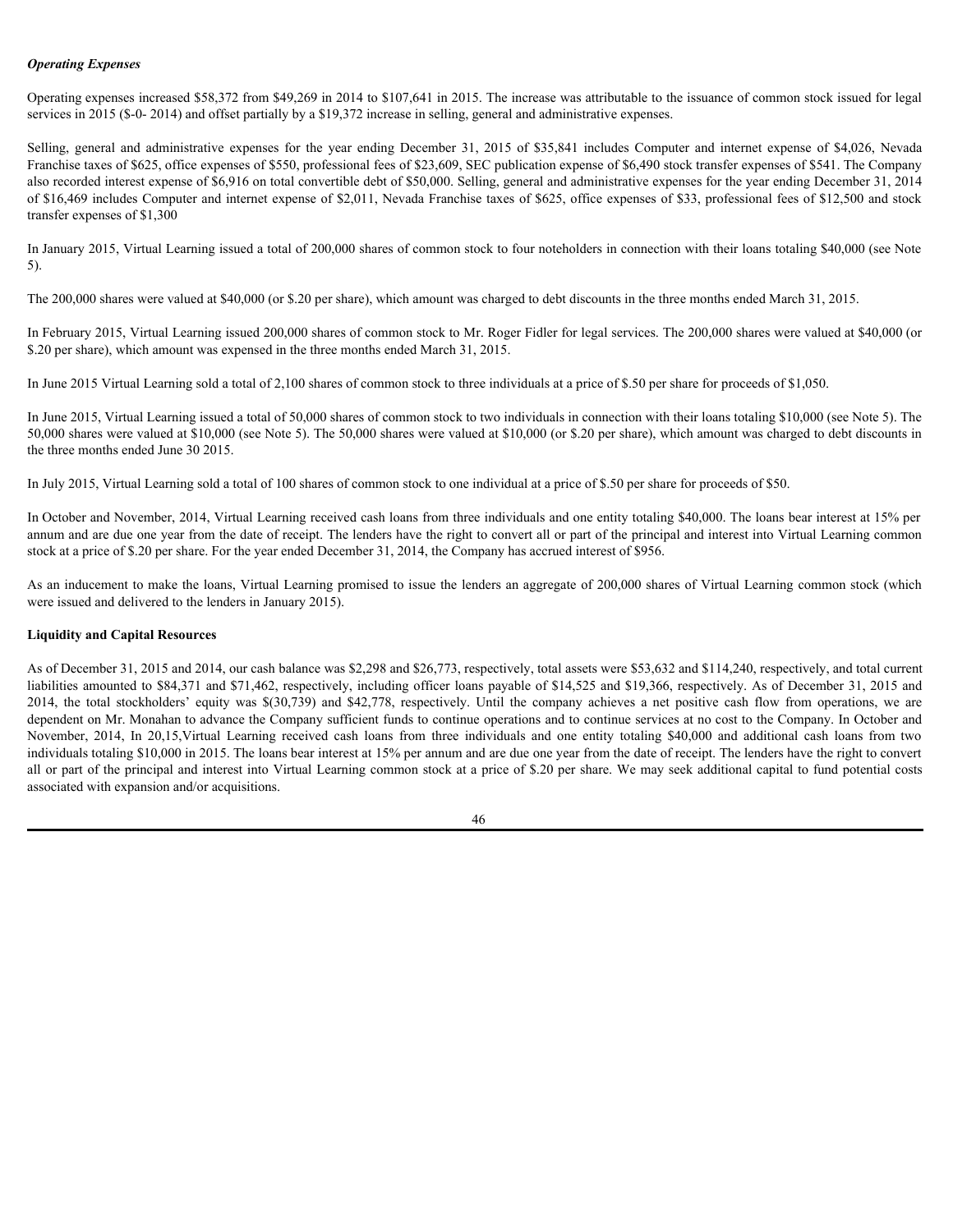***Operating Expenses***

Operating expenses increased $58,372 from $49,269 in 2014 to $107,641 in 2015. The increase was attributable to the issuance of common stock issued for legal services in 2015 ($-0- 2014) and offset partially by a $19,372 increase in selling, general and administrative expenses.

Selling, general and administrative expenses for the year ending December 31, 2015 of $35,841 includes Computer and internet expense of $4,026, Nevada Franchise taxes of $625, office expenses of $550, professional fees of $23,609, SEC publication expense of $6,490 stock transfer expenses of $541. The Company also recorded interest expense of $6,916 on total convertible debt of $50,000. Selling, general and administrative expenses for the year ending December 31, 2014 of $16,469 includes Computer and internet expense of $2,011, Nevada Franchise taxes of $625, office expenses of $33, professional fees of $12,500 and stock transfer expenses of $1,300

In January 2015, Virtual Learning issued a total of 200,000 shares of common stock to four noteholders in connection with their loans totaling $40,000 (see Note 5).

The 200,000 shares were valued at $40,000 (or $.20 per share), which amount was charged to debt discounts in the three months ended March 31, 2015.

In February 2015, Virtual Learning issued 200,000 shares of common stock to Mr. Roger Fidler for legal services. The 200,000 shares were valued at $40,000 (or $.20 per share), which amount was expensed in the three months ended March 31, 2015.

In June 2015 Virtual Learning sold a total of 2,100 shares of common stock to three individuals at a price of $.50 per share for proceeds of $1,050.

In June 2015, Virtual Learning issued a total of 50,000 shares of common stock to two individuals in connection with their loans totaling $10,000 (see Note 5). The 50,000 shares were valued at $10,000 (see Note 5). The 50,000 shares were valued at $10,000 (or $.20 per share), which amount was charged to debt discounts in the three months ended June 30 2015.

In July 2015, Virtual Learning sold a total of 100 shares of common stock to one individual at a price of $.50 per share for proceeds of $50.

In October and November, 2014, Virtual Learning received cash loans from three individuals and one entity totaling $40,000. The loans bear interest at 15% per annum and are due one year from the date of receipt. The lenders have the right to convert all or part of the principal and interest into Virtual Learning common stock at a price of $.20 per share. For the year ended December 31, 2014, the Company has accrued interest of $956.

As an inducement to make the loans, Virtual Learning promised to issue the lenders an aggregate of 200,000 shares of Virtual Learning common stock (which were issued and delivered to the lenders in January 2015).

**Liquidity and Capital Resources**

As of December 31, 2015 and 2014, our cash balance was $2,298 and $26,773, respectively, total assets were $53,632 and $114,240, respectively, and total current liabilities amounted to $84,371 and $71,462, respectively, including officer loans payable of $14,525 and $19,366, respectively. As of December 31, 2015 and 2014, the total stockholders' equity was $(30,739) and $42,778, respectively. Until the company achieves a net positive cash flow from operations, we are dependent on Mr. Monahan to advance the Company sufficient funds to continue operations and to continue services at no cost to the Company. In October and November, 2014, In 20,15,Virtual Learning received cash loans from three individuals and one entity totaling $40,000 and additional cash loans from two individuals totaling $10,000 in 2015. The loans bear interest at 15% per annum and are due one year from the date of receipt. The lenders have the right to convert all or part of the principal and interest into Virtual Learning common stock at a price of $.20 per share. We may seek additional capital to fund potential costs associated with expansion and/or acquisitions.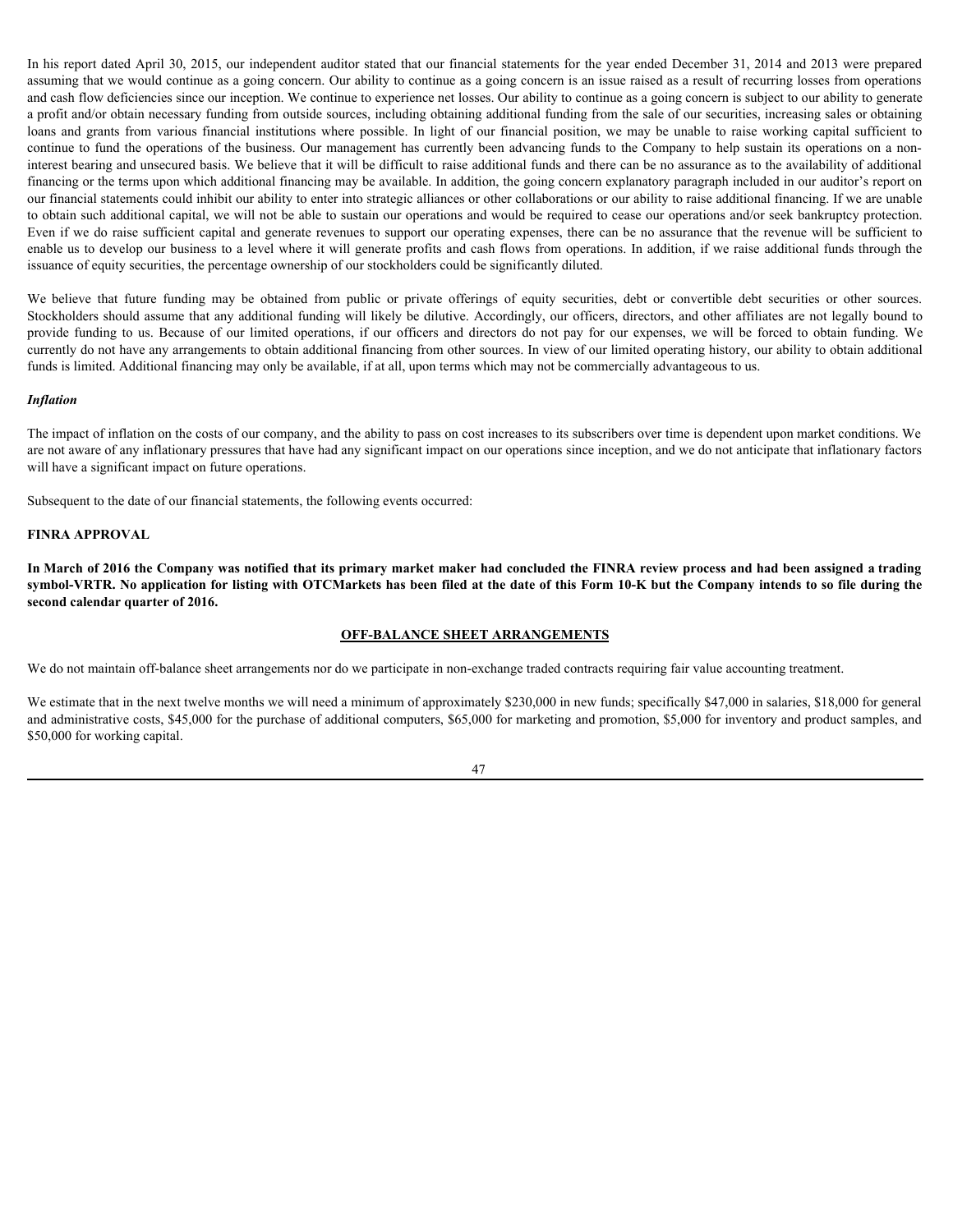In his report dated April 30, 2015, our independent auditor stated that our financial statements for the year ended December 31, 2014 and 2013 were prepared assuming that we would continue as a going concern. Our ability to continue as a going concern is an issue raised as a result of recurring losses from operations and cash flow deficiencies since our inception. We continue to experience net losses. Our ability to continue as a going concern is subject to our ability to generate a profit and/or obtain necessary funding from outside sources, including obtaining additional funding from the sale of our securities, increasing sales or obtaining loans and grants from various financial institutions where possible. In light of our financial position, we may be unable to raise working capital sufficient to continue to fund the operations of the business. Our management has currently been advancing funds to the Company to help sustain its operations on a non-interest bearing and unsecured basis. We believe that it will be difficult to raise additional funds and there can be no assurance as to the availability of additional financing or the terms upon which additional financing may be available. In addition, the going concern explanatory paragraph included in our auditor's report on our financial statements could inhibit our ability to enter into strategic alliances or other collaborations or our ability to raise additional financing. If we are unable to obtain such additional capital, we will not be able to sustain our operations and would be required to cease our operations and/or seek bankruptcy protection. Even if we do raise sufficient capital and generate revenues to support our operating expenses, there can be no assurance that the revenue will be sufficient to enable us to develop our business to a level where it will generate profits and cash flows from operations. In addition, if we raise additional funds through the issuance of equity securities, the percentage ownership of our stockholders could be significantly diluted.

We believe that future funding may be obtained from public or private offerings of equity securities, debt or convertible debt securities or other sources. Stockholders should assume that any additional funding will likely be dilutive. Accordingly, our officers, directors, and other affiliates are not legally bound to provide funding to us. Because of our limited operations, if our officers and directors do not pay for our expenses, we will be forced to obtain funding. We currently do not have any arrangements to obtain additional financing from other sources. In view of our limited operating history, our ability to obtain additional funds is limited. Additional financing may only be available, if at all, upon terms which may not be commercially advantageous to us.

***Inflation***

The impact of inflation on the costs of our company, and the ability to pass on cost increases to its subscribers over time is dependent upon market conditions. We are not aware of any inflationary pressures that have had any significant impact on our operations since inception, and we do not anticipate that inflationary factors will have a significant impact on future operations.

Subsequent to the date of our financial statements, the following events occurred:

**FINRA APPROVAL**

**In March of 2016 the Company was notified that its primary market maker had concluded the FINRA review process and had been assigned a trading symbol-VRTR. No application for listing with OTCMarkets has been filed at the date of this Form 10-K but the Company intends to so file during the second calendar quarter of 2016.**

**OFF-BALANCE SHEET ARRANGEMENTS**

We do not maintain off-balance sheet arrangements nor do we participate in non-exchange traded contracts requiring fair value accounting treatment.

We estimate that in the next twelve months we will need a minimum of approximately $230,000 in new funds; specifically $47,000 in salaries, $18,000 for general and administrative costs, $45,000 for the purchase of additional computers, $65,000 for marketing and promotion, $5,000 for inventory and product samples, and $50,000 for working capital.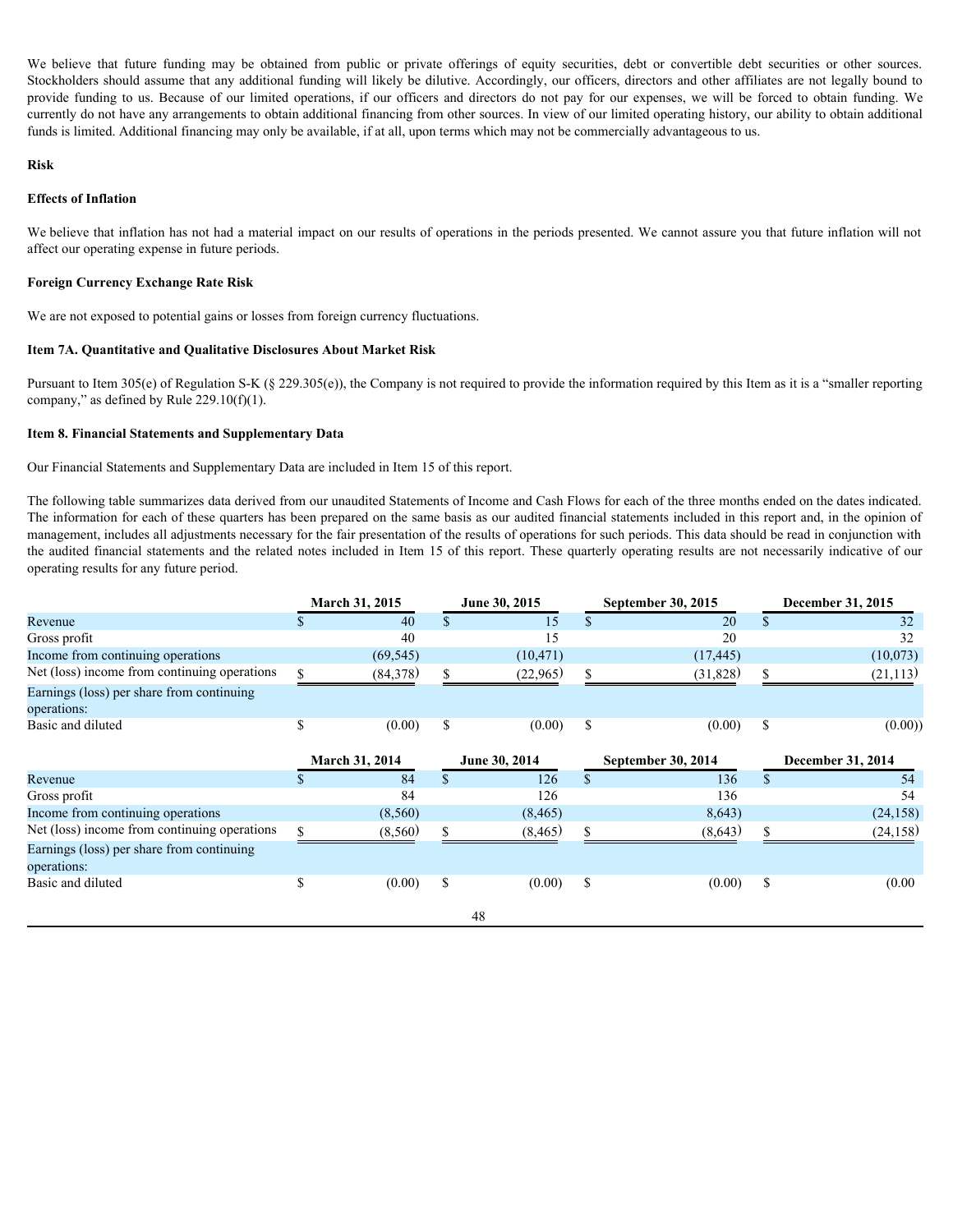We believe that future funding may be obtained from public or private offerings of equity securities, debt or convertible debt securities or other sources. Stockholders should assume that any additional funding will likely be dilutive. Accordingly, our officers, directors and other affiliates are not legally bound to provide funding to us. Because of our limited operations, if our officers and directors do not pay for our expenses, we will be forced to obtain funding. We currently do not have any arrangements to obtain additional financing from other sources. In view of our limited operating history, our ability to obtain additional funds is limited. Additional financing may only be available, if at all, upon terms which may not be commercially advantageous to us.

**Risk**

**Effects of Inflation**

We believe that inflation has not had a material impact on our results of operations in the periods presented. We cannot assure you that future inflation will not affect our operating expense in future periods.

**Foreign Currency Exchange Rate Risk**

We are not exposed to potential gains or losses from foreign currency fluctuations.

**Item 7A. Quantitative and Qualitative Disclosures About Market Risk**

Pursuant to Item 305(e) of Regulation S-K (§ 229.305(e)), the Company is not required to provide the information required by this Item as it is a "smaller reporting company," as defined by Rule 229.10(f)(1).

**Item 8. Financial Statements and Supplementary Data**

Our Financial Statements and Supplementary Data are included in Item 15 of this report.

The following table summarizes data derived from our unaudited Statements of Income and Cash Flows for each of the three months ended on the dates indicated. The information for each of these quarters has been prepared on the same basis as our audited financial statements included in this report and, in the opinion of management, includes all adjustments necessary for the fair presentation of the results of operations for such periods. This data should be read in conjunction with the audited financial statements and the related notes included in Item 15 of this report. These quarterly operating results are not necessarily indicative of our operating results for any future period.

| | March 31, 2015 | June 30, 2015 | September 30, 2015 | December 31, 2015 |
|---|---|---|---|---|
| Revenue | $ 40 | $ 15 | $ 20 | $ 32 |
| Gross profit | 40 | 15 | 20 | 32 |
| Income from continuing operations | (69,545) | (10,471) | (17,445) | (10,073) |
| Net (loss) income from continuing operations | $ (84,378) | $ (22,965) | $ (31,828) | $ (21,113) |
| Earnings (loss) per share from continuing operations: | | | | |
| Basic and diluted | $ (0.00) | $ (0.00) | $ (0.00) | $ (0.00)) |

| | March 31, 2014 | June 30, 2014 | September 30, 2014 | December 31, 2014 |
|---|---|---|---|---|
| Revenue | $ 84 | $ 126 | $ 136 | $ 54 |
| Gross profit | 84 | 126 | 136 | 54 |
| Income from continuing operations | (8,560) | (8,465) | 8,643) | (24,158) |
| Net (loss) income from continuing operations | $ (8,560) | $ (8,465) | $ (8,643) | $ (24,158) |
| Earnings (loss) per share from continuing operations: | | | | |
| Basic and diluted | $ (0.00) | $ (0.00) | $ (0.00) | $ (0.00 |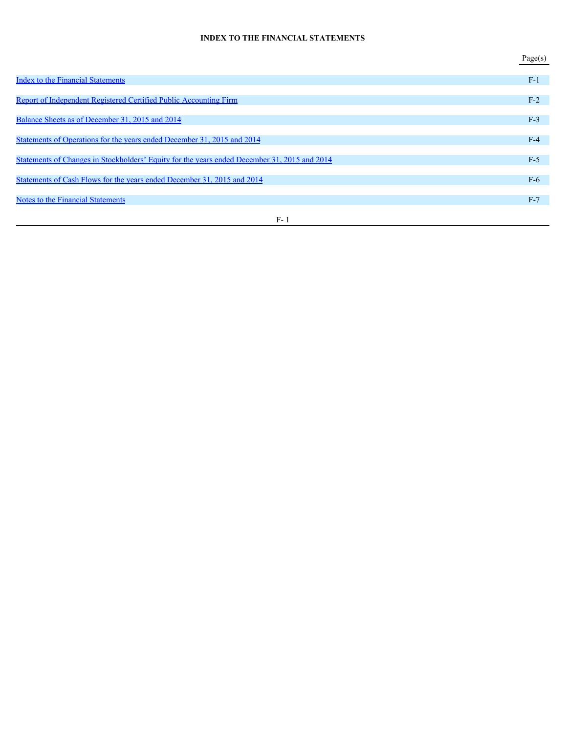# INDEX TO THE FINANCIAL STATEMENTS

| | Page(s) |
|---|---|
| Index to the Financial Statements | F-1 |
| Report of Independent Registered Certified Public Accounting Firm | F-2 |
| Balance Sheets as of December 31, 2015 and 2014 | F-3 |
| Statements of Operations for the years ended December 31, 2015 and 2014 | F-4 |
| Statements of Changes in Stockholders' Equity for the years ended December 31, 2015 and 2014 | F-5 |
| Statements of Cash Flows for the years ended December 31, 2015 and 2014 | F-6 |
| Notes to the Financial Statements | F-7 |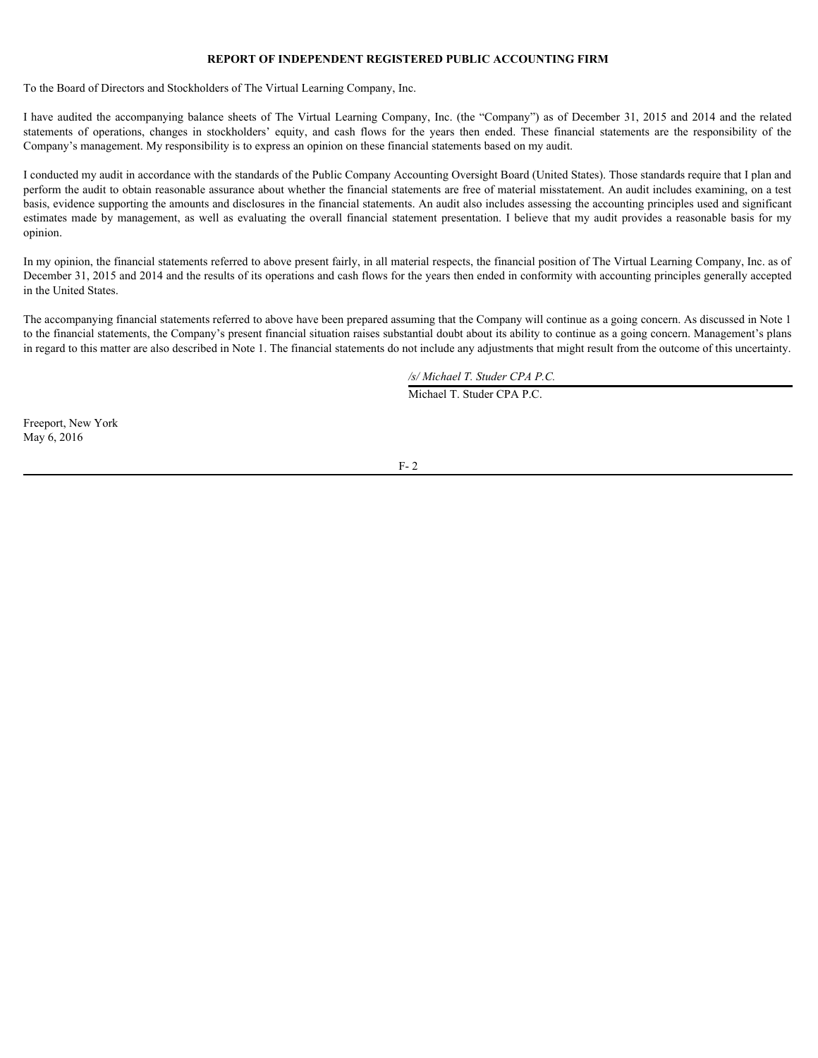**REPORT OF INDEPENDENT REGISTERED PUBLIC ACCOUNTING FIRM**

To the Board of Directors and Stockholders of The Virtual Learning Company, Inc.

I have audited the accompanying balance sheets of The Virtual Learning Company, Inc. (the "Company") as of December 31, 2015 and 2014 and the related statements of operations, changes in stockholders' equity, and cash flows for the years then ended. These financial statements are the responsibility of the Company's management. My responsibility is to express an opinion on these financial statements based on my audit.

I conducted my audit in accordance with the standards of the Public Company Accounting Oversight Board (United States). Those standards require that I plan and perform the audit to obtain reasonable assurance about whether the financial statements are free of material misstatement. An audit includes examining, on a test basis, evidence supporting the amounts and disclosures in the financial statements. An audit also includes assessing the accounting principles used and significant estimates made by management, as well as evaluating the overall financial statement presentation. I believe that my audit provides a reasonable basis for my opinion.

In my opinion, the financial statements referred to above present fairly, in all material respects, the financial position of The Virtual Learning Company, Inc. as of December 31, 2015 and 2014 and the results of its operations and cash flows for the years then ended in conformity with accounting principles generally accepted in the United States.

The accompanying financial statements referred to above have been prepared assuming that the Company will continue as a going concern. As discussed in Note 1 to the financial statements, the Company's present financial situation raises substantial doubt about its ability to continue as a going concern. Management's plans in regard to this matter are also described in Note 1. The financial statements do not include any adjustments that might result from the outcome of this uncertainty.

*/s/ Michael T. Studer CPA P.C.*

Michael T. Studer CPA P.C.

Freeport, New York
May 6, 2016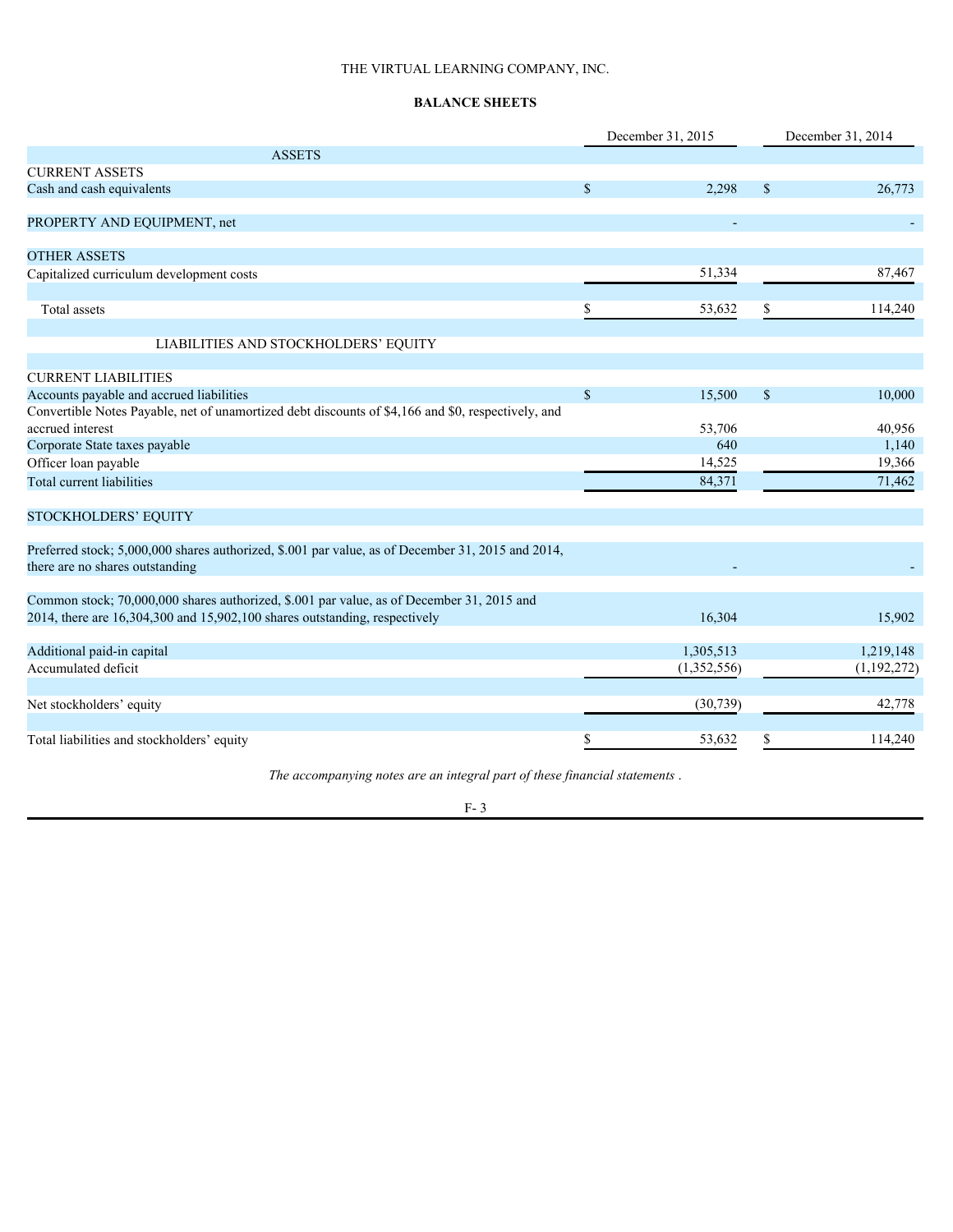THE VIRTUAL LEARNING COMPANY, INC.

**BALANCE SHEETS**

| | December 31, 2015 | December 31, 2014 |
|---|---|---|
| ASSETS | | |
| CURRENT ASSETS | | |
| Cash and cash equivalents | $ 2,298 | $ 26,773 |
| | | |
| PROPERTY AND EQUIPMENT, net | - | - |
| | | |
| OTHER ASSETS | | |
| Capitalized curriculum development costs | 51,334 | 87,467 |
| | | |
| Total assets | $ 53,632 | $ 114,240 |
| | | |
| LIABILITIES AND STOCKHOLDERS' EQUITY | | |
| | | |
| CURRENT LIABILITIES | | |
| Accounts payable and accrued liabilities | $ 15,500 | $ 10,000 |
| Convertible Notes Payable, net of unamortized debt discounts of $4,166 and $0, respectively, and accrued interest | 53,706 | 40,956 |
| Corporate State taxes payable | 640 | 1,140 |
| Officer loan payable | 14,525 | 19,366 |
| Total current liabilities | 84,371 | 71,462 |
| | | |
| STOCKHOLDERS' EQUITY | | |
| | | |
| Preferred stock; 5,000,000 shares authorized, $.001 par value, as of December 31, 2015 and 2014, there are no shares outstanding | - | - |
| | | |
| Common stock; 70,000,000 shares authorized, $.001 par value, as of December 31, 2015 and 2014, there are 16,304,300 and 15,902,100 shares outstanding, respectively | 16,304 | 15,902 |
| | | |
| Additional paid-in capital | 1,305,513 | 1,219,148 |
| Accumulated deficit | (1,352,556) | (1,192,272) |
| | | |
| Net stockholders' equity | (30,739) | 42,778 |
| | | |
| Total liabilities and stockholders' equity | $ 53,632 | $ 114,240 |

*The accompanying notes are an integral part of these financial statements .*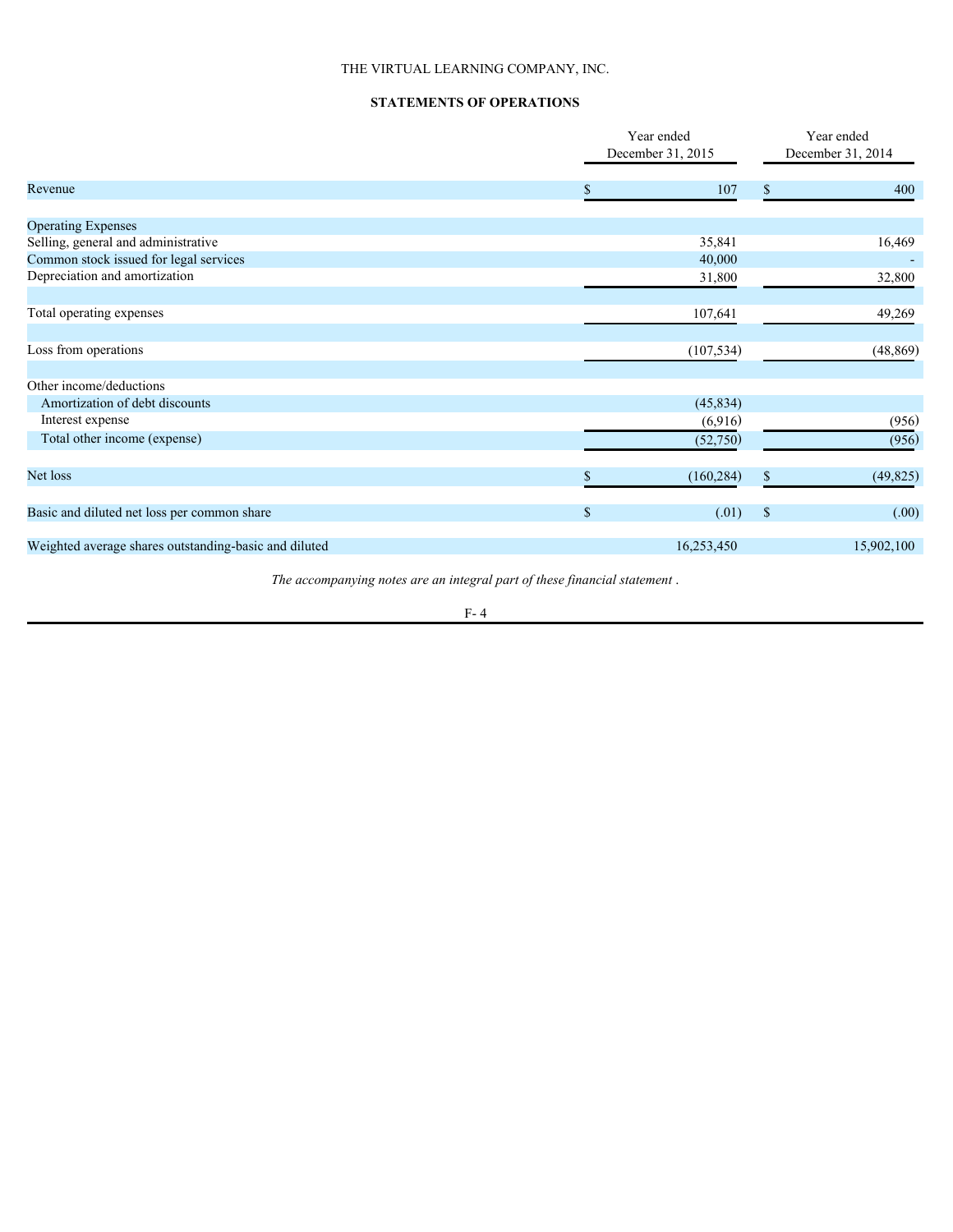THE VIRTUAL LEARNING COMPANY, INC.

**STATEMENTS OF OPERATIONS**

| | Year ended December 31, 2015 | Year ended December 31, 2014 |
|---|---|---|
| Revenue | $ 107 | $ 400 |
| Operating Expenses | | |
| Selling, general and administrative | 35,841 | 16,469 |
| Common stock issued for legal services | 40,000 | - |
| Depreciation and amortization | 31,800 | 32,800 |
| Total operating expenses | 107,641 | 49,269 |
| Loss from operations | (107,534) | (48,869) |
| Other income/deductions | | |
| Amortization of debt discounts | (45,834) | |
| Interest expense | (6,916) | (956) |
| Total other income (expense) | (52,750) | (956) |
| Net loss | $ (160,284) | $ (49,825) |
| Basic and diluted net loss per common share | $ (.01) | $ (.00) |
| Weighted average shares outstanding-basic and diluted | 16,253,450 | 15,902,100 |

*The accompanying notes are an integral part of these financial statement .*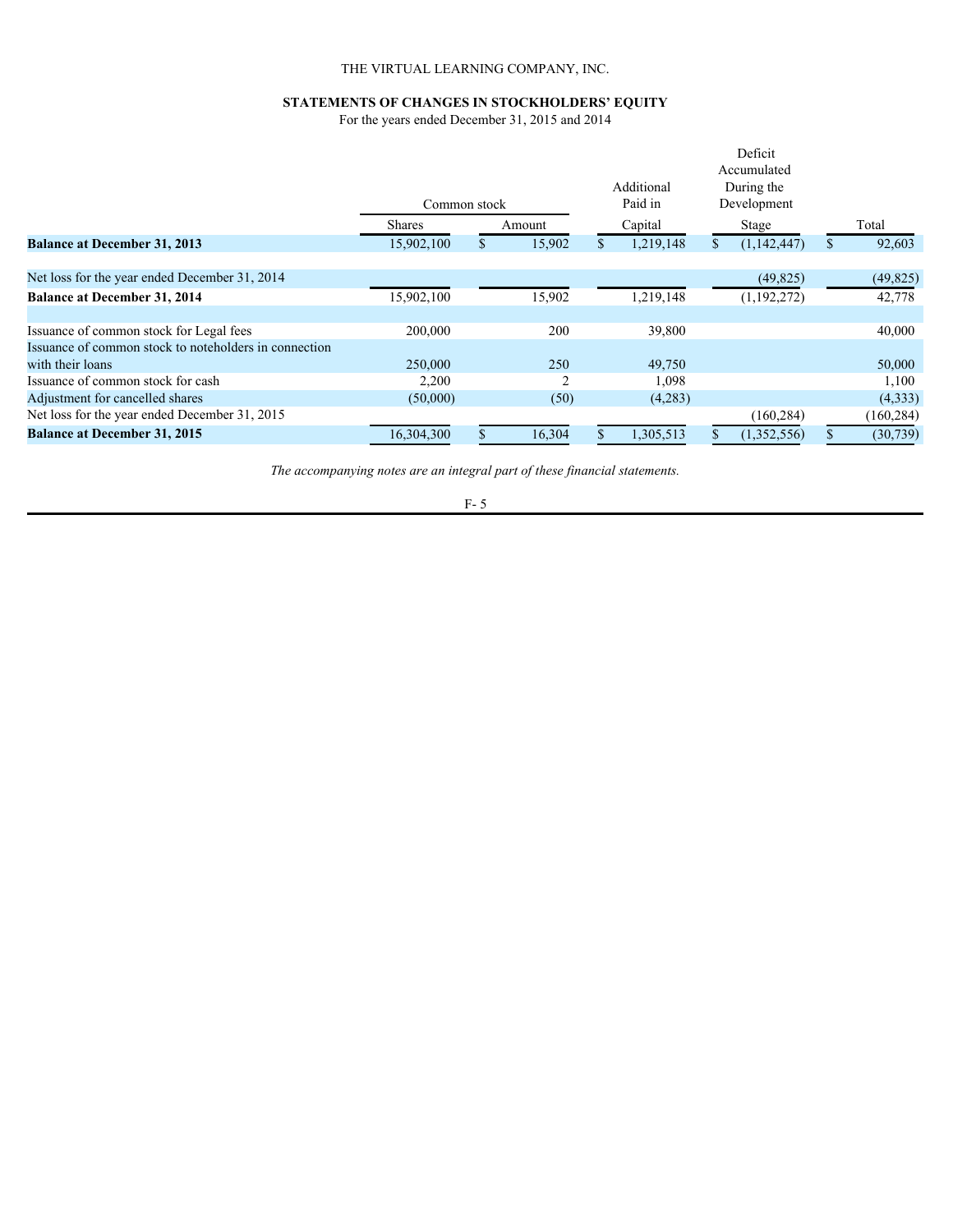THE VIRTUAL LEARNING COMPANY, INC.

**STATEMENTS OF CHANGES IN STOCKHOLDERS' EQUITY**

For the years ended December 31, 2015 and 2014

| | Common stock | | Additional Paid in | Deficit Accumulated During the Development | |
|---|---|---|---|---|---|
| | Shares | Amount | Capital | Stage | Total |
| **Balance at December 31, 2013** | 15,902,100 | $ 15,902 | $ 1,219,148 | $ (1,142,447) | $ 92,603 |
| Net loss for the year ended December 31, 2014 | | | | (49,825) | (49,825) |
| **Balance at December 31, 2014** | 15,902,100 | 15,902 | 1,219,148 | (1,192,272) | 42,778 |
| Issuance of common stock for Legal fees | 200,000 | 200 | 39,800 | | 40,000 |
| Issuance of common stock to noteholders in connection with their loans | 250,000 | 250 | 49,750 | | 50,000 |
| Issuance of common stock for cash | 2,200 | 2 | 1,098 | | 1,100 |
| Adjustment for cancelled shares | (50,000) | (50) | (4,283) | | (4,333) |
| Net loss for the year ended December 31, 2015 | | | | (160,284) | (160,284) |
| **Balance at December 31, 2015** | 16,304,300 | $ 16,304 | $ 1,305,513 | $ (1,352,556) | $ (30,739) |

*The accompanying notes are an integral part of these financial statements.*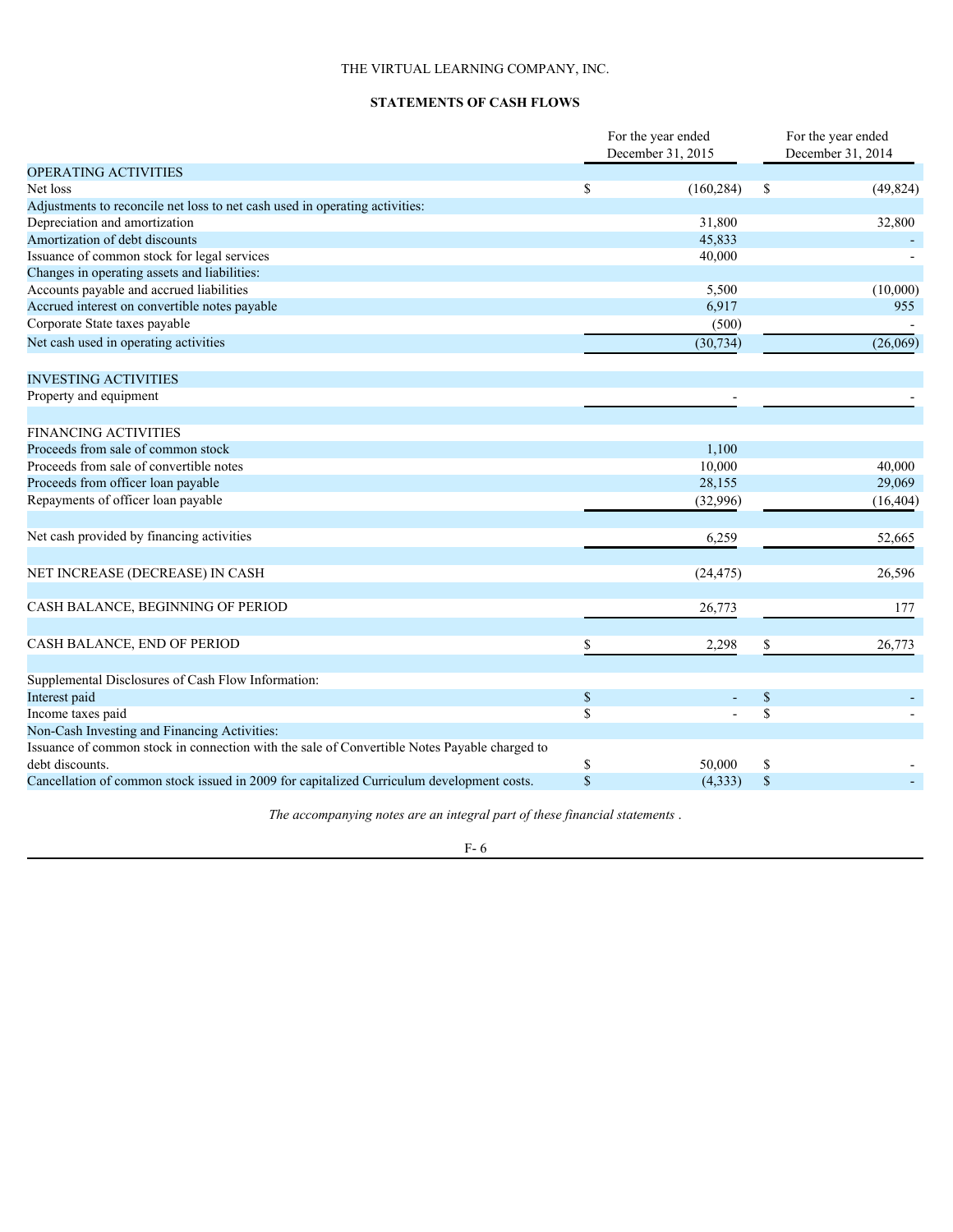THE VIRTUAL LEARNING COMPANY, INC.

**STATEMENTS OF CASH FLOWS**

| | For the year ended December 31, 2015 | For the year ended December 31, 2014 |
|---|---|---|
| OPERATING ACTIVITIES | | |
| Net loss | $ (160,284) | $ (49,824) |
| Adjustments to reconcile net loss to net cash used in operating activities: | | |
| Depreciation and amortization | 31,800 | 32,800 |
| Amortization of debt discounts | 45,833 | - |
| Issuance of common stock for legal services | 40,000 | - |
| Changes in operating assets and liabilities: | | |
| Accounts payable and accrued liabilities | 5,500 | (10,000) |
| Accrued interest on convertible notes payable | 6,917 | 955 |
| Corporate State taxes payable | (500) | - |
| Net cash used in operating activities | (30,734) | (26,069) |
| | | |
| INVESTING ACTIVITIES | | |
| Property and equipment | - | - |
| | | |
| FINANCING ACTIVITIES | | |
| Proceeds from sale of common stock | 1,100 | |
| Proceeds from sale of convertible notes | 10,000 | 40,000 |
| Proceeds from officer loan payable | 28,155 | 29,069 |
| Repayments of officer loan payable | (32,996) | (16,404) |
| | | |
| Net cash provided by financing activities | 6,259 | 52,665 |
| | | |
| NET INCREASE (DECREASE) IN CASH | (24,475) | 26,596 |
| | | |
| CASH BALANCE, BEGINNING OF PERIOD | 26,773 | 177 |
| | | |
| CASH BALANCE, END OF PERIOD | $ 2,298 | $ 26,773 |
| | | |
| Supplemental Disclosures of Cash Flow Information: | | |
| Interest paid | $ - | $ - |
| Income taxes paid | $ - | $ - |
| Non-Cash Investing and Financing Activities: | | |
| Issuance of common stock in connection with the sale of Convertible Notes Payable charged to debt discounts. | $ 50,000 | $ - |
| Cancellation of common stock issued in 2009 for capitalized Curriculum development costs. | $ (4,333) | $ - |

*The accompanying notes are an integral part of these financial statements .*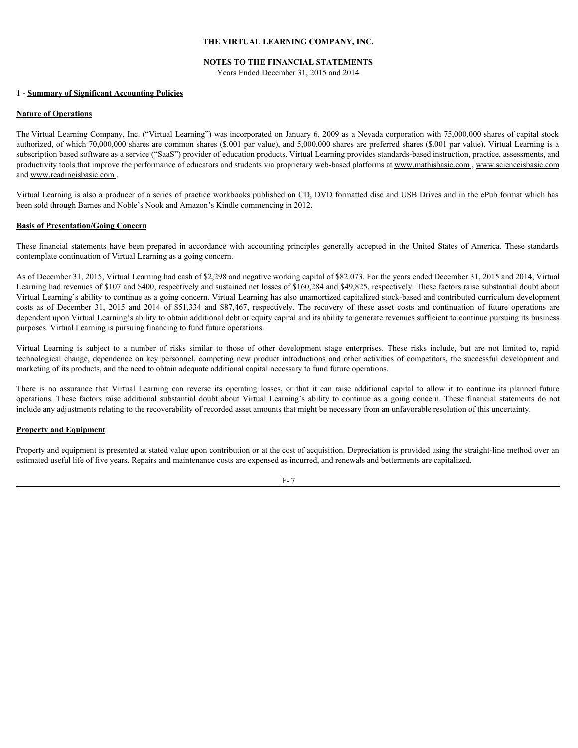# THE VIRTUAL LEARNING COMPANY, INC.

## NOTES TO THE FINANCIAL STATEMENTS

Years Ended December 31, 2015 and 2014

### 1 - Summary of Significant Accounting Policies

**Nature of Operations**

The Virtual Learning Company, Inc. ("Virtual Learning") was incorporated on January 6, 2009 as a Nevada corporation with 75,000,000 shares of capital stock authorized, of which 70,000,000 shares are common shares ($.001 par value), and 5,000,000 shares are preferred shares ($.001 par value). Virtual Learning is a subscription based software as a service ("SaaS") provider of education products. Virtual Learning provides standards-based instruction, practice, assessments, and productivity tools that improve the performance of educators and students via proprietary web-based platforms at www.mathisbasic.com , www.scienceisbasic.com and www.readingisbasic.com .

Virtual Learning is also a producer of a series of practice workbooks published on CD, DVD formatted disc and USB Drives and in the ePub format which has been sold through Barnes and Noble's Nook and Amazon's Kindle commencing in 2012.

**Basis of Presentation/Going Concern**

These financial statements have been prepared in accordance with accounting principles generally accepted in the United States of America. These standards contemplate continuation of Virtual Learning as a going concern.

As of December 31, 2015, Virtual Learning had cash of $2,298 and negative working capital of $82.073. For the years ended December 31, 2015 and 2014, Virtual Learning had revenues of $107 and $400, respectively and sustained net losses of $160,284 and $49,825, respectively. These factors raise substantial doubt about Virtual Learning's ability to continue as a going concern. Virtual Learning has also unamortized capitalized stock-based and contributed curriculum development costs as of December 31, 2015 and 2014 of $51,334 and $87,467, respectively. The recovery of these asset costs and continuation of future operations are dependent upon Virtual Learning's ability to obtain additional debt or equity capital and its ability to generate revenues sufficient to continue pursuing its business purposes. Virtual Learning is pursuing financing to fund future operations.

Virtual Learning is subject to a number of risks similar to those of other development stage enterprises. These risks include, but are not limited to, rapid technological change, dependence on key personnel, competing new product introductions and other activities of competitors, the successful development and marketing of its products, and the need to obtain adequate additional capital necessary to fund future operations.

There is no assurance that Virtual Learning can reverse its operating losses, or that it can raise additional capital to allow it to continue its planned future operations. These factors raise additional substantial doubt about Virtual Learning's ability to continue as a going concern. These financial statements do not include any adjustments relating to the recoverability of recorded asset amounts that might be necessary from an unfavorable resolution of this uncertainty.

**Property and Equipment**

Property and equipment is presented at stated value upon contribution or at the cost of acquisition. Depreciation is provided using the straight-line method over an estimated useful life of five years. Repairs and maintenance costs are expensed as incurred, and renewals and betterments are capitalized.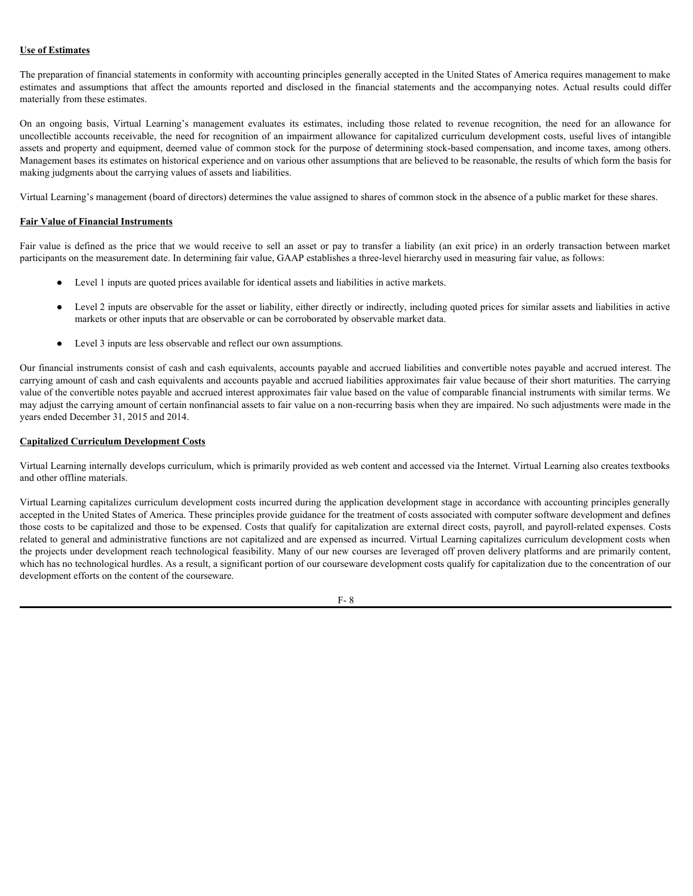**Use of Estimates**

The preparation of financial statements in conformity with accounting principles generally accepted in the United States of America requires management to make estimates and assumptions that affect the amounts reported and disclosed in the financial statements and the accompanying notes. Actual results could differ materially from these estimates.

On an ongoing basis, Virtual Learning's management evaluates its estimates, including those related to revenue recognition, the need for an allowance for uncollectible accounts receivable, the need for recognition of an impairment allowance for capitalized curriculum development costs, useful lives of intangible assets and property and equipment, deemed value of common stock for the purpose of determining stock-based compensation, and income taxes, among others. Management bases its estimates on historical experience and on various other assumptions that are believed to be reasonable, the results of which form the basis for making judgments about the carrying values of assets and liabilities.

Virtual Learning's management (board of directors) determines the value assigned to shares of common stock in the absence of a public market for these shares.

**Fair Value of Financial Instruments**

Fair value is defined as the price that we would receive to sell an asset or pay to transfer a liability (an exit price) in an orderly transaction between market participants on the measurement date. In determining fair value, GAAP establishes a three-level hierarchy used in measuring fair value, as follows:

- Level 1 inputs are quoted prices available for identical assets and liabilities in active markets.
- Level 2 inputs are observable for the asset or liability, either directly or indirectly, including quoted prices for similar assets and liabilities in active markets or other inputs that are observable or can be corroborated by observable market data.
- Level 3 inputs are less observable and reflect our own assumptions.

Our financial instruments consist of cash and cash equivalents, accounts payable and accrued liabilities and convertible notes payable and accrued interest. The carrying amount of cash and cash equivalents and accounts payable and accrued liabilities approximates fair value because of their short maturities. The carrying value of the convertible notes payable and accrued interest approximates fair value based on the value of comparable financial instruments with similar terms. We may adjust the carrying amount of certain nonfinancial assets to fair value on a non-recurring basis when they are impaired. No such adjustments were made in the years ended December 31, 2015 and 2014.

**Capitalized Curriculum Development Costs**

Virtual Learning internally develops curriculum, which is primarily provided as web content and accessed via the Internet. Virtual Learning also creates textbooks and other offline materials.

Virtual Learning capitalizes curriculum development costs incurred during the application development stage in accordance with accounting principles generally accepted in the United States of America. These principles provide guidance for the treatment of costs associated with computer software development and defines those costs to be capitalized and those to be expensed. Costs that qualify for capitalization are external direct costs, payroll, and payroll-related expenses. Costs related to general and administrative functions are not capitalized and are expensed as incurred. Virtual Learning capitalizes curriculum development costs when the projects under development reach technological feasibility. Many of our new courses are leveraged off proven delivery platforms and are primarily content, which has no technological hurdles. As a result, a significant portion of our courseware development costs qualify for capitalization due to the concentration of our development efforts on the content of the courseware.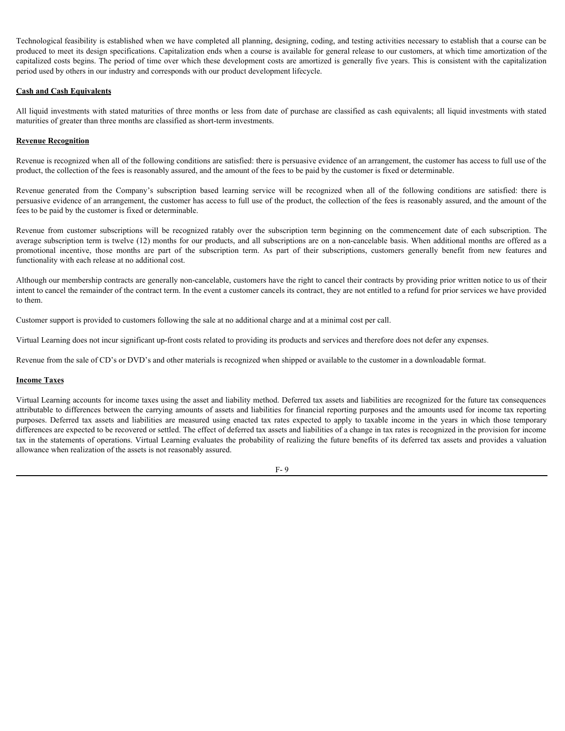Technological feasibility is established when we have completed all planning, designing, coding, and testing activities necessary to establish that a course can be produced to meet its design specifications. Capitalization ends when a course is available for general release to our customers, at which time amortization of the capitalized costs begins. The period of time over which these development costs are amortized is generally five years. This is consistent with the capitalization period used by others in our industry and corresponds with our product development lifecycle.

**Cash and Cash Equivalents**

All liquid investments with stated maturities of three months or less from date of purchase are classified as cash equivalents; all liquid investments with stated maturities of greater than three months are classified as short-term investments.

**Revenue Recognition**

Revenue is recognized when all of the following conditions are satisfied: there is persuasive evidence of an arrangement, the customer has access to full use of the product, the collection of the fees is reasonably assured, and the amount of the fees to be paid by the customer is fixed or determinable.

Revenue generated from the Company's subscription based learning service will be recognized when all of the following conditions are satisfied: there is persuasive evidence of an arrangement, the customer has access to full use of the product, the collection of the fees is reasonably assured, and the amount of the fees to be paid by the customer is fixed or determinable.

Revenue from customer subscriptions will be recognized ratably over the subscription term beginning on the commencement date of each subscription. The average subscription term is twelve (12) months for our products, and all subscriptions are on a non-cancelable basis. When additional months are offered as a promotional incentive, those months are part of the subscription term. As part of their subscriptions, customers generally benefit from new features and functionality with each release at no additional cost.

Although our membership contracts are generally non-cancelable, customers have the right to cancel their contracts by providing prior written notice to us of their intent to cancel the remainder of the contract term. In the event a customer cancels its contract, they are not entitled to a refund for prior services we have provided to them.

Customer support is provided to customers following the sale at no additional charge and at a minimal cost per call.

Virtual Learning does not incur significant up-front costs related to providing its products and services and therefore does not defer any expenses.

Revenue from the sale of CD's or DVD's and other materials is recognized when shipped or available to the customer in a downloadable format.

**Income Taxes**

Virtual Learning accounts for income taxes using the asset and liability method. Deferred tax assets and liabilities are recognized for the future tax consequences attributable to differences between the carrying amounts of assets and liabilities for financial reporting purposes and the amounts used for income tax reporting purposes. Deferred tax assets and liabilities are measured using enacted tax rates expected to apply to taxable income in the years in which those temporary differences are expected to be recovered or settled. The effect of deferred tax assets and liabilities of a change in tax rates is recognized in the provision for income tax in the statements of operations. Virtual Learning evaluates the probability of realizing the future benefits of its deferred tax assets and provides a valuation allowance when realization of the assets is not reasonably assured.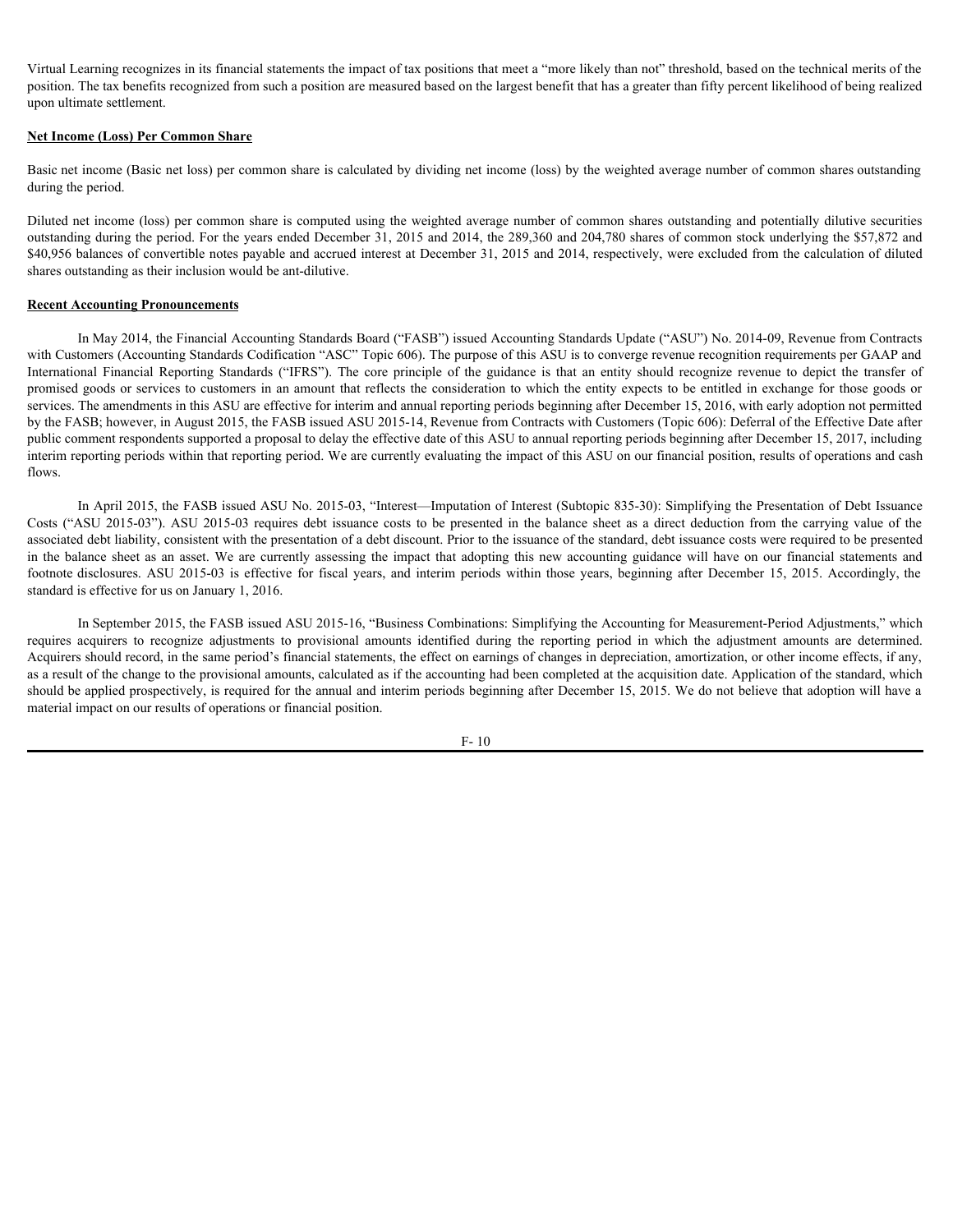Virtual Learning recognizes in its financial statements the impact of tax positions that meet a "more likely than not" threshold, based on the technical merits of the position. The tax benefits recognized from such a position are measured based on the largest benefit that has a greater than fifty percent likelihood of being realized upon ultimate settlement.

**Net Income (Loss) Per Common Share**

Basic net income (Basic net loss) per common share is calculated by dividing net income (loss) by the weighted average number of common shares outstanding during the period.

Diluted net income (loss) per common share is computed using the weighted average number of common shares outstanding and potentially dilutive securities outstanding during the period. For the years ended December 31, 2015 and 2014, the 289,360 and 204,780 shares of common stock underlying the $57,872 and $40,956 balances of convertible notes payable and accrued interest at December 31, 2015 and 2014, respectively, were excluded from the calculation of diluted shares outstanding as their inclusion would be ant-dilutive.

**Recent Accounting Pronouncements**

In May 2014, the Financial Accounting Standards Board ("FASB") issued Accounting Standards Update ("ASU") No. 2014-09, Revenue from Contracts with Customers (Accounting Standards Codification "ASC" Topic 606). The purpose of this ASU is to converge revenue recognition requirements per GAAP and International Financial Reporting Standards ("IFRS"). The core principle of the guidance is that an entity should recognize revenue to depict the transfer of promised goods or services to customers in an amount that reflects the consideration to which the entity expects to be entitled in exchange for those goods or services. The amendments in this ASU are effective for interim and annual reporting periods beginning after December 15, 2016, with early adoption not permitted by the FASB; however, in August 2015, the FASB issued ASU 2015-14, Revenue from Contracts with Customers (Topic 606): Deferral of the Effective Date after public comment respondents supported a proposal to delay the effective date of this ASU to annual reporting periods beginning after December 15, 2017, including interim reporting periods within that reporting period. We are currently evaluating the impact of this ASU on our financial position, results of operations and cash flows.

In April 2015, the FASB issued ASU No. 2015-03, "Interest—Imputation of Interest (Subtopic 835-30): Simplifying the Presentation of Debt Issuance Costs ("ASU 2015-03"). ASU 2015-03 requires debt issuance costs to be presented in the balance sheet as a direct deduction from the carrying value of the associated debt liability, consistent with the presentation of a debt discount. Prior to the issuance of the standard, debt issuance costs were required to be presented in the balance sheet as an asset. We are currently assessing the impact that adopting this new accounting guidance will have on our financial statements and footnote disclosures. ASU 2015-03 is effective for fiscal years, and interim periods within those years, beginning after December 15, 2015. Accordingly, the standard is effective for us on January 1, 2016.

In September 2015, the FASB issued ASU 2015-16, "Business Combinations: Simplifying the Accounting for Measurement-Period Adjustments," which requires acquirers to recognize adjustments to provisional amounts identified during the reporting period in which the adjustment amounts are determined. Acquirers should record, in the same period's financial statements, the effect on earnings of changes in depreciation, amortization, or other income effects, if any, as a result of the change to the provisional amounts, calculated as if the accounting had been completed at the acquisition date. Application of the standard, which should be applied prospectively, is required for the annual and interim periods beginning after December 15, 2015. We do not believe that adoption will have a material impact on our results of operations or financial position.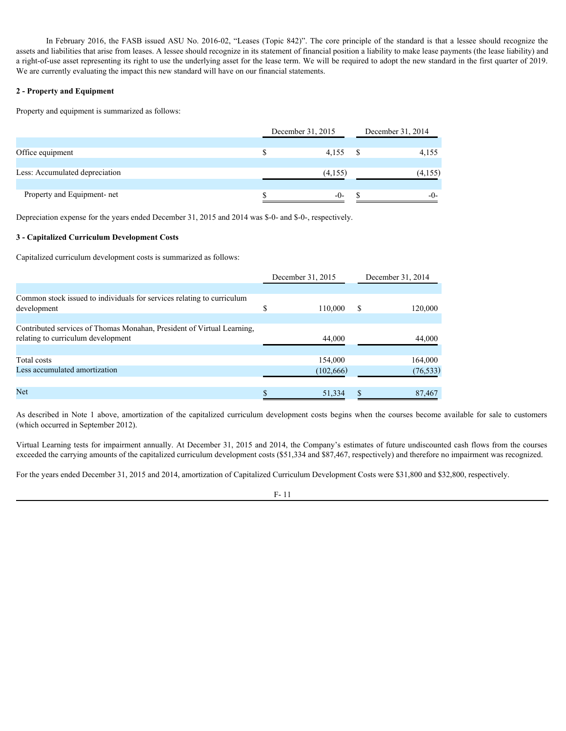In February 2016, the FASB issued ASU No. 2016-02, "Leases (Topic 842)". The core principle of the standard is that a lessee should recognize the assets and liabilities that arise from leases. A lessee should recognize in its statement of financial position a liability to make lease payments (the lease liability) and a right-of-use asset representing its right to use the underlying asset for the lease term. We will be required to adopt the new standard in the first quarter of 2019. We are currently evaluating the impact this new standard will have on our financial statements.

**2 - Property and Equipment**

Property and equipment is summarized as follows:

| | December 31, 2015 | December 31, 2014 |
|---|---|---|
| Office equipment | $ 4,155 | $ 4,155 |
| Less: Accumulated depreciation | (4,155) | (4,155) |
| Property and Equipment- net | $ -0- | $ -0- |

Depreciation expense for the years ended December 31, 2015 and 2014 was $-0- and $-0-, respectively.

**3 - Capitalized Curriculum Development Costs**

Capitalized curriculum development costs is summarized as follows:

| | December 31, 2015 | December 31, 2014 |
|---|---|---|
| Common stock issued to individuals for services relating to curriculum development | $ 110,000 | $ 120,000 |
| Contributed services of Thomas Monahan, President of Virtual Learning, relating to curriculum development | 44,000 | 44,000 |
| Total costs | 154,000 | 164,000 |
| Less accumulated amortization | (102,666) | (76,533) |
| Net | $ 51,334 | $ 87,467 |

As described in Note 1 above, amortization of the capitalized curriculum development costs begins when the courses become available for sale to customers (which occurred in September 2012).

Virtual Learning tests for impairment annually. At December 31, 2015 and 2014, the Company's estimates of future undiscounted cash flows from the courses exceeded the carrying amounts of the capitalized curriculum development costs ($51,334 and $87,467, respectively) and therefore no impairment was recognized.

For the years ended December 31, 2015 and 2014, amortization of Capitalized Curriculum Development Costs were $31,800 and $32,800, respectively.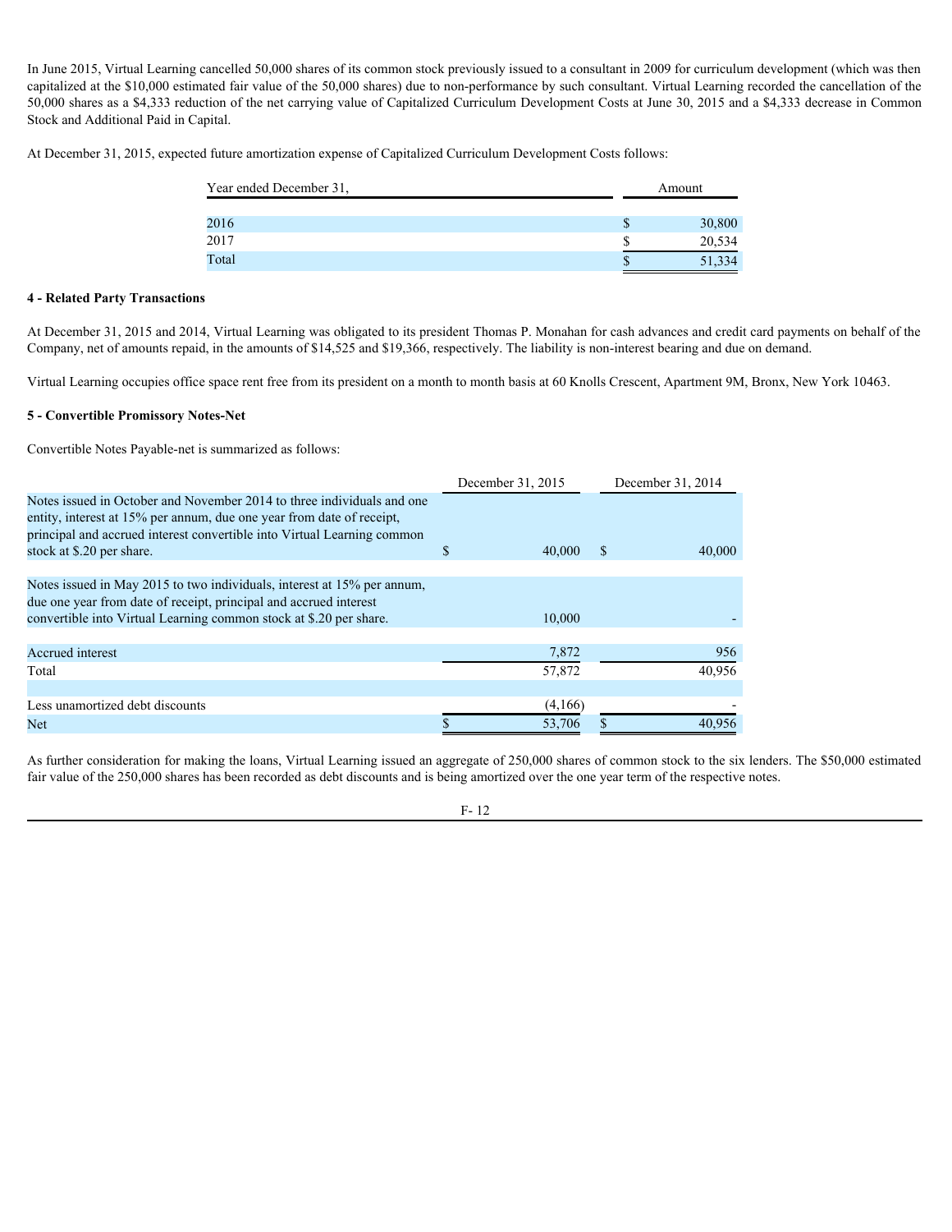In June 2015, Virtual Learning cancelled 50,000 shares of its common stock previously issued to a consultant in 2009 for curriculum development (which was then capitalized at the $10,000 estimated fair value of the 50,000 shares) due to non-performance by such consultant. Virtual Learning recorded the cancellation of the 50,000 shares as a $4,333 reduction of the net carrying value of Capitalized Curriculum Development Costs at June 30, 2015 and a $4,333 decrease in Common Stock and Additional Paid in Capital.

At December 31, 2015, expected future amortization expense of Capitalized Curriculum Development Costs follows:

| Year ended December 31, | Amount |
|---|---|
| 2016 | $ 30,800 |
| 2017 | $ 20,534 |
| Total | $ 51,334 |

**4 - Related Party Transactions**

At December 31, 2015 and 2014, Virtual Learning was obligated to its president Thomas P. Monahan for cash advances and credit card payments on behalf of the Company, net of amounts repaid, in the amounts of $14,525 and $19,366, respectively. The liability is non-interest bearing and due on demand.

Virtual Learning occupies office space rent free from its president on a month to month basis at 60 Knolls Crescent, Apartment 9M, Bronx, New York 10463.

**5 - Convertible Promissory Notes-Net**

Convertible Notes Payable-net is summarized as follows:

| | December 31, 2015 | December 31, 2014 |
|---|---|---|
| Notes issued in October and November 2014 to three individuals and one entity, interest at 15% per annum, due one year from date of receipt, principal and accrued interest convertible into Virtual Learning common stock at $.20 per share. | $ 40,000 | $ 40,000 |
| Notes issued in May 2015 to two individuals, interest at 15% per annum, due one year from date of receipt, principal and accrued interest convertible into Virtual Learning common stock at $.20 per share. | 10,000 | - |
| Accrued interest | 7,872 | 956 |
| Total | 57,872 | 40,956 |
| Less unamortized debt discounts | (4,166) | - |
| Net | $ 53,706 | $ 40,956 |

As further consideration for making the loans, Virtual Learning issued an aggregate of 250,000 shares of common stock to the six lenders. The $50,000 estimated fair value of the 250,000 shares has been recorded as debt discounts and is being amortized over the one year term of the respective notes.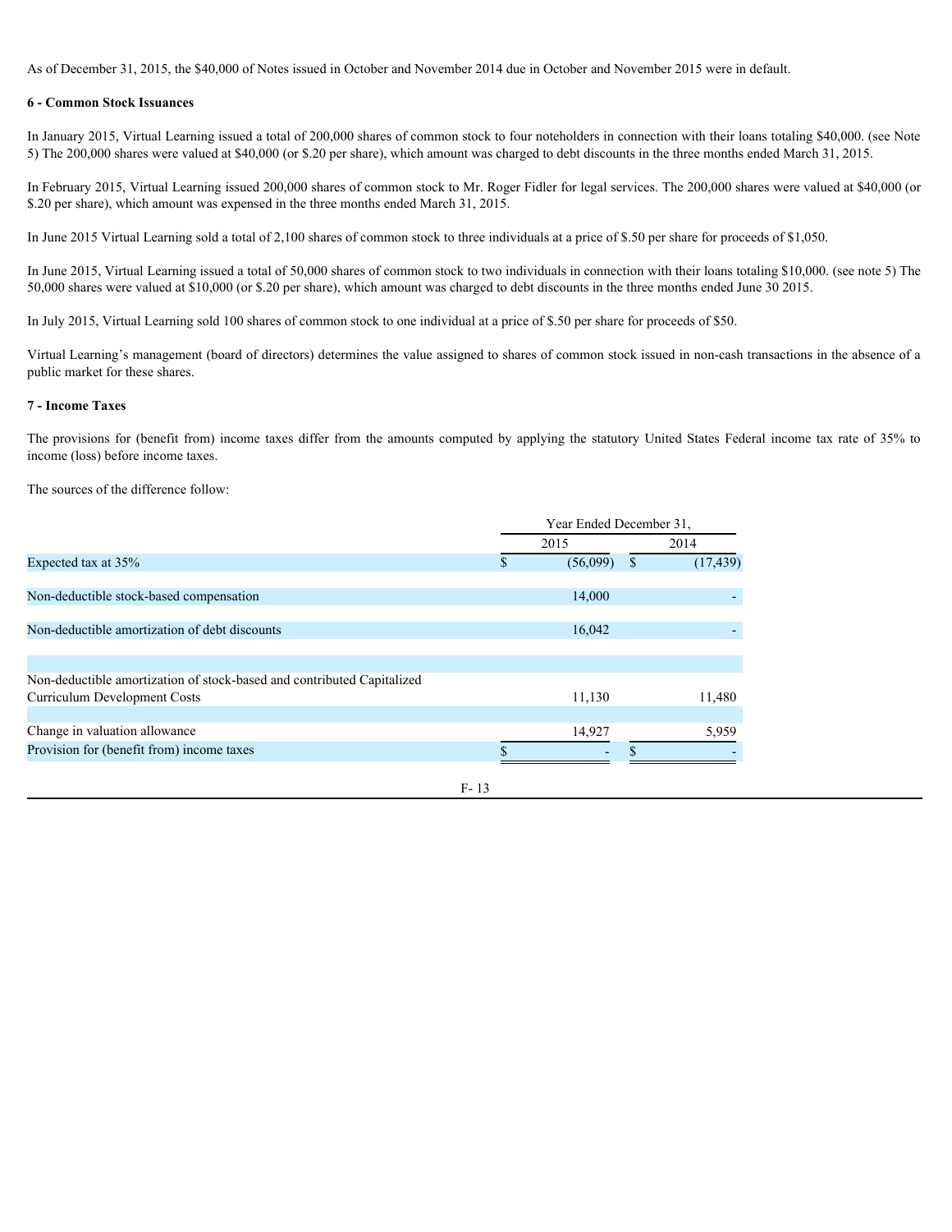As of December 31, 2015, the $40,000 of Notes issued in October and November 2014 due in October and November 2015 were in default.

## 6 - Common Stock Issuances

In January 2015, Virtual Learning issued a total of 200,000 shares of common stock to four noteholders in connection with their loans totaling $40,000. (see Note 5) The 200,000 shares were valued at $40,000 (or $.20 per share), which amount was charged to debt discounts in the three months ended March 31, 2015.

In February 2015, Virtual Learning issued 200,000 shares of common stock to Mr. Roger Fidler for legal services. The 200,000 shares were valued at $40,000 (or $.20 per share), which amount was expensed in the three months ended March 31, 2015.

In June 2015 Virtual Learning sold a total of 2,100 shares of common stock to three individuals at a price of $.50 per share for proceeds of $1,050.

In June 2015, Virtual Learning issued a total of 50,000 shares of common stock to two individuals in connection with their loans totaling $10,000. (see note 5) The 50,000 shares were valued at $10,000 (or $.20 per share), which amount was charged to debt discounts in the three months ended June 30 2015.

In July 2015, Virtual Learning sold 100 shares of common stock to one individual at a price of $.50 per share for proceeds of $50.

Virtual Learning's management (board of directors) determines the value assigned to shares of common stock issued in non-cash transactions in the absence of a public market for these shares.

## 7 - Income Taxes

The provisions for (benefit from) income taxes differ from the amounts computed by applying the statutory United States Federal income tax rate of 35% to income (loss) before income taxes.

The sources of the difference follow:

| | Year Ended December 31, | |
|---|---|---|
| | 2015 | 2014 |
| Expected tax at 35% | $ (56,099) | $ (17,439) |
| Non-deductible stock-based compensation | 14,000 | - |
| Non-deductible amortization of debt discounts | 16,042 | - |
| Non-deductible amortization of stock-based and contributed Capitalized Curriculum Development Costs | 11,130 | 11,480 |
| Change in valuation allowance | 14,927 | 5,959 |
| Provision for (benefit from) income taxes | $ - | $ - |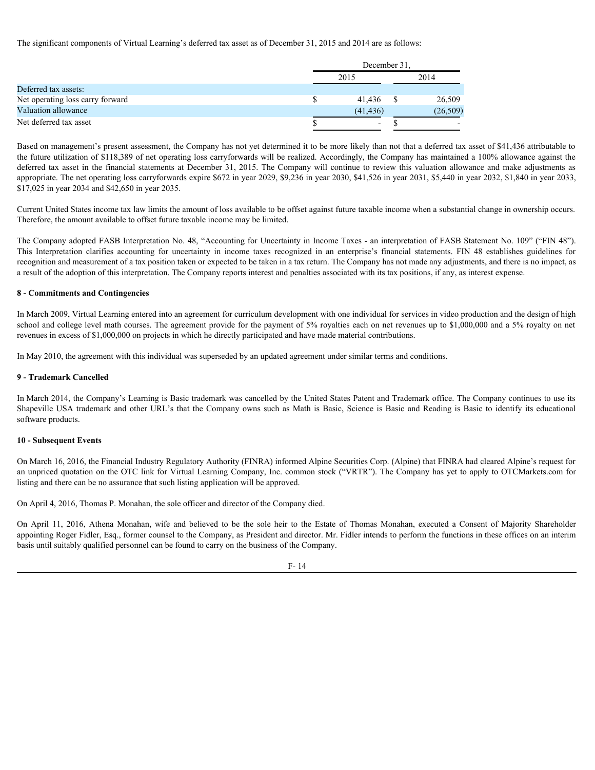The significant components of Virtual Learning's deferred tax asset as of December 31, 2015 and 2014 are as follows:

| | December 31, | |
|---|---|---|
| | 2015 | 2014 |
| Deferred tax assets: | | |
| Net operating loss carry forward | $ 41,436 | $ 26,509 |
| Valuation allowance | (41,436) | (26,509) |
| Net deferred tax asset | $ - | $ - |

Based on management's present assessment, the Company has not yet determined it to be more likely than not that a deferred tax asset of $41,436 attributable to the future utilization of $118,389 of net operating loss carryforwards will be realized. Accordingly, the Company has maintained a 100% allowance against the deferred tax asset in the financial statements at December 31, 2015. The Company will continue to review this valuation allowance and make adjustments as appropriate. The net operating loss carryforwards expire $672 in year 2029, $9,236 in year 2030, $41,526 in year 2031, $5,440 in year 2032, $1,840 in year 2033, $17,025 in year 2034 and $42,650 in year 2035.

Current United States income tax law limits the amount of loss available to be offset against future taxable income when a substantial change in ownership occurs. Therefore, the amount available to offset future taxable income may be limited.

The Company adopted FASB Interpretation No. 48, "Accounting for Uncertainty in Income Taxes - an interpretation of FASB Statement No. 109" ("FIN 48"). This Interpretation clarifies accounting for uncertainty in income taxes recognized in an enterprise's financial statements. FIN 48 establishes guidelines for recognition and measurement of a tax position taken or expected to be taken in a tax return. The Company has not made any adjustments, and there is no impact, as a result of the adoption of this interpretation. The Company reports interest and penalties associated with its tax positions, if any, as interest expense.

**8 - Commitments and Contingencies**

In March 2009, Virtual Learning entered into an agreement for curriculum development with one individual for services in video production and the design of high school and college level math courses. The agreement provide for the payment of 5% royalties each on net revenues up to $1,000,000 and a 5% royalty on net revenues in excess of $1,000,000 on projects in which he directly participated and have made material contributions.

In May 2010, the agreement with this individual was superseded by an updated agreement under similar terms and conditions.

**9 - Trademark Cancelled**

In March 2014, the Company's Learning is Basic trademark was cancelled by the United States Patent and Trademark office. The Company continues to use its Shapeville USA trademark and other URL's that the Company owns such as Math is Basic, Science is Basic and Reading is Basic to identify its educational software products.

**10 - Subsequent Events**

On March 16, 2016, the Financial Industry Regulatory Authority (FINRA) informed Alpine Securities Corp. (Alpine) that FINRA had cleared Alpine's request for an unpriced quotation on the OTC link for Virtual Learning Company, Inc. common stock ("VRTR"). The Company has yet to apply to OTCMarkets.com for listing and there can be no assurance that such listing application will be approved.

On April 4, 2016, Thomas P. Monahan, the sole officer and director of the Company died.

On April 11, 2016, Athena Monahan, wife and believed to be the sole heir to the Estate of Thomas Monahan, executed a Consent of Majority Shareholder appointing Roger Fidler, Esq., former counsel to the Company, as President and director. Mr. Fidler intends to perform the functions in these offices on an interim basis until suitably qualified personnel can be found to carry on the business of the Company.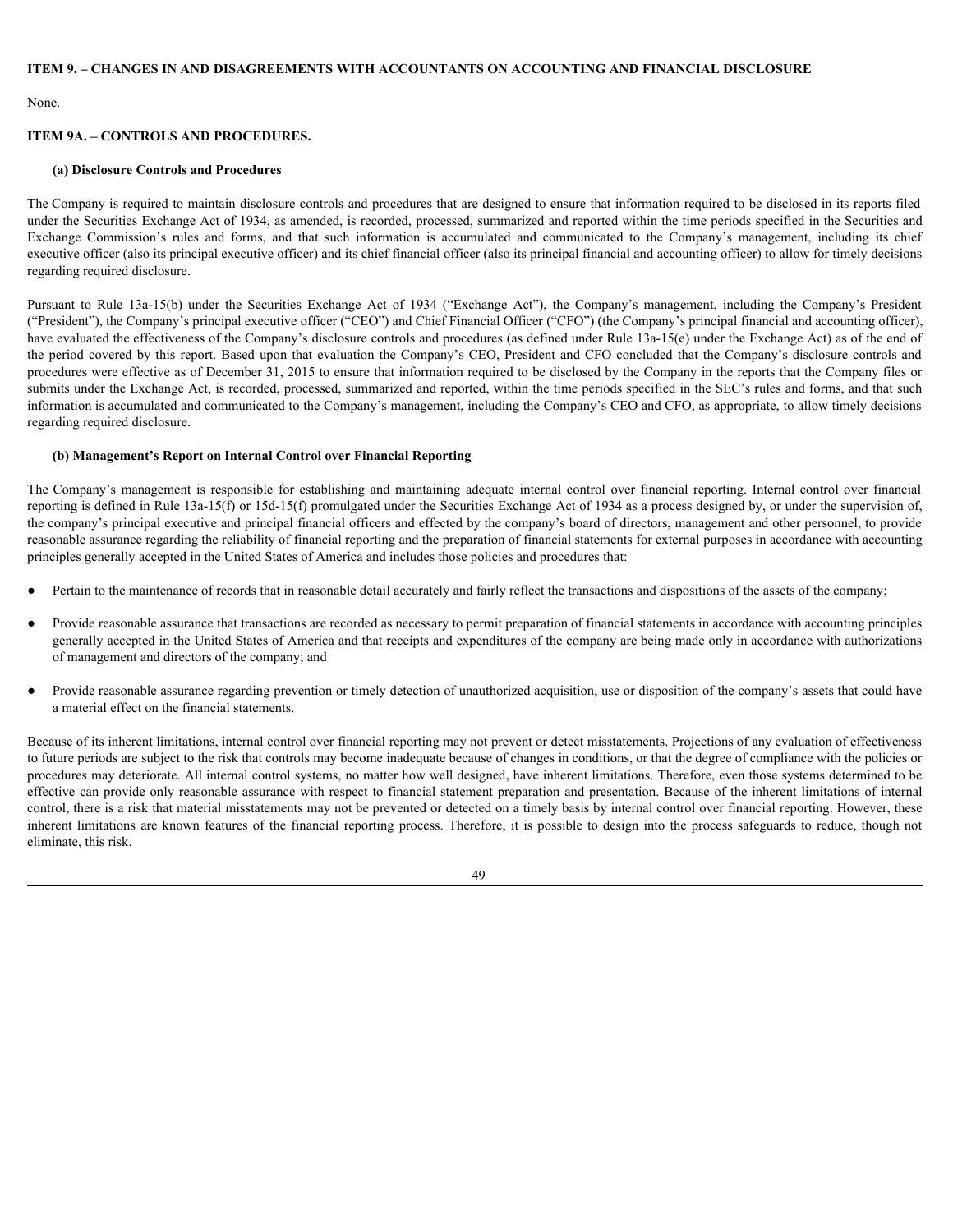## ITEM 9. – CHANGES IN AND DISAGREEMENTS WITH ACCOUNTANTS ON ACCOUNTING AND FINANCIAL DISCLOSURE

None.

## ITEM 9A. – CONTROLS AND PROCEDURES.

### (a) Disclosure Controls and Procedures

The Company is required to maintain disclosure controls and procedures that are designed to ensure that information required to be disclosed in its reports filed under the Securities Exchange Act of 1934, as amended, is recorded, processed, summarized and reported within the time periods specified in the Securities and Exchange Commission's rules and forms, and that such information is accumulated and communicated to the Company's management, including its chief executive officer (also its principal executive officer) and its chief financial officer (also its principal financial and accounting officer) to allow for timely decisions regarding required disclosure.

Pursuant to Rule 13a-15(b) under the Securities Exchange Act of 1934 ("Exchange Act"), the Company's management, including the Company's President ("President"), the Company's principal executive officer ("CEO") and Chief Financial Officer ("CFO") (the Company's principal financial and accounting officer), have evaluated the effectiveness of the Company's disclosure controls and procedures (as defined under Rule 13a-15(e) under the Exchange Act) as of the end of the period covered by this report. Based upon that evaluation the Company's CEO, President and CFO concluded that the Company's disclosure controls and procedures were effective as of December 31, 2015 to ensure that information required to be disclosed by the Company in the reports that the Company files or submits under the Exchange Act, is recorded, processed, summarized and reported, within the time periods specified in the SEC's rules and forms, and that such information is accumulated and communicated to the Company's management, including the Company's CEO and CFO, as appropriate, to allow timely decisions regarding required disclosure.

### (b) Management's Report on Internal Control over Financial Reporting

The Company's management is responsible for establishing and maintaining adequate internal control over financial reporting. Internal control over financial reporting is defined in Rule 13a-15(f) or 15d-15(f) promulgated under the Securities Exchange Act of 1934 as a process designed by, or under the supervision of, the company's principal executive and principal financial officers and effected by the company's board of directors, management and other personnel, to provide reasonable assurance regarding the reliability of financial reporting and the preparation of financial statements for external purposes in accordance with accounting principles generally accepted in the United States of America and includes those policies and procedures that:

- Pertain to the maintenance of records that in reasonable detail accurately and fairly reflect the transactions and dispositions of the assets of the company;
- Provide reasonable assurance that transactions are recorded as necessary to permit preparation of financial statements in accordance with accounting principles generally accepted in the United States of America and that receipts and expenditures of the company are being made only in accordance with authorizations of management and directors of the company; and
- Provide reasonable assurance regarding prevention or timely detection of unauthorized acquisition, use or disposition of the company's assets that could have a material effect on the financial statements.

Because of its inherent limitations, internal control over financial reporting may not prevent or detect misstatements. Projections of any evaluation of effectiveness to future periods are subject to the risk that controls may become inadequate because of changes in conditions, or that the degree of compliance with the policies or procedures may deteriorate. All internal control systems, no matter how well designed, have inherent limitations. Therefore, even those systems determined to be effective can provide only reasonable assurance with respect to financial statement preparation and presentation. Because of the inherent limitations of internal control, there is a risk that material misstatements may not be prevented or detected on a timely basis by internal control over financial reporting. However, these inherent limitations are known features of the financial reporting process. Therefore, it is possible to design into the process safeguards to reduce, though not eliminate, this risk.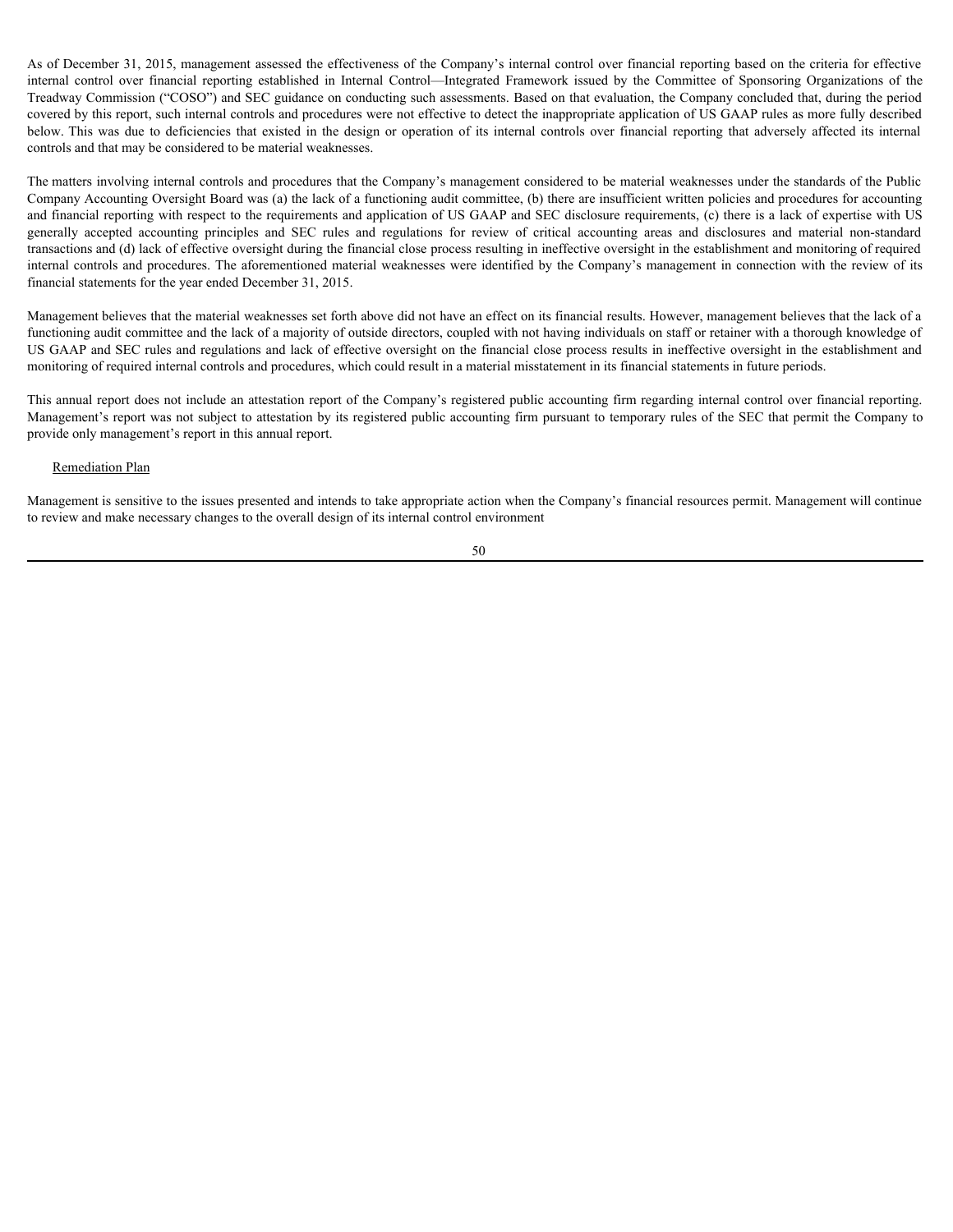As of December 31, 2015, management assessed the effectiveness of the Company's internal control over financial reporting based on the criteria for effective internal control over financial reporting established in Internal Control—Integrated Framework issued by the Committee of Sponsoring Organizations of the Treadway Commission ("COSO") and SEC guidance on conducting such assessments. Based on that evaluation, the Company concluded that, during the period covered by this report, such internal controls and procedures were not effective to detect the inappropriate application of US GAAP rules as more fully described below. This was due to deficiencies that existed in the design or operation of its internal controls over financial reporting that adversely affected its internal controls and that may be considered to be material weaknesses.

The matters involving internal controls and procedures that the Company's management considered to be material weaknesses under the standards of the Public Company Accounting Oversight Board was (a) the lack of a functioning audit committee, (b) there are insufficient written policies and procedures for accounting and financial reporting with respect to the requirements and application of US GAAP and SEC disclosure requirements, (c) there is a lack of expertise with US generally accepted accounting principles and SEC rules and regulations for review of critical accounting areas and disclosures and material non-standard transactions and (d) lack of effective oversight during the financial close process resulting in ineffective oversight in the establishment and monitoring of required internal controls and procedures. The aforementioned material weaknesses were identified by the Company's management in connection with the review of its financial statements for the year ended December 31, 2015.

Management believes that the material weaknesses set forth above did not have an effect on its financial results. However, management believes that the lack of a functioning audit committee and the lack of a majority of outside directors, coupled with not having individuals on staff or retainer with a thorough knowledge of US GAAP and SEC rules and regulations and lack of effective oversight on the financial close process results in ineffective oversight in the establishment and monitoring of required internal controls and procedures, which could result in a material misstatement in its financial statements in future periods.

This annual report does not include an attestation report of the Company's registered public accounting firm regarding internal control over financial reporting. Management's report was not subject to attestation by its registered public accounting firm pursuant to temporary rules of the SEC that permit the Company to provide only management's report in this annual report.

Remediation Plan

Management is sensitive to the issues presented and intends to take appropriate action when the Company's financial resources permit. Management will continue to review and make necessary changes to the overall design of its internal control environment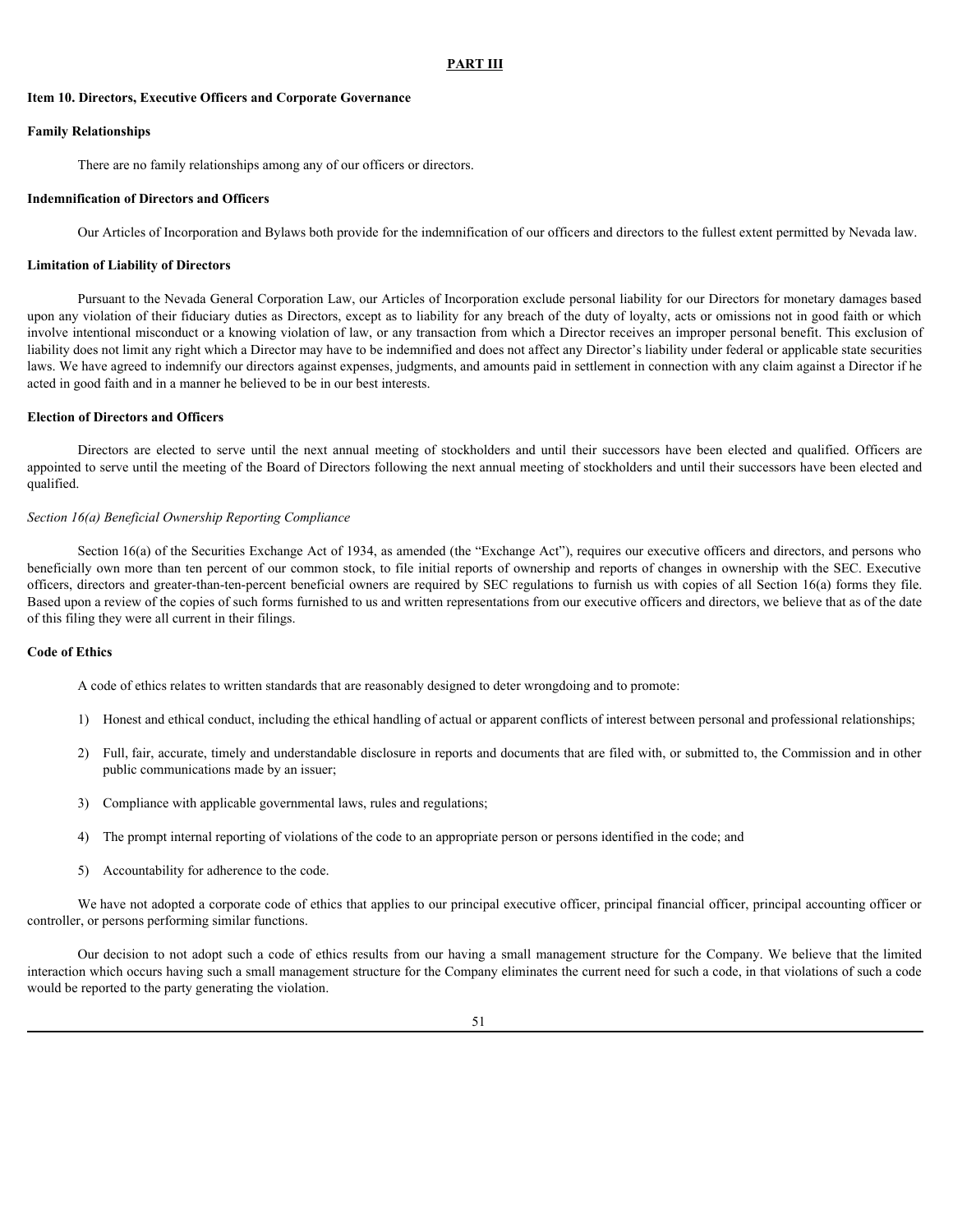# PART III

## Item 10. Directors, Executive Officers and Corporate Governance

### Family Relationships

There are no family relationships among any of our officers or directors.

### Indemnification of Directors and Officers

Our Articles of Incorporation and Bylaws both provide for the indemnification of our officers and directors to the fullest extent permitted by Nevada law.

### Limitation of Liability of Directors

Pursuant to the Nevada General Corporation Law, our Articles of Incorporation exclude personal liability for our Directors for monetary damages based upon any violation of their fiduciary duties as Directors, except as to liability for any breach of the duty of loyalty, acts or omissions not in good faith or which involve intentional misconduct or a knowing violation of law, or any transaction from which a Director receives an improper personal benefit. This exclusion of liability does not limit any right which a Director may have to be indemnified and does not affect any Director's liability under federal or applicable state securities laws. We have agreed to indemnify our directors against expenses, judgments, and amounts paid in settlement in connection with any claim against a Director if he acted in good faith and in a manner he believed to be in our best interests.

### Election of Directors and Officers

Directors are elected to serve until the next annual meeting of stockholders and until their successors have been elected and qualified. Officers are appointed to serve until the meeting of the Board of Directors following the next annual meeting of stockholders and until their successors have been elected and qualified.

*Section 16(a) Beneficial Ownership Reporting Compliance*

Section 16(a) of the Securities Exchange Act of 1934, as amended (the "Exchange Act"), requires our executive officers and directors, and persons who beneficially own more than ten percent of our common stock, to file initial reports of ownership and reports of changes in ownership with the SEC. Executive officers, directors and greater-than-ten-percent beneficial owners are required by SEC regulations to furnish us with copies of all Section 16(a) forms they file. Based upon a review of the copies of such forms furnished to us and written representations from our executive officers and directors, we believe that as of the date of this filing they were all current in their filings.

### Code of Ethics

A code of ethics relates to written standards that are reasonably designed to deter wrongdoing and to promote:

1) Honest and ethical conduct, including the ethical handling of actual or apparent conflicts of interest between personal and professional relationships;
2) Full, fair, accurate, timely and understandable disclosure in reports and documents that are filed with, or submitted to, the Commission and in other public communications made by an issuer;
3) Compliance with applicable governmental laws, rules and regulations;
4) The prompt internal reporting of violations of the code to an appropriate person or persons identified in the code; and
5) Accountability for adherence to the code.

We have not adopted a corporate code of ethics that applies to our principal executive officer, principal financial officer, principal accounting officer or controller, or persons performing similar functions.

Our decision to not adopt such a code of ethics results from our having a small management structure for the Company. We believe that the limited interaction which occurs having such a small management structure for the Company eliminates the current need for such a code, in that violations of such a code would be reported to the party generating the violation.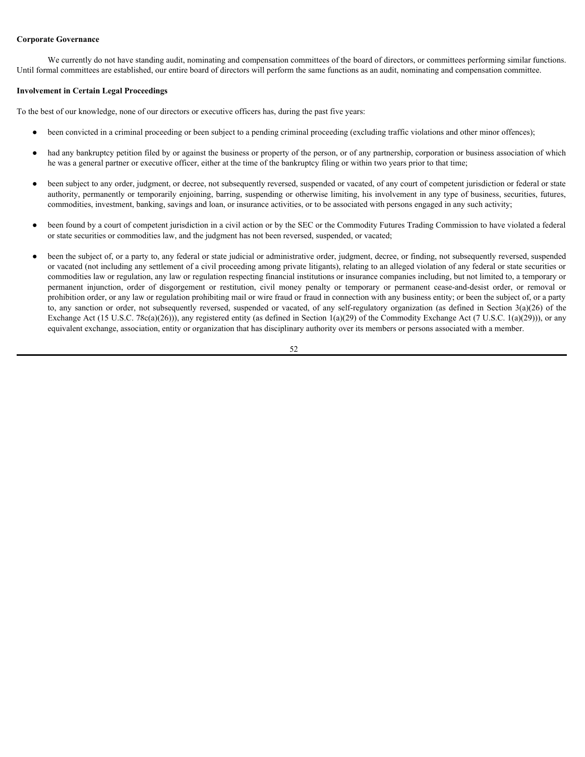**Corporate Governance**

We currently do not have standing audit, nominating and compensation committees of the board of directors, or committees performing similar functions. Until formal committees are established, our entire board of directors will perform the same functions as an audit, nominating and compensation committee.

**Involvement in Certain Legal Proceedings**

To the best of our knowledge, none of our directors or executive officers has, during the past five years:

- been convicted in a criminal proceeding or been subject to a pending criminal proceeding (excluding traffic violations and other minor offences);

- had any bankruptcy petition filed by or against the business or property of the person, or of any partnership, corporation or business association of which he was a general partner or executive officer, either at the time of the bankruptcy filing or within two years prior to that time;

- been subject to any order, judgment, or decree, not subsequently reversed, suspended or vacated, of any court of competent jurisdiction or federal or state authority, permanently or temporarily enjoining, barring, suspending or otherwise limiting, his involvement in any type of business, securities, futures, commodities, investment, banking, savings and loan, or insurance activities, or to be associated with persons engaged in any such activity;

- been found by a court of competent jurisdiction in a civil action or by the SEC or the Commodity Futures Trading Commission to have violated a federal or state securities or commodities law, and the judgment has not been reversed, suspended, or vacated;

- been the subject of, or a party to, any federal or state judicial or administrative order, judgment, decree, or finding, not subsequently reversed, suspended or vacated (not including any settlement of a civil proceeding among private litigants), relating to an alleged violation of any federal or state securities or commodities law or regulation, any law or regulation respecting financial institutions or insurance companies including, but not limited to, a temporary or permanent injunction, order of disgorgement or restitution, civil money penalty or temporary or permanent cease-and-desist order, or removal or prohibition order, or any law or regulation prohibiting mail or wire fraud or fraud in connection with any business entity; or been the subject of, or a party to, any sanction or order, not subsequently reversed, suspended or vacated, of any self-regulatory organization (as defined in Section 3(a)(26) of the Exchange Act (15 U.S.C. 78c(a)(26))), any registered entity (as defined in Section 1(a)(29) of the Commodity Exchange Act (7 U.S.C. 1(a)(29))), or any equivalent exchange, association, entity or organization that has disciplinary authority over its members or persons associated with a member.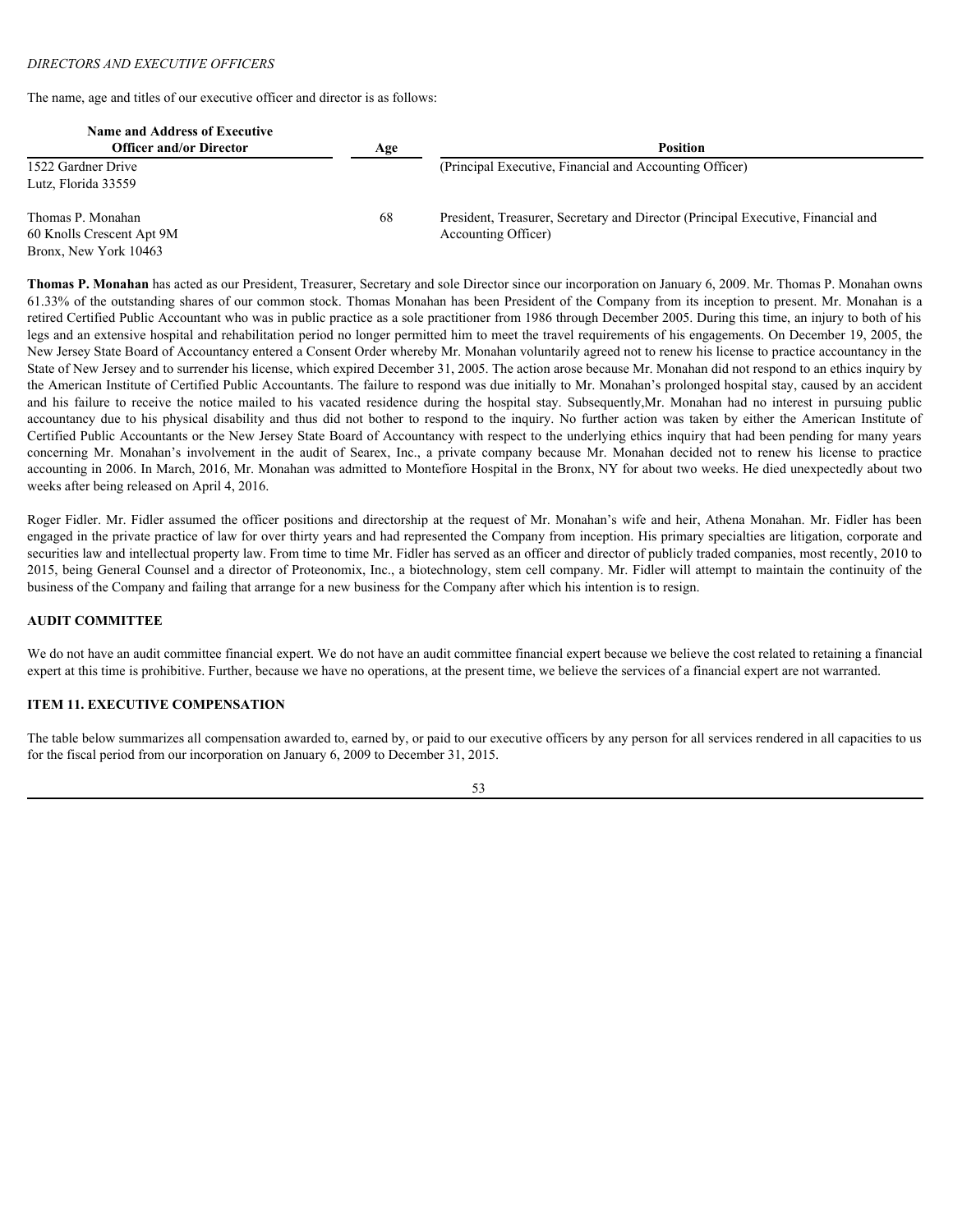*DIRECTORS AND EXECUTIVE OFFICERS*

The name, age and titles of our executive officer and director is as follows:

| Name and Address of Executive Officer and/or Director | Age | Position |
|---|---|---|
| 1522 Gardner Drive<br>Lutz, Florida 33559 | | (Principal Executive, Financial and Accounting Officer) |
| Thomas P. Monahan<br>60 Knolls Crescent Apt 9M<br>Bronx, New York 10463 | 68 | President, Treasurer, Secretary and Director (Principal Executive, Financial and Accounting Officer) |

**Thomas P. Monahan** has acted as our President, Treasurer, Secretary and sole Director since our incorporation on January 6, 2009. Mr. Thomas P. Monahan owns 61.33% of the outstanding shares of our common stock. Thomas Monahan has been President of the Company from its inception to present. Mr. Monahan is a retired Certified Public Accountant who was in public practice as a sole practitioner from 1986 through December 2005. During this time, an injury to both of his legs and an extensive hospital and rehabilitation period no longer permitted him to meet the travel requirements of his engagements. On December 19, 2005, the New Jersey State Board of Accountancy entered a Consent Order whereby Mr. Monahan voluntarily agreed not to renew his license to practice accountancy in the State of New Jersey and to surrender his license, which expired December 31, 2005. The action arose because Mr. Monahan did not respond to an ethics inquiry by the American Institute of Certified Public Accountants. The failure to respond was due initially to Mr. Monahan's prolonged hospital stay, caused by an accident and his failure to receive the notice mailed to his vacated residence during the hospital stay. Subsequently,Mr. Monahan had no interest in pursuing public accountancy due to his physical disability and thus did not bother to respond to the inquiry. No further action was taken by either the American Institute of Certified Public Accountants or the New Jersey State Board of Accountancy with respect to the underlying ethics inquiry that had been pending for many years concerning Mr. Monahan's involvement in the audit of Searex, Inc., a private company because Mr. Monahan decided not to renew his license to practice accounting in 2006. In March, 2016, Mr. Monahan was admitted to Montefiore Hospital in the Bronx, NY for about two weeks. He died unexpectedly about two weeks after being released on April 4, 2016.

Roger Fidler. Mr. Fidler assumed the officer positions and directorship at the request of Mr. Monahan's wife and heir, Athena Monahan. Mr. Fidler has been engaged in the private practice of law for over thirty years and had represented the Company from inception. His primary specialties are litigation, corporate and securities law and intellectual property law. From time to time Mr. Fidler has served as an officer and director of publicly traded companies, most recently, 2010 to 2015, being General Counsel and a director of Proteonomix, Inc., a biotechnology, stem cell company. Mr. Fidler will attempt to maintain the continuity of the business of the Company and failing that arrange for a new business for the Company after which his intention is to resign.

## AUDIT COMMITTEE

We do not have an audit committee financial expert. We do not have an audit committee financial expert because we believe the cost related to retaining a financial expert at this time is prohibitive. Further, because we have no operations, at the present time, we believe the services of a financial expert are not warranted.

## ITEM 11. EXECUTIVE COMPENSATION

The table below summarizes all compensation awarded to, earned by, or paid to our executive officers by any person for all services rendered in all capacities to us for the fiscal period from our incorporation on January 6, 2009 to December 31, 2015.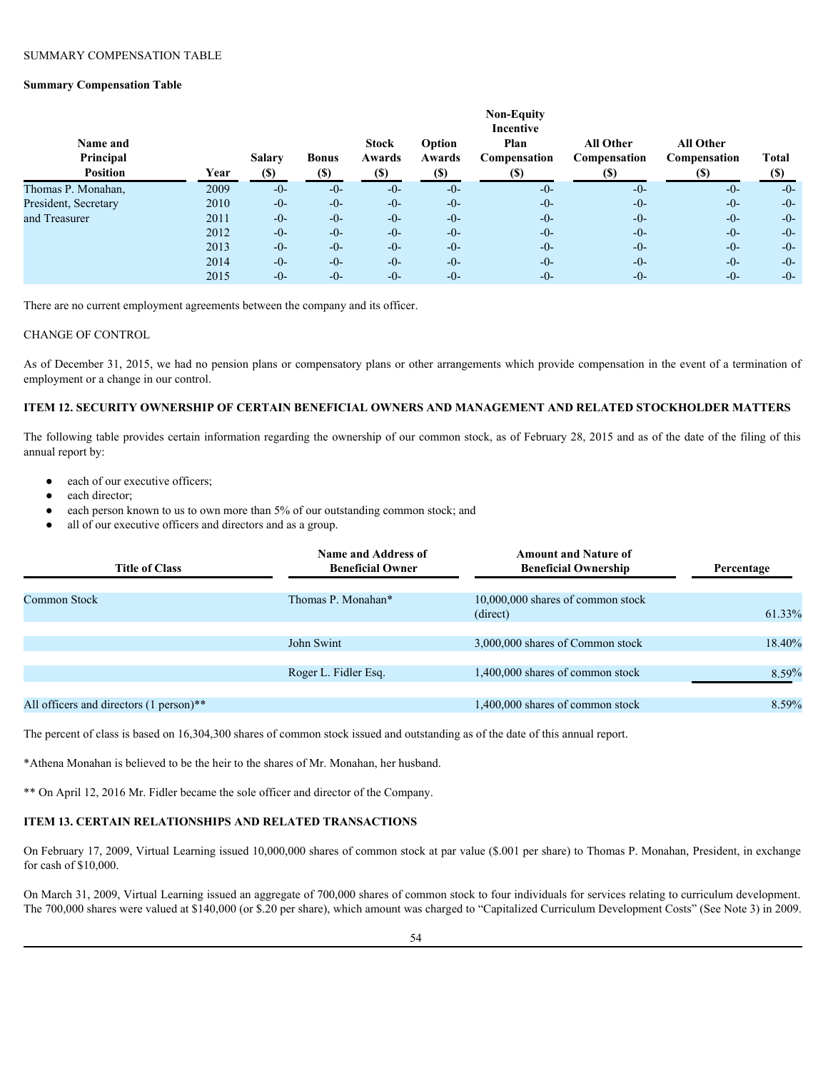SUMMARY COMPENSATION TABLE

**Summary Compensation Table**

| Name and Principal Position | Year | Salary ($) | Bonus ($) | Stock Awards ($) | Option Awards ($) | Non-Equity Incentive Plan Compensation ($) | All Other Compensation ($) | All Other Compensation ($) | Total ($) |
|---|---|---|---|---|---|---|---|---|---|
| Thomas P. Monahan, | 2009 | -0- | -0- | -0- | -0- | -0- | -0- | -0- | -0- |
| President, Secretary | 2010 | -0- | -0- | -0- | -0- | -0- | -0- | -0- | -0- |
| and Treasurer | 2011 | -0- | -0- | -0- | -0- | -0- | -0- | -0- | -0- |
| | 2012 | -0- | -0- | -0- | -0- | -0- | -0- | -0- | -0- |
| | 2013 | -0- | -0- | -0- | -0- | -0- | -0- | -0- | -0- |
| | 2014 | -0- | -0- | -0- | -0- | -0- | -0- | -0- | -0- |
| | 2015 | -0- | -0- | -0- | -0- | -0- | -0- | -0- | -0- |

There are no current employment agreements between the company and its officer.

CHANGE OF CONTROL

As of December 31, 2015, we had no pension plans or compensatory plans or other arrangements which provide compensation in the event of a termination of employment or a change in our control.

## ITEM 12. SECURITY OWNERSHIP OF CERTAIN BENEFICIAL OWNERS AND MANAGEMENT AND RELATED STOCKHOLDER MATTERS

The following table provides certain information regarding the ownership of our common stock, as of February 28, 2015 and as of the date of the filing of this annual report by:

- each of our executive officers;
- each director;
- each person known to us to own more than 5% of our outstanding common stock; and
- all of our executive officers and directors and as a group.

| Title of Class | Name and Address of Beneficial Owner | Amount and Nature of Beneficial Ownership | Percentage |
|---|---|---|---|
| Common Stock | Thomas P. Monahan* | 10,000,000 shares of common stock (direct) | 61.33% |
| | John Swint | 3,000,000 shares of Common stock | 18.40% |
| | Roger L. Fidler Esq. | 1,400,000 shares of common stock | 8.59% |
| All officers and directors (1 person)** | | 1,400,000 shares of common stock | 8.59% |

The percent of class is based on 16,304,300 shares of common stock issued and outstanding as of the date of this annual report.

*Athena Monahan is believed to be the heir to the shares of Mr. Monahan, her husband.

** On April 12, 2016 Mr. Fidler became the sole officer and director of the Company.

## ITEM 13. CERTAIN RELATIONSHIPS AND RELATED TRANSACTIONS

On February 17, 2009, Virtual Learning issued 10,000,000 shares of common stock at par value ($.001 per share) to Thomas P. Monahan, President, in exchange for cash of $10,000.

On March 31, 2009, Virtual Learning issued an aggregate of 700,000 shares of common stock to four individuals for services relating to curriculum development. The 700,000 shares were valued at $140,000 (or $.20 per share), which amount was charged to "Capitalized Curriculum Development Costs" (See Note 3) in 2009.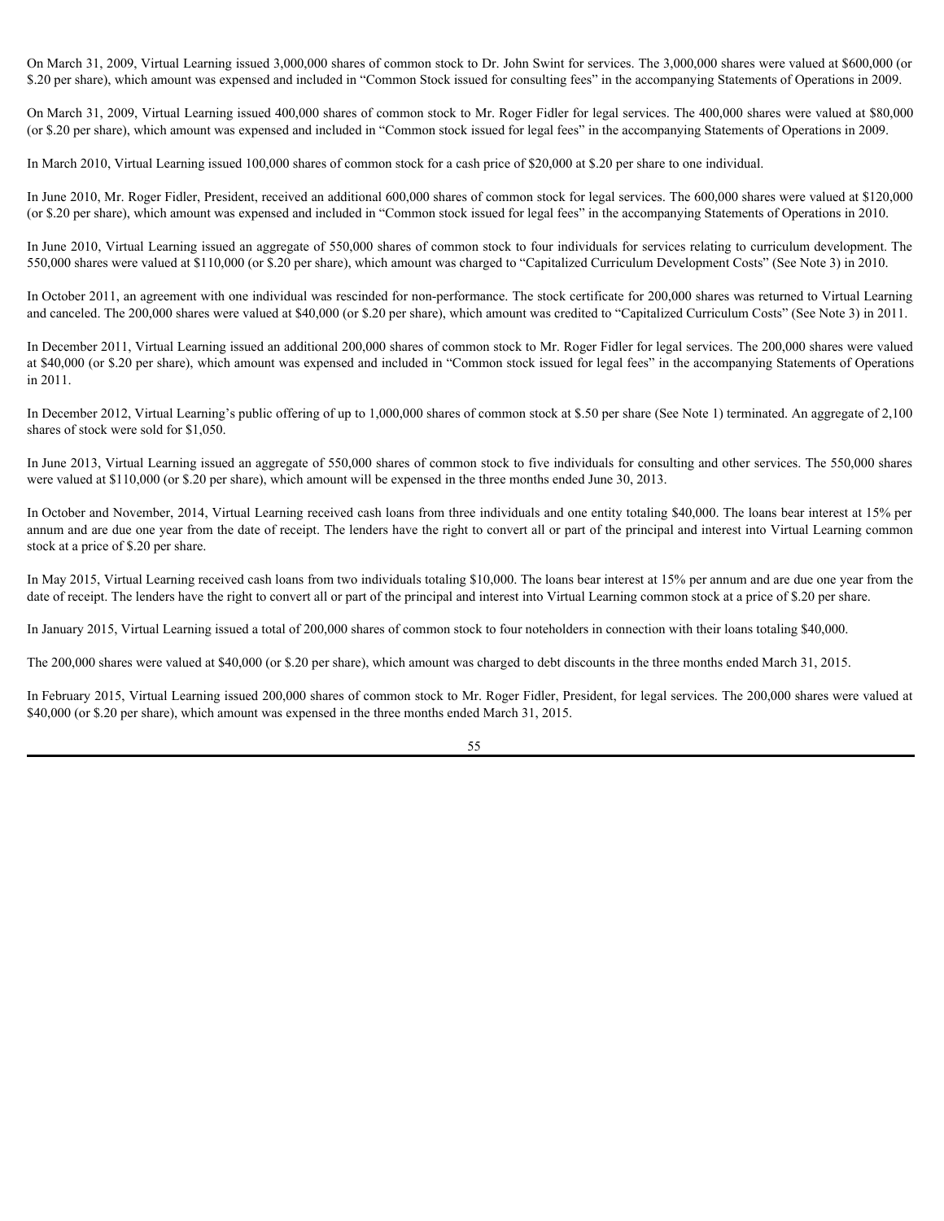On March 31, 2009, Virtual Learning issued 3,000,000 shares of common stock to Dr. John Swint for services. The 3,000,000 shares were valued at $600,000 (or $.20 per share), which amount was expensed and included in "Common Stock issued for consulting fees" in the accompanying Statements of Operations in 2009.

On March 31, 2009, Virtual Learning issued 400,000 shares of common stock to Mr. Roger Fidler for legal services. The 400,000 shares were valued at $80,000 (or $.20 per share), which amount was expensed and included in "Common stock issued for legal fees" in the accompanying Statements of Operations in 2009.

In March 2010, Virtual Learning issued 100,000 shares of common stock for a cash price of $20,000 at $.20 per share to one individual.

In June 2010, Mr. Roger Fidler, President, received an additional 600,000 shares of common stock for legal services. The 600,000 shares were valued at $120,000 (or $.20 per share), which amount was expensed and included in "Common stock issued for legal fees" in the accompanying Statements of Operations in 2010.

In June 2010, Virtual Learning issued an aggregate of 550,000 shares of common stock to four individuals for services relating to curriculum development. The 550,000 shares were valued at $110,000 (or $.20 per share), which amount was charged to "Capitalized Curriculum Development Costs" (See Note 3) in 2010.

In October 2011, an agreement with one individual was rescinded for non-performance. The stock certificate for 200,000 shares was returned to Virtual Learning and canceled. The 200,000 shares were valued at $40,000 (or $.20 per share), which amount was credited to "Capitalized Curriculum Costs" (See Note 3) in 2011.

In December 2011, Virtual Learning issued an additional 200,000 shares of common stock to Mr. Roger Fidler for legal services. The 200,000 shares were valued at $40,000 (or $.20 per share), which amount was expensed and included in "Common stock issued for legal fees" in the accompanying Statements of Operations in 2011.

In December 2012, Virtual Learning's public offering of up to 1,000,000 shares of common stock at $.50 per share (See Note 1) terminated. An aggregate of 2,100 shares of stock were sold for $1,050.

In June 2013, Virtual Learning issued an aggregate of 550,000 shares of common stock to five individuals for consulting and other services. The 550,000 shares were valued at $110,000 (or $.20 per share), which amount will be expensed in the three months ended June 30, 2013.

In October and November, 2014, Virtual Learning received cash loans from three individuals and one entity totaling $40,000. The loans bear interest at 15% per annum and are due one year from the date of receipt. The lenders have the right to convert all or part of the principal and interest into Virtual Learning common stock at a price of $.20 per share.

In May 2015, Virtual Learning received cash loans from two individuals totaling $10,000. The loans bear interest at 15% per annum and are due one year from the date of receipt. The lenders have the right to convert all or part of the principal and interest into Virtual Learning common stock at a price of $.20 per share.

In January 2015, Virtual Learning issued a total of 200,000 shares of common stock to four noteholders in connection with their loans totaling $40,000.

The 200,000 shares were valued at $40,000 (or $.20 per share), which amount was charged to debt discounts in the three months ended March 31, 2015.

In February 2015, Virtual Learning issued 200,000 shares of common stock to Mr. Roger Fidler, President, for legal services. The 200,000 shares were valued at $40,000 (or $.20 per share), which amount was expensed in the three months ended March 31, 2015.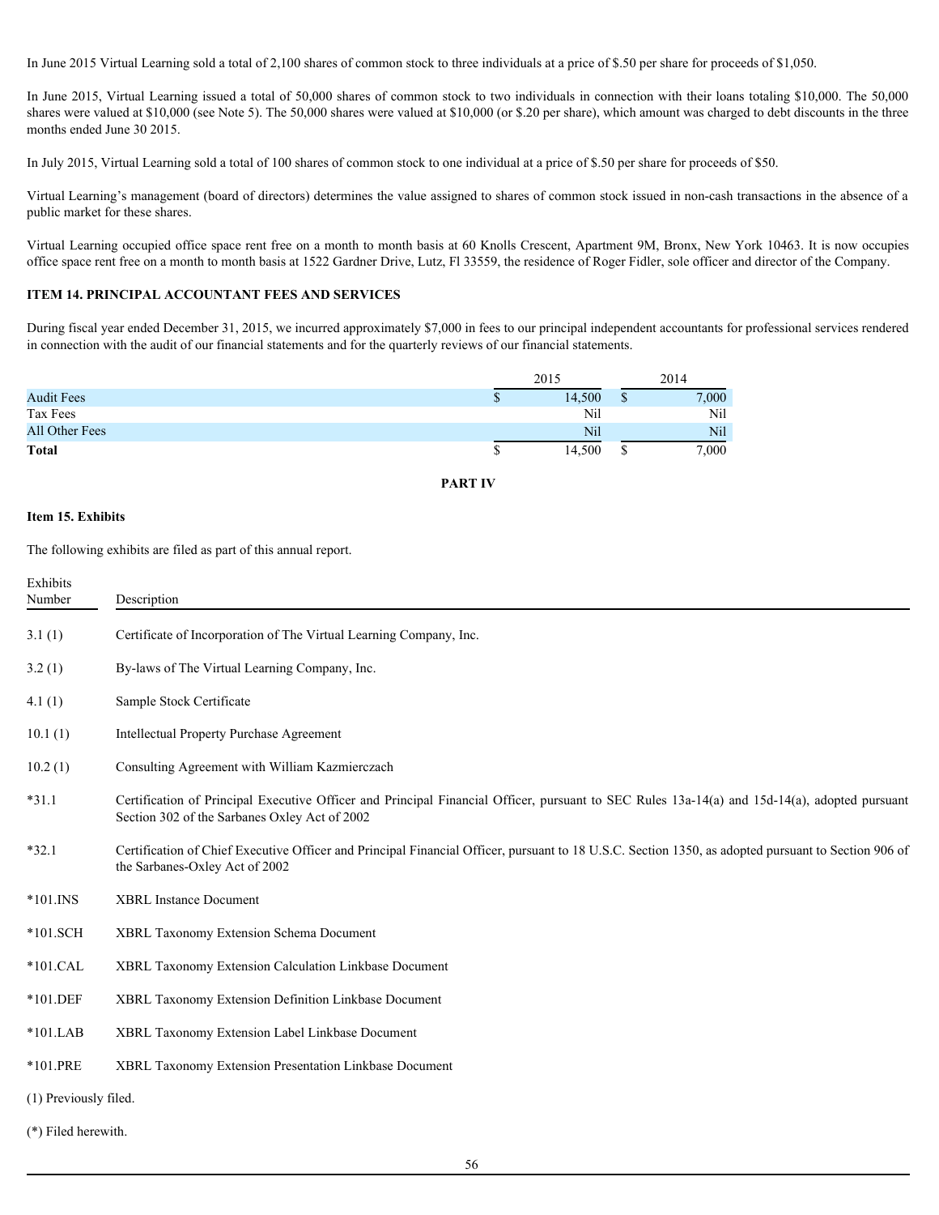In June 2015 Virtual Learning sold a total of 2,100 shares of common stock to three individuals at a price of $.50 per share for proceeds of $1,050.

In June 2015, Virtual Learning issued a total of 50,000 shares of common stock to two individuals in connection with their loans totaling $10,000. The 50,000 shares were valued at $10,000 (see Note 5). The 50,000 shares were valued at $10,000 (or $.20 per share), which amount was charged to debt discounts in the three months ended June 30 2015.

In July 2015, Virtual Learning sold a total of 100 shares of common stock to one individual at a price of $.50 per share for proceeds of $50.

Virtual Learning's management (board of directors) determines the value assigned to shares of common stock issued in non-cash transactions in the absence of a public market for these shares.

Virtual Learning occupied office space rent free on a month to month basis at 60 Knolls Crescent, Apartment 9M, Bronx, New York 10463. It is now occupies office space rent free on a month to month basis at 1522 Gardner Drive, Lutz, Fl 33559, the residence of Roger Fidler, sole officer and director of the Company.

## ITEM 14. PRINCIPAL ACCOUNTANT FEES AND SERVICES

During fiscal year ended December 31, 2015, we incurred approximately $7,000 in fees to our principal independent accountants for professional services rendered in connection with the audit of our financial statements and for the quarterly reviews of our financial statements.

| | 2015 | 2014 |
|---|---|---|
| Audit Fees | $ 14,500 | $ 7,000 |
| Tax Fees | Nil | Nil |
| All Other Fees | Nil | Nil |
| **Total** | $ 14,500 | $ 7,000 |

## PART IV

## Item 15. Exhibits

The following exhibits are filed as part of this annual report.

| Exhibits Number | Description |
|---|---|
| 3.1 (1) | Certificate of Incorporation of The Virtual Learning Company, Inc. |
| 3.2 (1) | By-laws of The Virtual Learning Company, Inc. |
| 4.1 (1) | Sample Stock Certificate |
| 10.1 (1) | Intellectual Property Purchase Agreement |
| 10.2 (1) | Consulting Agreement with William Kazmierczach |
| *31.1 | Certification of Principal Executive Officer and Principal Financial Officer, pursuant to SEC Rules 13a-14(a) and 15d-14(a), adopted pursuant Section 302 of the Sarbanes Oxley Act of 2002 |
| *32.1 | Certification of Chief Executive Officer and Principal Financial Officer, pursuant to 18 U.S.C. Section 1350, as adopted pursuant to Section 906 of the Sarbanes-Oxley Act of 2002 |
| *101.INS | XBRL Instance Document |
| *101.SCH | XBRL Taxonomy Extension Schema Document |
| *101.CAL | XBRL Taxonomy Extension Calculation Linkbase Document |
| *101.DEF | XBRL Taxonomy Extension Definition Linkbase Document |
| *101.LAB | XBRL Taxonomy Extension Label Linkbase Document |
| *101.PRE | XBRL Taxonomy Extension Presentation Linkbase Document |

(1) Previously filed.

(*) Filed herewith.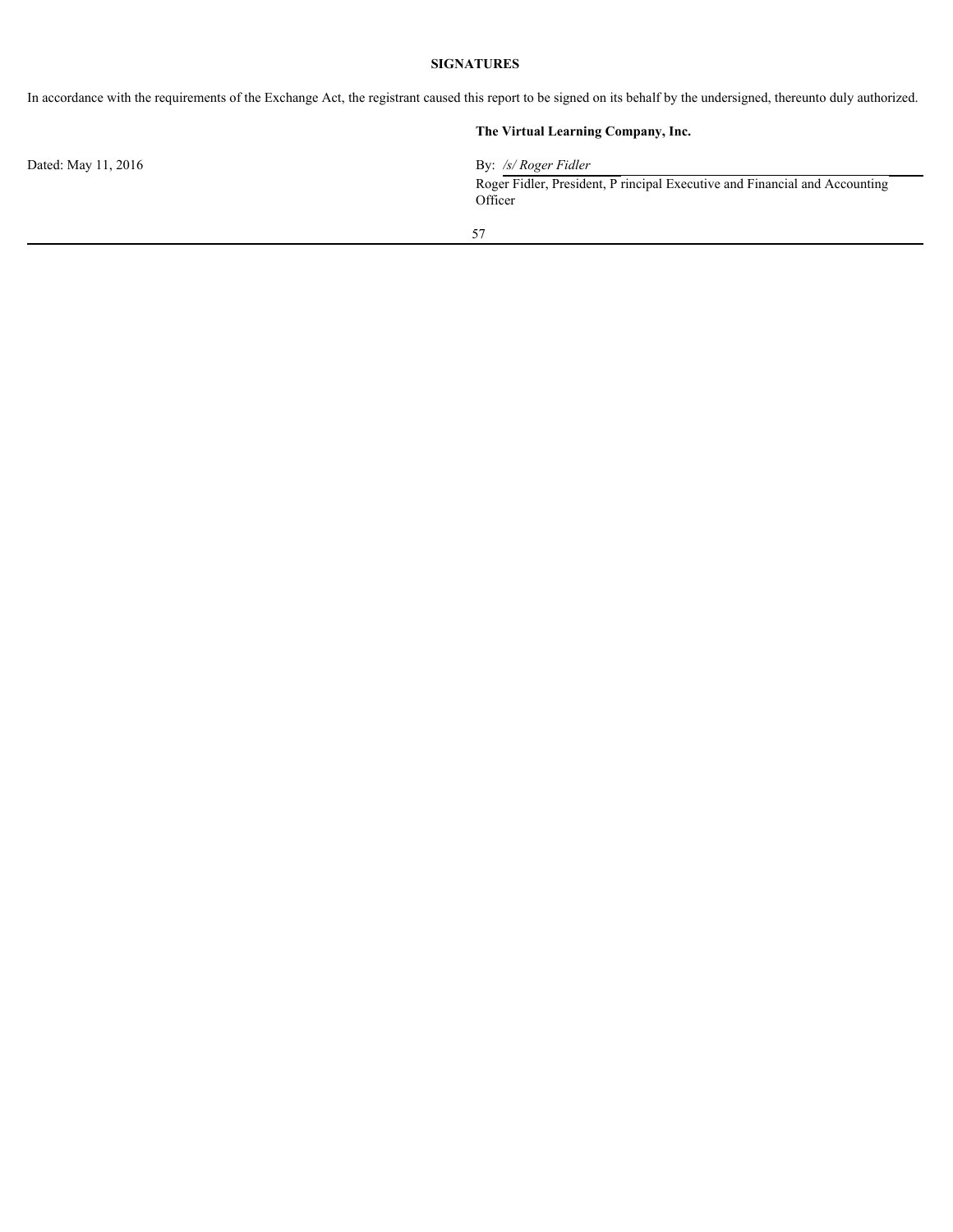**SIGNATURES**

In accordance with the requirements of the Exchange Act, the registrant caused this report to be signed on its behalf by the undersigned, thereunto duly authorized.

**The Virtual Learning Company, Inc.**

Dated: May 11, 2016

By: */s/ Roger Fidler*

Roger Fidler, President, P rincipal Executive and Financial and Accounting Officer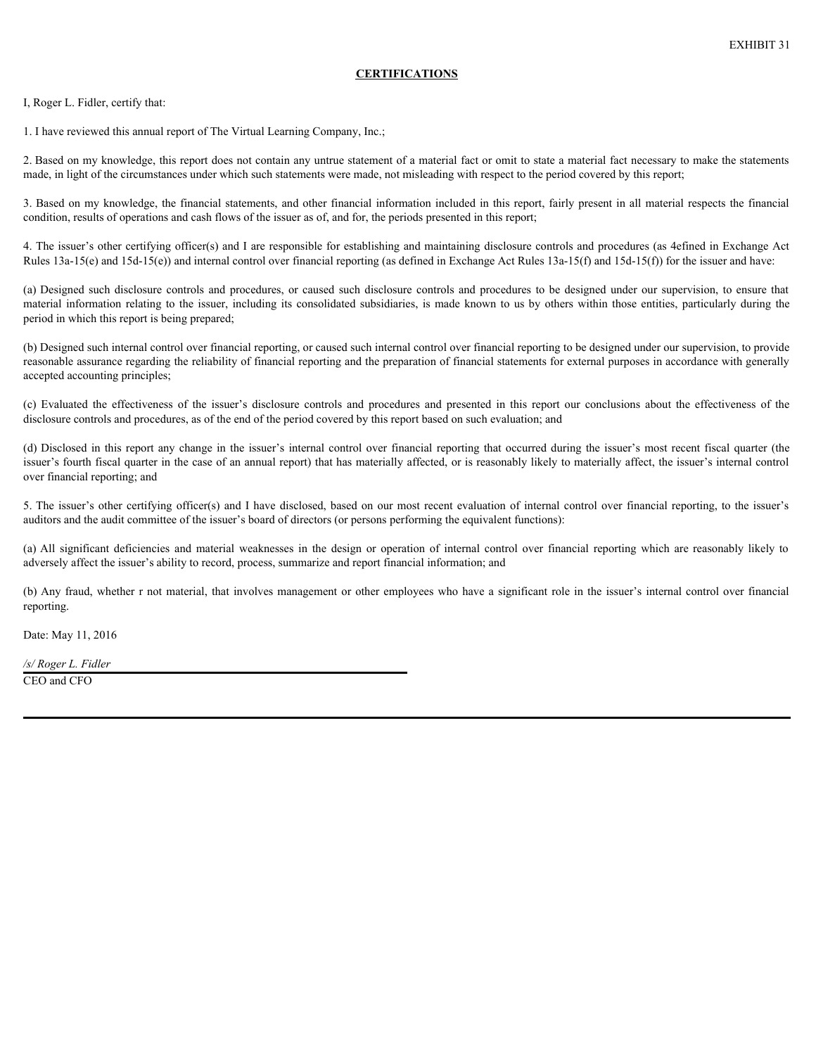EXHIBIT 31

**CERTIFICATIONS**

I, Roger L. Fidler, certify that:

1. I have reviewed this annual report of The Virtual Learning Company, Inc.;

2. Based on my knowledge, this report does not contain any untrue statement of a material fact or omit to state a material fact necessary to make the statements made, in light of the circumstances under which such statements were made, not misleading with respect to the period covered by this report;

3. Based on my knowledge, the financial statements, and other financial information included in this report, fairly present in all material respects the financial condition, results of operations and cash flows of the issuer as of, and for, the periods presented in this report;

4. The issuer's other certifying officer(s) and I are responsible for establishing and maintaining disclosure controls and procedures (as 4efined in Exchange Act Rules 13a-15(e) and 15d-15(e)) and internal control over financial reporting (as defined in Exchange Act Rules 13a-15(f) and 15d-15(f)) for the issuer and have:

(a) Designed such disclosure controls and procedures, or caused such disclosure controls and procedures to be designed under our supervision, to ensure that material information relating to the issuer, including its consolidated subsidiaries, is made known to us by others within those entities, particularly during the period in which this report is being prepared;

(b) Designed such internal control over financial reporting, or caused such internal control over financial reporting to be designed under our supervision, to provide reasonable assurance regarding the reliability of financial reporting and the preparation of financial statements for external purposes in accordance with generally accepted accounting principles;

(c) Evaluated the effectiveness of the issuer's disclosure controls and procedures and presented in this report our conclusions about the effectiveness of the disclosure controls and procedures, as of the end of the period covered by this report based on such evaluation; and

(d) Disclosed in this report any change in the issuer's internal control over financial reporting that occurred during the issuer's most recent fiscal quarter (the issuer's fourth fiscal quarter in the case of an annual report) that has materially affected, or is reasonably likely to materially affect, the issuer's internal control over financial reporting; and

5. The issuer's other certifying officer(s) and I have disclosed, based on our most recent evaluation of internal control over financial reporting, to the issuer's auditors and the audit committee of the issuer's board of directors (or persons performing the equivalent functions):

(a) All significant deficiencies and material weaknesses in the design or operation of internal control over financial reporting which are reasonably likely to adversely affect the issuer's ability to record, process, summarize and report financial information; and

(b) Any fraud, whether r not material, that involves management or other employees who have a significant role in the issuer's internal control over financial reporting.

Date: May 11, 2016

*/s/ Roger L. Fidler*

CEO and CFO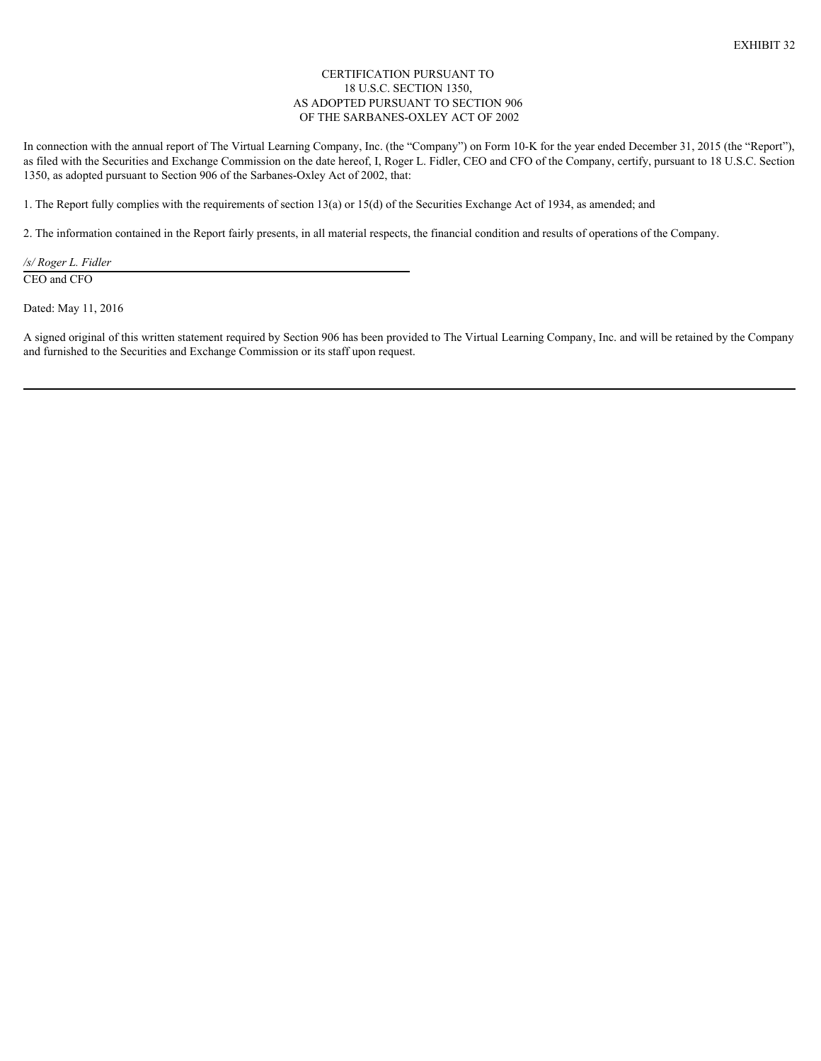EXHIBIT 32

# CERTIFICATION PURSUANT TO 18 U.S.C. SECTION 1350, AS ADOPTED PURSUANT TO SECTION 906 OF THE SARBANES-OXLEY ACT OF 2002

In connection with the annual report of The Virtual Learning Company, Inc. (the "Company") on Form 10-K for the year ended December 31, 2015 (the "Report"), as filed with the Securities and Exchange Commission on the date hereof, I, Roger L. Fidler, CEO and CFO of the Company, certify, pursuant to 18 U.S.C. Section 1350, as adopted pursuant to Section 906 of the Sarbanes-Oxley Act of 2002, that:

1. The Report fully complies with the requirements of section 13(a) or 15(d) of the Securities Exchange Act of 1934, as amended; and

2. The information contained in the Report fairly presents, in all material respects, the financial condition and results of operations of the Company.

*/s/ Roger L. Fidler*
CEO and CFO

Dated: May 11, 2016

A signed original of this written statement required by Section 906 has been provided to The Virtual Learning Company, Inc. and will be retained by the Company and furnished to the Securities and Exchange Commission or its staff upon request.